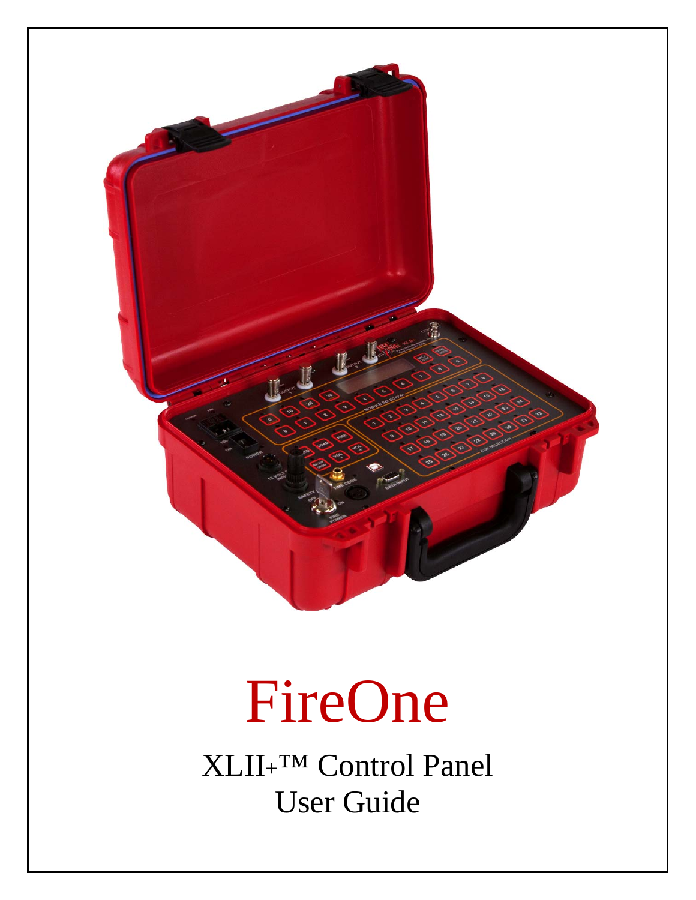# FireOne

## XLII+™ Control Panel
## User Guide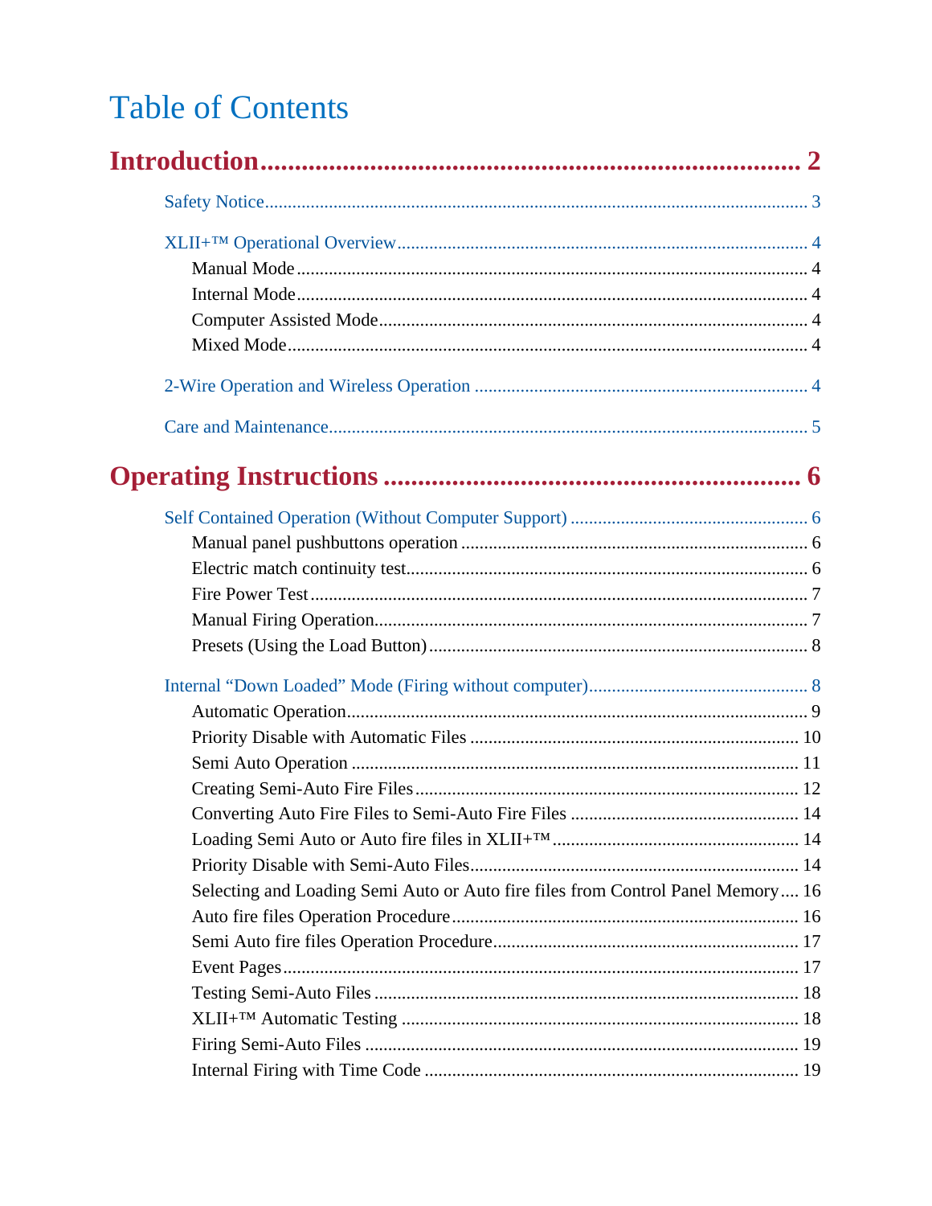# Table of Contents

**Introduction .......... 2**

- Safety Notice .......... 3
- XLII+™ Operational Overview .......... 4
  - Manual Mode .......... 4
  - Internal Mode .......... 4
  - Computer Assisted Mode .......... 4
  - Mixed Mode .......... 4
- 2-Wire Operation and Wireless Operation .......... 4
- Care and Maintenance .......... 5

**Operating Instructions .......... 6**

- Self Contained Operation (Without Computer Support) .......... 6
  - Manual panel pushbuttons operation .......... 6
  - Electric match continuity test .......... 6
  - Fire Power Test .......... 7
  - Manual Firing Operation .......... 7
  - Presets (Using the Load Button) .......... 8
- Internal “Down Loaded” Mode (Firing without computer) .......... 8
  - Automatic Operation .......... 9
  - Priority Disable with Automatic Files .......... 10
  - Semi Auto Operation .......... 11
  - Creating Semi-Auto Fire Files .......... 12
  - Converting Auto Fire Files to Semi-Auto Fire Files .......... 14
  - Loading Semi Auto or Auto fire files in XLII+™ .......... 14
  - Priority Disable with Semi-Auto Files .......... 14
  - Selecting and Loading Semi Auto or Auto fire files from Control Panel Memory .......... 16
  - Auto fire files Operation Procedure .......... 16
  - Semi Auto fire files Operation Procedure .......... 17
  - Event Pages .......... 17
  - Testing Semi-Auto Files .......... 18
  - XLII+™ Automatic Testing .......... 18
  - Firing Semi-Auto Files .......... 19
  - Internal Firing with Time Code .......... 19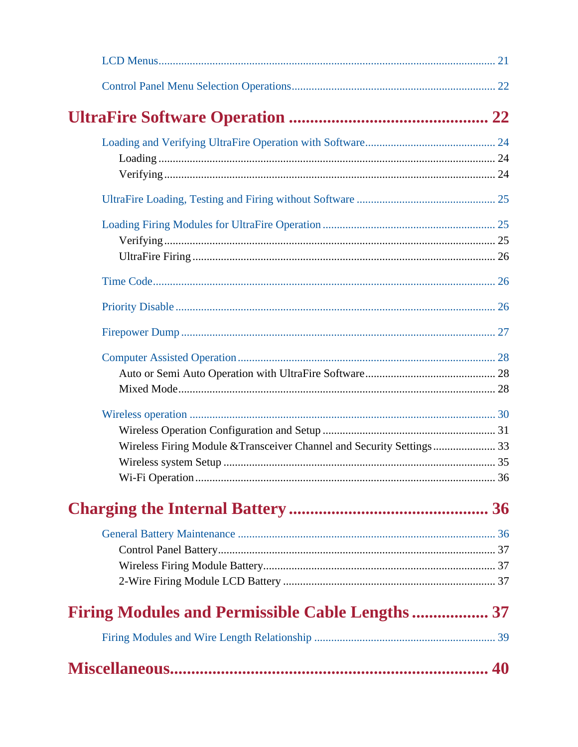LCD Menus ............................................................................................................. 21

Control Panel Menu Selection Operations ....................................................................... 22

**UltraFire Software Operation ............................................ 22**

Loading and Verifying UltraFire Operation with Software ............................................. 24

Loading ................................................................................................................ 24

Verifying .............................................................................................................. 24

UltraFire Loading, Testing and Firing without Software ................................................ 25

Loading Firing Modules for UltraFire Operation ............................................................ 25

Verifying .............................................................................................................. 25

UltraFire Firing ..................................................................................................... 26

Time Code ............................................................................................................... 26

Priority Disable ......................................................................................................... 26

Firepower Dump ....................................................................................................... 27

Computer Assisted Operation ..................................................................................... 28

Auto or Semi Auto Operation with UltraFire Software ............................................. 28

Mixed Mode .......................................................................................................... 28

Wireless operation ..................................................................................................... 30

Wireless Operation Configuration and Setup ........................................................... 31

Wireless Firing Module &Transceiver Channel and Security Settings ...................... 33

Wireless system Setup ............................................................................................. 35

Wi-Fi Operation ..................................................................................................... 36

**Charging the Internal Battery ............................................ 36**

General Battery Maintenance ...................................................................................... 36

Control Panel Battery .............................................................................................. 37

Wireless Firing Module Battery ................................................................................ 37

2-Wire Firing Module LCD Battery ......................................................................... 37

**Firing Modules and Permissible Cable Lengths .................. 37**

Firing Modules and Wire Length Relationship .............................................................. 39

**Miscellaneous........................................................................ 40**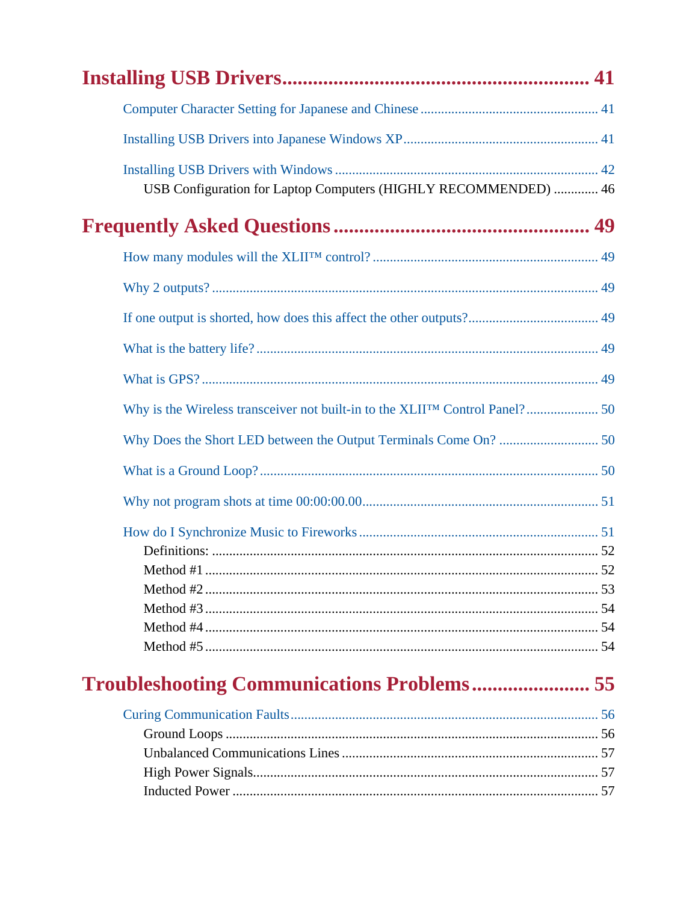# Installing USB Drivers ........................................................ 41

Computer Character Setting for Japanese and Chinese ........................................ 41

Installing USB Drivers into Japanese Windows XP ........................................ 41

Installing USB Drivers with Windows ........................................ 42

USB Configuration for Laptop Computers (HIGHLY RECOMMENDED) ............. 46

# Frequently Asked Questions ........................................ 49

How many modules will the XLII™ control? ........................................ 49

Why 2 outputs? ........................................ 49

If one output is shorted, how does this affect the other outputs? ........................................ 49

What is the battery life? ........................................ 49

What is GPS? ........................................ 49

Why is the Wireless transceiver not built-in to the XLII™ Control Panel? ..................... 50

Why Does the Short LED between the Output Terminals Come On? ............................. 50

What is a Ground Loop? ........................................ 50

Why not program shots at time 00:00:00.00 ........................................ 51

How do I Synchronize Music to Fireworks ........................................ 51

Definitions: ........................................ 52

Method #1 ........................................ 52

Method #2 ........................................ 53

Method #3 ........................................ 54

Method #4 ........................................ 54

Method #5 ........................................ 54

# Troubleshooting Communications Problems ....................... 55

Curing Communication Faults ........................................ 56

Ground Loops ........................................ 56

Unbalanced Communications Lines ........................................ 57

High Power Signals ........................................ 57

Inducted Power ........................................ 57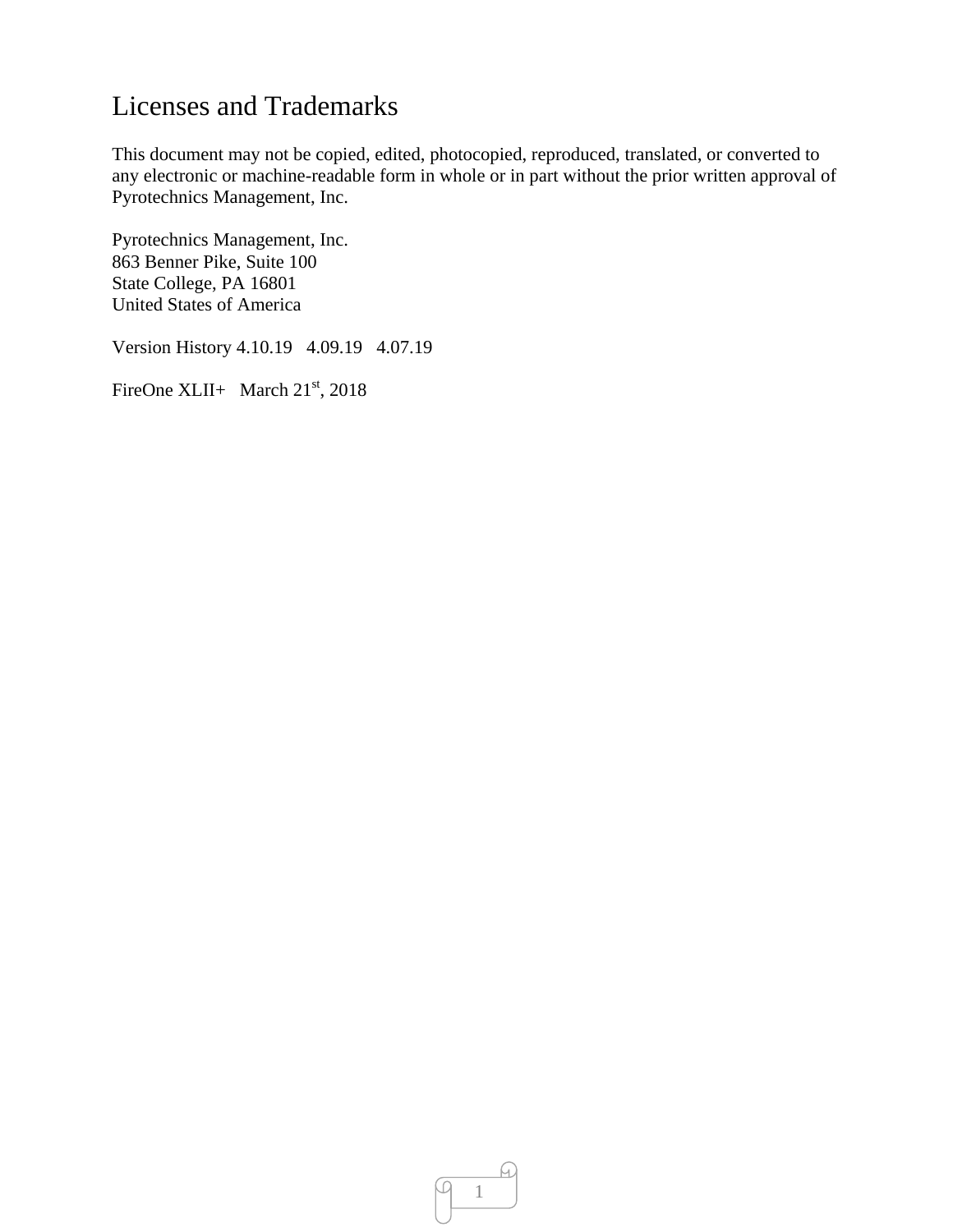# Licenses and Trademarks

This document may not be copied, edited, photocopied, reproduced, translated, or converted to any electronic or machine-readable form in whole or in part without the prior written approval of Pyrotechnics Management, Inc.

Pyrotechnics Management, Inc.
863 Benner Pike, Suite 100
State College, PA 16801
United States of America

Version History 4.10.19   4.09.19   4.07.19

FireOne XLII+   March 21st, 2018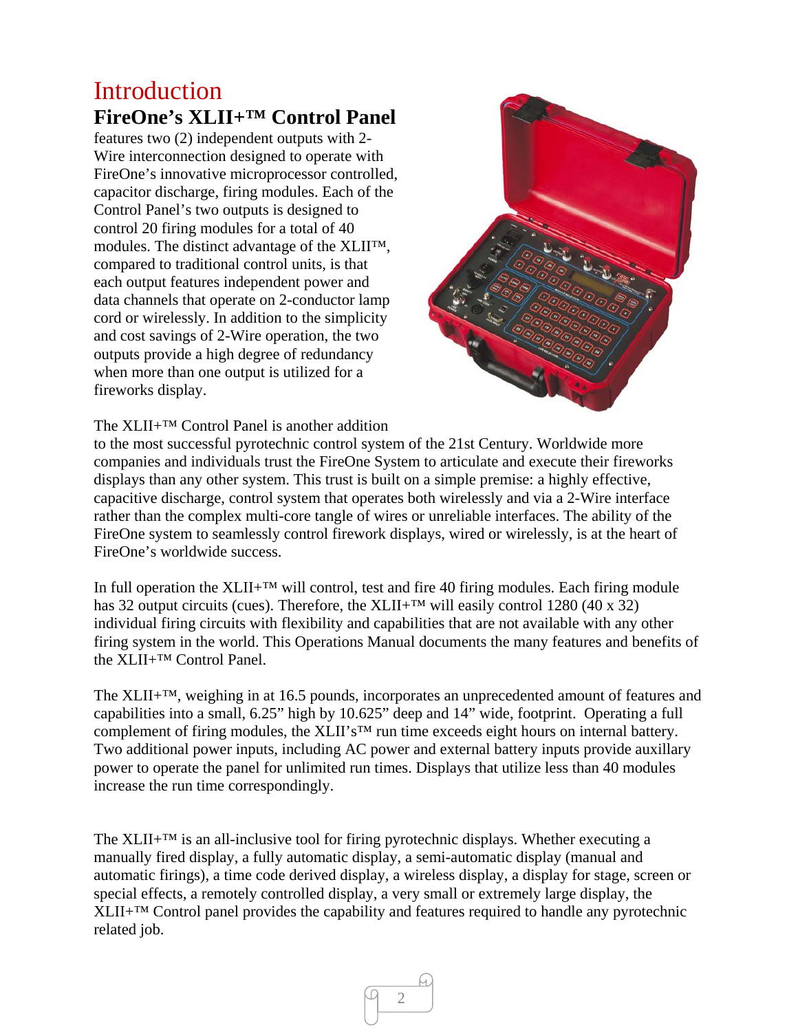# Introduction

## FireOne's XLII+™ Control Panel

features two (2) independent outputs with 2-Wire interconnection designed to operate with FireOne's innovative microprocessor controlled, capacitor discharge, firing modules. Each of the Control Panel's two outputs is designed to control 20 firing modules for a total of 40 modules. The distinct advantage of the XLII™, compared to traditional control units, is that each output features independent power and data channels that operate on 2-conductor lamp cord or wirelessly. In addition to the simplicity and cost savings of 2-Wire operation, the two outputs provide a high degree of redundancy when more than one output is utilized for a fireworks display.

The XLII+™ Control Panel is another addition to the most successful pyrotechnic control system of the 21st Century. Worldwide more companies and individuals trust the FireOne System to articulate and execute their fireworks displays than any other system. This trust is built on a simple premise: a highly effective, capacitive discharge, control system that operates both wirelessly and via a 2-Wire interface rather than the complex multi-core tangle of wires or unreliable interfaces. The ability of the FireOne system to seamlessly control firework displays, wired or wirelessly, is at the heart of FireOne's worldwide success.

In full operation the XLII+™ will control, test and fire 40 firing modules. Each firing module has 32 output circuits (cues). Therefore, the XLII+™ will easily control 1280 (40 x 32) individual firing circuits with flexibility and capabilities that are not available with any other firing system in the world. This Operations Manual documents the many features and benefits of the XLII+™ Control Panel.

The XLII+™, weighing in at 16.5 pounds, incorporates an unprecedented amount of features and capabilities into a small, 6.25" high by 10.625" deep and 14" wide, footprint. Operating a full complement of firing modules, the XLII's™ run time exceeds eight hours on internal battery. Two additional power inputs, including AC power and external battery inputs provide auxillary power to operate the panel for unlimited run times. Displays that utilize less than 40 modules increase the run time correspondingly.

The XLII+™ is an all-inclusive tool for firing pyrotechnic displays. Whether executing a manually fired display, a fully automatic display, a semi-automatic display (manual and automatic firings), a time code derived display, a wireless display, a display for stage, screen or special effects, a remotely controlled display, a very small or extremely large display, the XLII+™ Control panel provides the capability and features required to handle any pyrotechnic related job.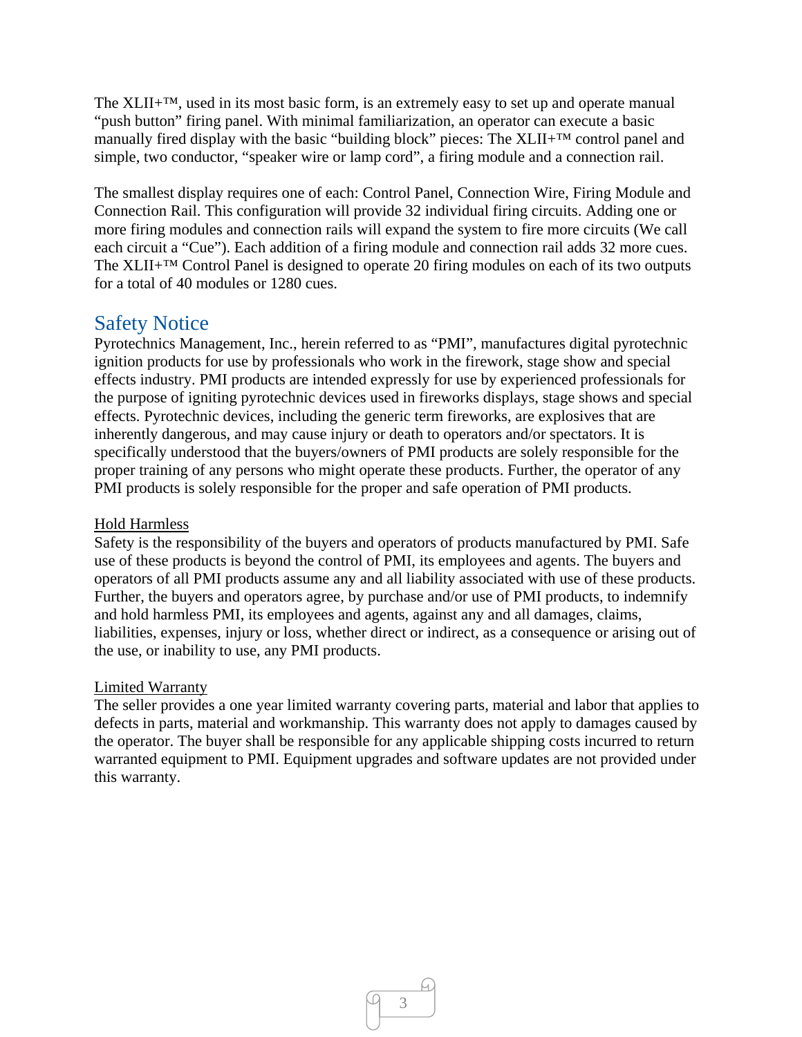The XLII+™, used in its most basic form, is an extremely easy to set up and operate manual "push button" firing panel. With minimal familiarization, an operator can execute a basic manually fired display with the basic "building block" pieces: The XLII+™ control panel and simple, two conductor, "speaker wire or lamp cord", a firing module and a connection rail.

The smallest display requires one of each: Control Panel, Connection Wire, Firing Module and Connection Rail. This configuration will provide 32 individual firing circuits. Adding one or more firing modules and connection rails will expand the system to fire more circuits (We call each circuit a "Cue"). Each addition of a firing module and connection rail adds 32 more cues. The XLII+™ Control Panel is designed to operate 20 firing modules on each of its two outputs for a total of 40 modules or 1280 cues.

## Safety Notice

Pyrotechnics Management, Inc., herein referred to as "PMI", manufactures digital pyrotechnic ignition products for use by professionals who work in the firework, stage show and special effects industry. PMI products are intended expressly for use by experienced professionals for the purpose of igniting pyrotechnic devices used in fireworks displays, stage shows and special effects. Pyrotechnic devices, including the generic term fireworks, are explosives that are inherently dangerous, and may cause injury or death to operators and/or spectators. It is specifically understood that the buyers/owners of PMI products are solely responsible for the proper training of any persons who might operate these products. Further, the operator of any PMI products is solely responsible for the proper and safe operation of PMI products.

### Hold Harmless

Safety is the responsibility of the buyers and operators of products manufactured by PMI. Safe use of these products is beyond the control of PMI, its employees and agents. The buyers and operators of all PMI products assume any and all liability associated with use of these products. Further, the buyers and operators agree, by purchase and/or use of PMI products, to indemnify and hold harmless PMI, its employees and agents, against any and all damages, claims, liabilities, expenses, injury or loss, whether direct or indirect, as a consequence or arising out of the use, or inability to use, any PMI products.

### Limited Warranty

The seller provides a one year limited warranty covering parts, material and labor that applies to defects in parts, material and workmanship. This warranty does not apply to damages caused by the operator. The buyer shall be responsible for any applicable shipping costs incurred to return warranted equipment to PMI. Equipment upgrades and software updates are not provided under this warranty.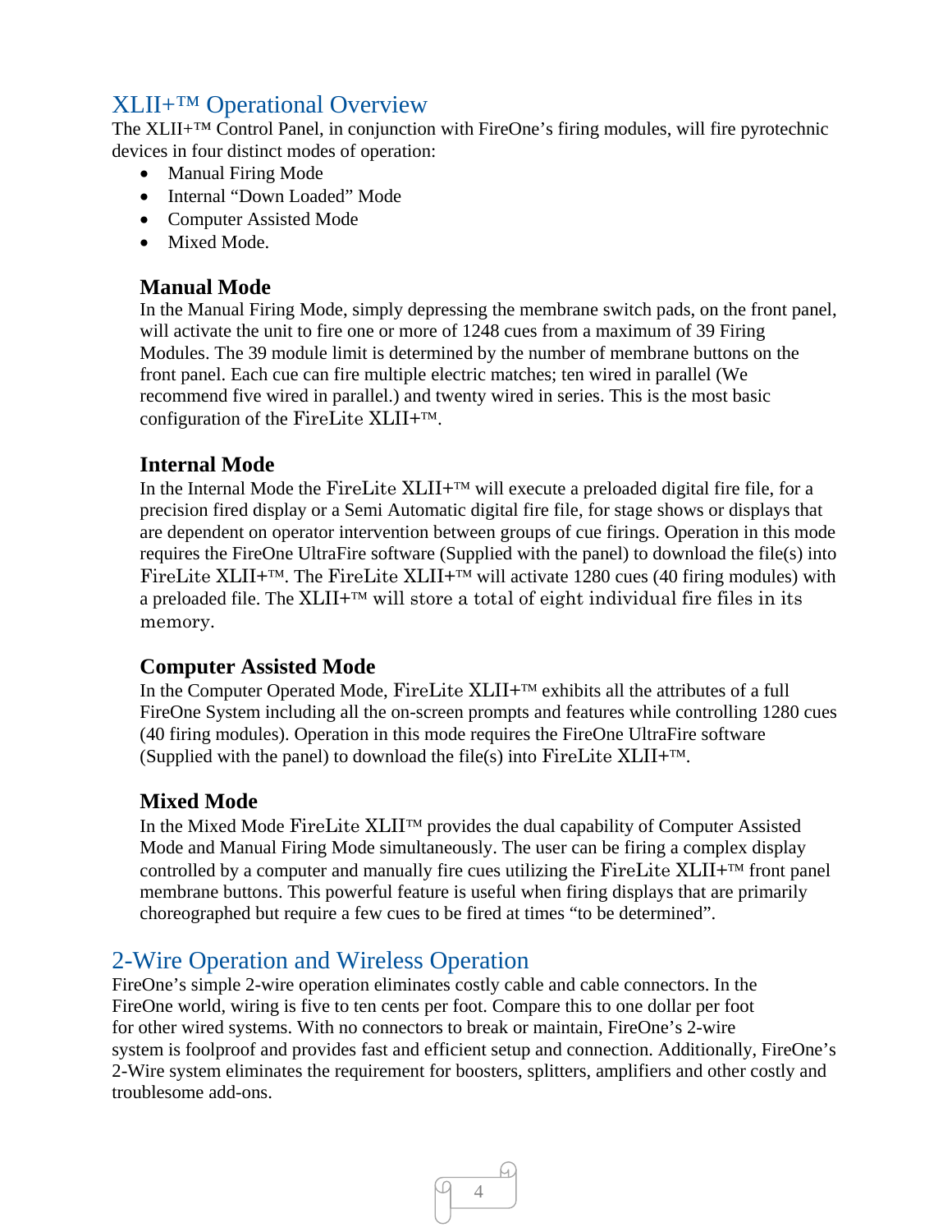## XLII+™ Operational Overview

The XLII+™ Control Panel, in conjunction with FireOne's firing modules, will fire pyrotechnic devices in four distinct modes of operation:

- Manual Firing Mode
- Internal "Down Loaded" Mode
- Computer Assisted Mode
- Mixed Mode.

### Manual Mode

In the Manual Firing Mode, simply depressing the membrane switch pads, on the front panel, will activate the unit to fire one or more of 1248 cues from a maximum of 39 Firing Modules. The 39 module limit is determined by the number of membrane buttons on the front panel. Each cue can fire multiple electric matches; ten wired in parallel (We recommend five wired in parallel.) and twenty wired in series. This is the most basic configuration of the FireLite XLII+™.

### Internal Mode

In the Internal Mode the FireLite XLII+™ will execute a preloaded digital fire file, for a precision fired display or a Semi Automatic digital fire file, for stage shows or displays that are dependent on operator intervention between groups of cue firings. Operation in this mode requires the FireOne UltraFire software (Supplied with the panel) to download the file(s) into FireLite XLII+™. The FireLite XLII+™ will activate 1280 cues (40 firing modules) with a preloaded file. The XLII+™ will store a total of eight individual fire files in its memory.

### Computer Assisted Mode

In the Computer Operated Mode, FireLite XLII+™ exhibits all the attributes of a full FireOne System including all the on-screen prompts and features while controlling 1280 cues (40 firing modules). Operation in this mode requires the FireOne UltraFire software (Supplied with the panel) to download the file(s) into FireLite XLII+™.

### Mixed Mode

In the Mixed Mode FireLite XLII™ provides the dual capability of Computer Assisted Mode and Manual Firing Mode simultaneously. The user can be firing a complex display controlled by a computer and manually fire cues utilizing the FireLite XLII+™ front panel membrane buttons. This powerful feature is useful when firing displays that are primarily choreographed but require a few cues to be fired at times "to be determined".

## 2-Wire Operation and Wireless Operation

FireOne's simple 2-wire operation eliminates costly cable and cable connectors. In the FireOne world, wiring is five to ten cents per foot. Compare this to one dollar per foot for other wired systems. With no connectors to break or maintain, FireOne's 2-wire system is foolproof and provides fast and efficient setup and connection. Additionally, FireOne's 2-Wire system eliminates the requirement for boosters, splitters, amplifiers and other costly and troublesome add-ons.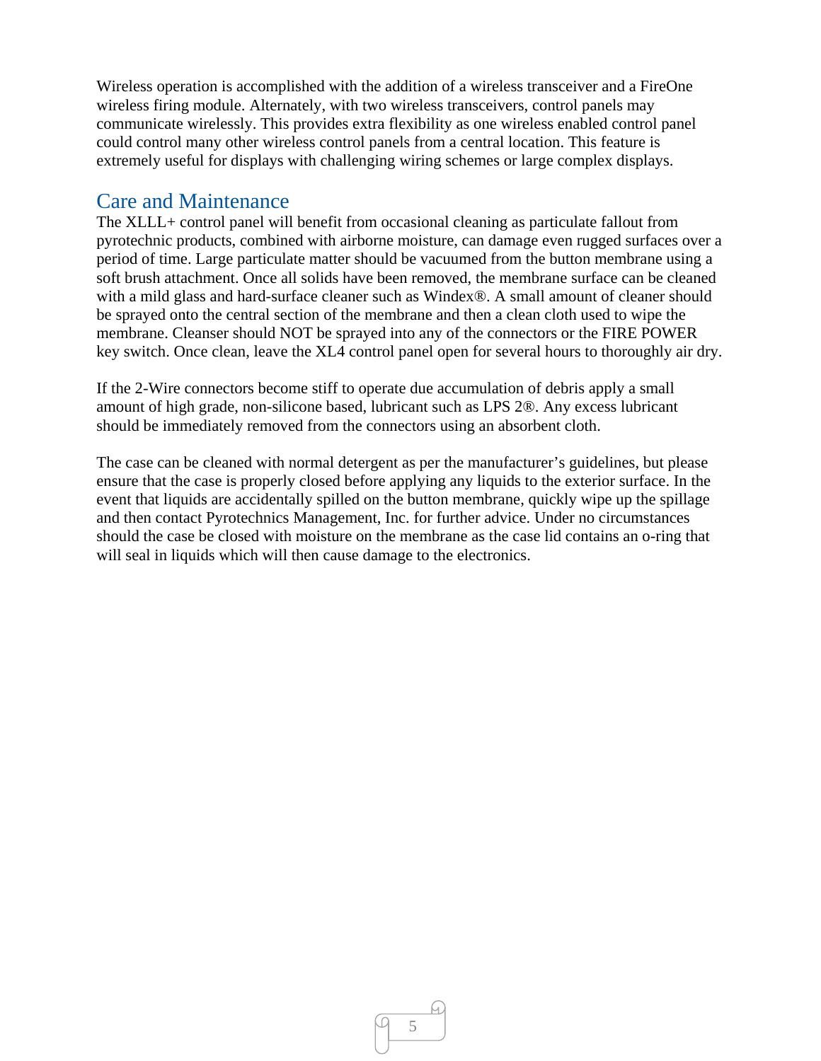Wireless operation is accomplished with the addition of a wireless transceiver and a FireOne wireless firing module. Alternately, with two wireless transceivers, control panels may communicate wirelessly. This provides extra flexibility as one wireless enabled control panel could control many other wireless control panels from a central location. This feature is extremely useful for displays with challenging wiring schemes or large complex displays.

## Care and Maintenance

The XLLL+ control panel will benefit from occasional cleaning as particulate fallout from pyrotechnic products, combined with airborne moisture, can damage even rugged surfaces over a period of time. Large particulate matter should be vacuumed from the button membrane using a soft brush attachment. Once all solids have been removed, the membrane surface can be cleaned with a mild glass and hard-surface cleaner such as Windex®. A small amount of cleaner should be sprayed onto the central section of the membrane and then a clean cloth used to wipe the membrane. Cleanser should NOT be sprayed into any of the connectors or the FIRE POWER key switch. Once clean, leave the XL4 control panel open for several hours to thoroughly air dry.

If the 2-Wire connectors become stiff to operate due accumulation of debris apply a small amount of high grade, non-silicone based, lubricant such as LPS 2®. Any excess lubricant should be immediately removed from the connectors using an absorbent cloth.

The case can be cleaned with normal detergent as per the manufacturer's guidelines, but please ensure that the case is properly closed before applying any liquids to the exterior surface. In the event that liquids are accidentally spilled on the button membrane, quickly wipe up the spillage and then contact Pyrotechnics Management, Inc. for further advice. Under no circumstances should the case be closed with moisture on the membrane as the case lid contains an o-ring that will seal in liquids which will then cause damage to the electronics.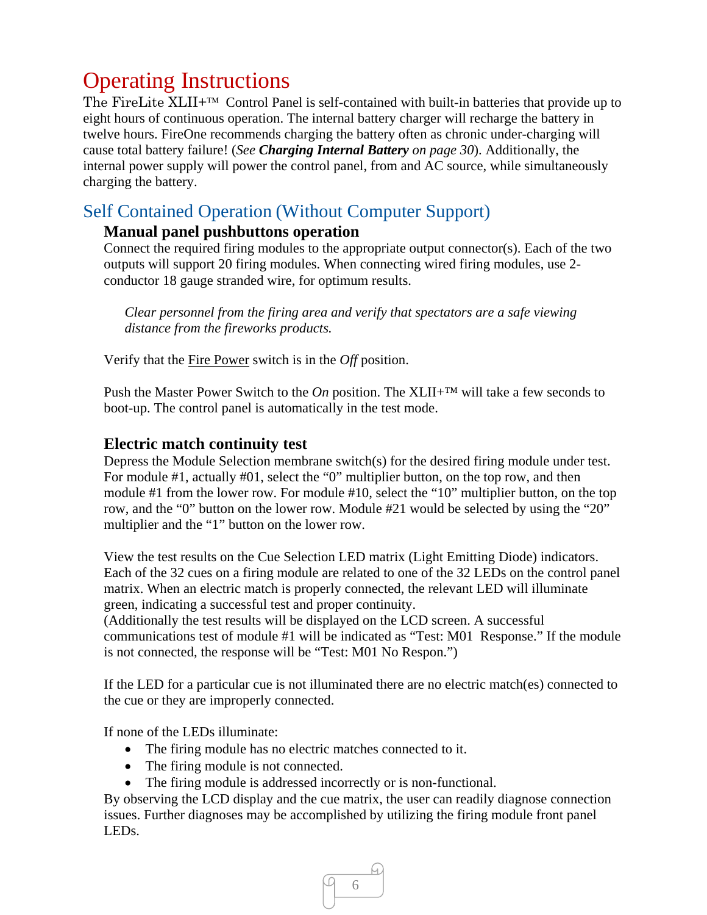# Operating Instructions

The FireLite XLII+™ Control Panel is self-contained with built-in batteries that provide up to eight hours of continuous operation. The internal battery charger will recharge the battery in twelve hours. FireOne recommends charging the battery often as chronic under-charging will cause total battery failure! (*See **Charging Internal Battery** on page 30*). Additionally, the internal power supply will power the control panel, from and AC source, while simultaneously charging the battery.

## Self Contained Operation (Without Computer Support)

### Manual panel pushbuttons operation

Connect the required firing modules to the appropriate output connector(s). Each of the two outputs will support 20 firing modules. When connecting wired firing modules, use 2-conductor 18 gauge stranded wire, for optimum results.

*Clear personnel from the firing area and verify that spectators are a safe viewing distance from the fireworks products.*

Verify that the <u>Fire Power</u> switch is in the *Off* position.

Push the Master Power Switch to the *On* position. The XLII+™ will take a few seconds to boot-up. The control panel is automatically in the test mode.

### Electric match continuity test

Depress the Module Selection membrane switch(s) for the desired firing module under test. For module #1, actually #01, select the "0" multiplier button, on the top row, and then module #1 from the lower row. For module #10, select the "10" multiplier button, on the top row, and the "0" button on the lower row. Module #21 would be selected by using the "20" multiplier and the "1" button on the lower row.

View the test results on the Cue Selection LED matrix (Light Emitting Diode) indicators. Each of the 32 cues on a firing module are related to one of the 32 LEDs on the control panel matrix. When an electric match is properly connected, the relevant LED will illuminate green, indicating a successful test and proper continuity.
(Additionally the test results will be displayed on the LCD screen. A successful communications test of module #1 will be indicated as "Test: M01 Response." If the module is not connected, the response will be "Test: M01 No Respon.")

If the LED for a particular cue is not illuminated there are no electric match(es) connected to the cue or they are improperly connected.

If none of the LEDs illuminate:

- The firing module has no electric matches connected to it.
- The firing module is not connected.
- The firing module is addressed incorrectly or is non-functional.

By observing the LCD display and the cue matrix, the user can readily diagnose connection issues. Further diagnoses may be accomplished by utilizing the firing module front panel LEDs.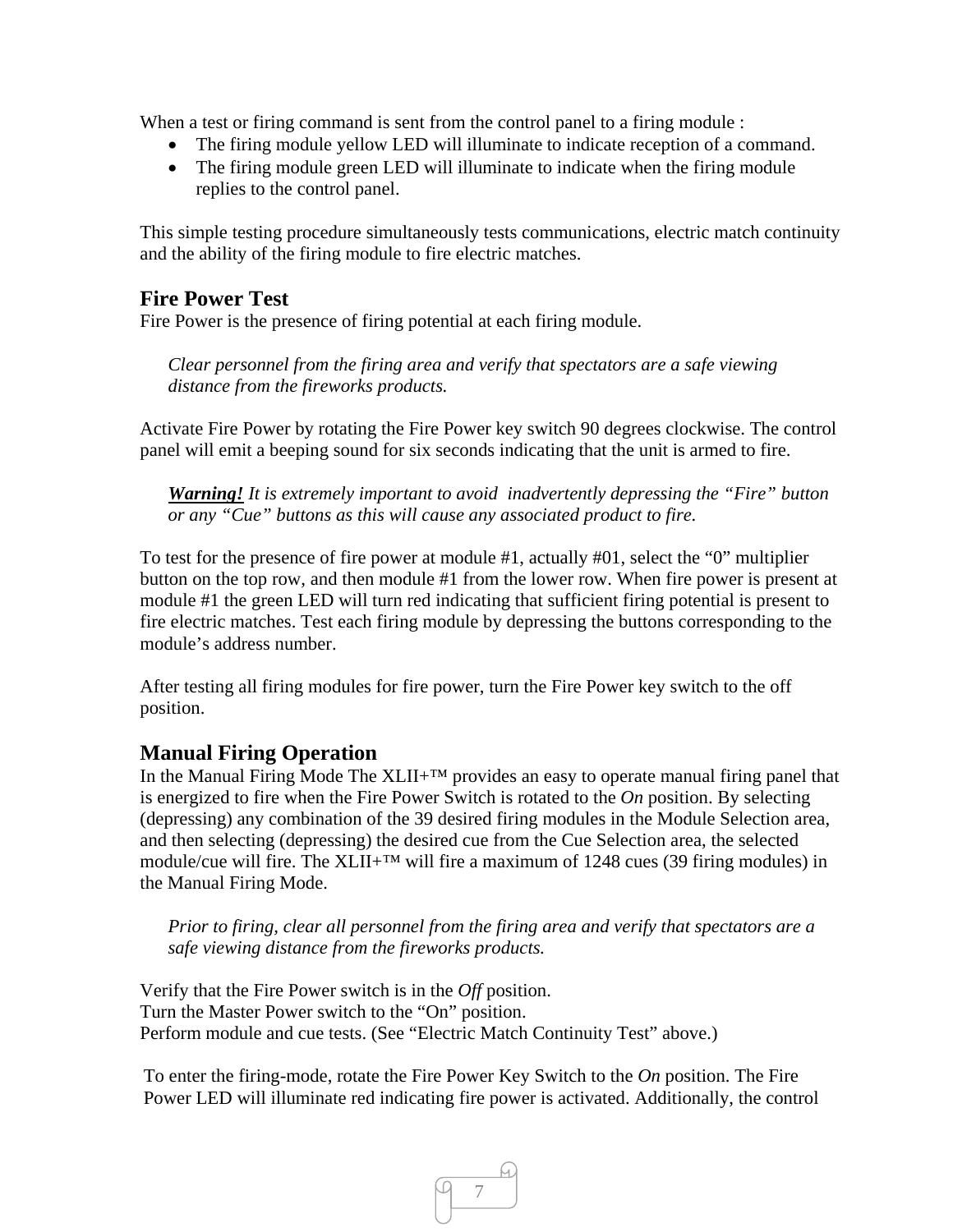When a test or firing command is sent from the control panel to a firing module :

- The firing module yellow LED will illuminate to indicate reception of a command.
- The firing module green LED will illuminate to indicate when the firing module replies to the control panel.

This simple testing procedure simultaneously tests communications, electric match continuity and the ability of the firing module to fire electric matches.

## Fire Power Test

Fire Power is the presence of firing potential at each firing module.

> *Clear personnel from the firing area and verify that spectators are a safe viewing distance from the fireworks products.*

Activate Fire Power by rotating the Fire Power key switch 90 degrees clockwise. The control panel will emit a beeping sound for six seconds indicating that the unit is armed to fire.

> ***Warning!*** *It is extremely important to avoid inadvertently depressing the "Fire" button or any "Cue" buttons as this will cause any associated product to fire.*

To test for the presence of fire power at module #1, actually #01, select the "0" multiplier button on the top row, and then module #1 from the lower row. When fire power is present at module #1 the green LED will turn red indicating that sufficient firing potential is present to fire electric matches. Test each firing module by depressing the buttons corresponding to the module's address number.

After testing all firing modules for fire power, turn the Fire Power key switch to the off position.

## Manual Firing Operation

In the Manual Firing Mode The XLII+™ provides an easy to operate manual firing panel that is energized to fire when the Fire Power Switch is rotated to the *On* position. By selecting (depressing) any combination of the 39 desired firing modules in the Module Selection area, and then selecting (depressing) the desired cue from the Cue Selection area, the selected module/cue will fire. The XLII+™ will fire a maximum of 1248 cues (39 firing modules) in the Manual Firing Mode.

> *Prior to firing, clear all personnel from the firing area and verify that spectators are a safe viewing distance from the fireworks products.*

Verify that the Fire Power switch is in the *Off* position.
Turn the Master Power switch to the "On" position.
Perform module and cue tests. (See "Electric Match Continuity Test" above.)

To enter the firing-mode, rotate the Fire Power Key Switch to the *On* position. The Fire Power LED will illuminate red indicating fire power is activated. Additionally, the control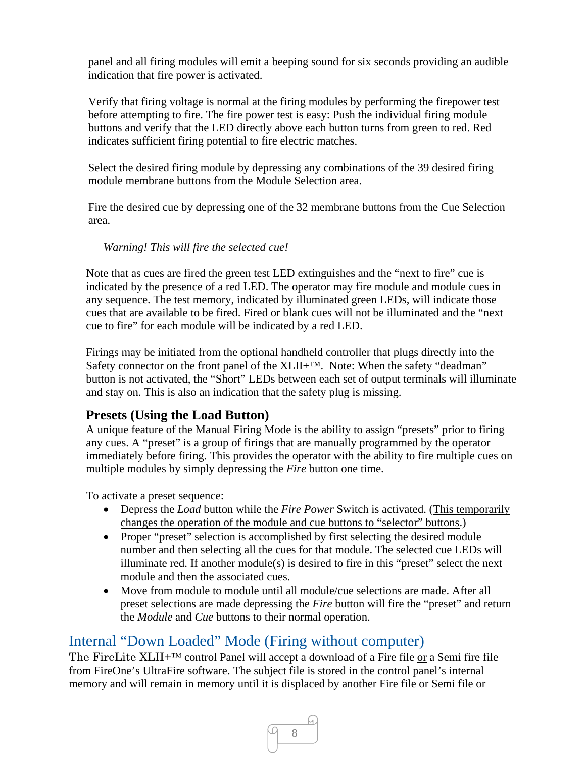panel and all firing modules will emit a beeping sound for six seconds providing an audible indication that fire power is activated.

Verify that firing voltage is normal at the firing modules by performing the firepower test before attempting to fire. The fire power test is easy: Push the individual firing module buttons and verify that the LED directly above each button turns from green to red. Red indicates sufficient firing potential to fire electric matches.

Select the desired firing module by depressing any combinations of the 39 desired firing module membrane buttons from the Module Selection area.

Fire the desired cue by depressing one of the 32 membrane buttons from the Cue Selection area.

*Warning! This will fire the selected cue!*

Note that as cues are fired the green test LED extinguishes and the "next to fire" cue is indicated by the presence of a red LED. The operator may fire module and module cues in any sequence. The test memory, indicated by illuminated green LEDs, will indicate those cues that are available to be fired. Fired or blank cues will not be illuminated and the "next cue to fire" for each module will be indicated by a red LED.

Firings may be initiated from the optional handheld controller that plugs directly into the Safety connector on the front panel of the XLII+™. Note: When the safety "deadman" button is not activated, the "Short" LEDs between each set of output terminals will illuminate and stay on. This is also an indication that the safety plug is missing.

### Presets (Using the Load Button)

A unique feature of the Manual Firing Mode is the ability to assign "presets" prior to firing any cues. A "preset" is a group of firings that are manually programmed by the operator immediately before firing. This provides the operator with the ability to fire multiple cues on multiple modules by simply depressing the *Fire* button one time.

To activate a preset sequence:

- Depress the *Load* button while the *Fire Power* Switch is activated. (<u>This temporarily changes the operation of the module and cue buttons to "selector" buttons</u>.)
- Proper "preset" selection is accomplished by first selecting the desired module number and then selecting all the cues for that module. The selected cue LEDs will illuminate red. If another module(s) is desired to fire in this "preset" select the next module and then the associated cues.
- Move from module to module until all module/cue selections are made. After all preset selections are made depressing the *Fire* button will fire the "preset" and return the *Module* and *Cue* buttons to their normal operation.

## Internal "Down Loaded" Mode (Firing without computer)

The FireLite XLII+™ control Panel will accept a download of a Fire file <u>or</u> a Semi fire file from FireOne's UltraFire software. The subject file is stored in the control panel's internal memory and will remain in memory until it is displaced by another Fire file or Semi file or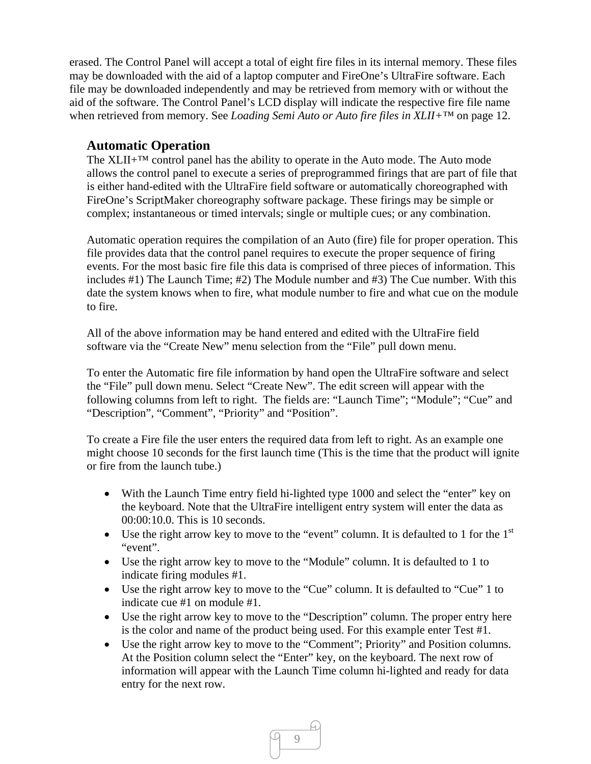erased. The Control Panel will accept a total of eight fire files in its internal memory. These files may be downloaded with the aid of a laptop computer and FireOne's UltraFire software. Each file may be downloaded independently and may be retrieved from memory with or without the aid of the software. The Control Panel's LCD display will indicate the respective fire file name when retrieved from memory. See *Loading Semi Auto or Auto fire files in XLII+™* on page 12.

## Automatic Operation

The XLII+™ control panel has the ability to operate in the Auto mode. The Auto mode allows the control panel to execute a series of preprogrammed firings that are part of file that is either hand-edited with the UltraFire field software or automatically choreographed with FireOne's ScriptMaker choreography software package. These firings may be simple or complex; instantaneous or timed intervals; single or multiple cues; or any combination.

Automatic operation requires the compilation of an Auto (fire) file for proper operation. This file provides data that the control panel requires to execute the proper sequence of firing events. For the most basic fire file this data is comprised of three pieces of information. This includes #1) The Launch Time; #2) The Module number and #3) The Cue number. With this date the system knows when to fire, what module number to fire and what cue on the module to fire.

All of the above information may be hand entered and edited with the UltraFire field software via the "Create New" menu selection from the "File" pull down menu.

To enter the Automatic fire file information by hand open the UltraFire software and select the "File" pull down menu. Select "Create New". The edit screen will appear with the following columns from left to right. The fields are: "Launch Time"; "Module"; "Cue" and "Description", "Comment", "Priority" and "Position".

To create a Fire file the user enters the required data from left to right. As an example one might choose 10 seconds for the first launch time (This is the time that the product will ignite or fire from the launch tube.)

- With the Launch Time entry field hi-lighted type 1000 and select the "enter" key on the keyboard. Note that the UltraFire intelligent entry system will enter the data as 00:00:10.0. This is 10 seconds.
- Use the right arrow key to move to the "event" column. It is defaulted to 1 for the 1st "event".
- Use the right arrow key to move to the "Module" column. It is defaulted to 1 to indicate firing modules #1.
- Use the right arrow key to move to the "Cue" column. It is defaulted to "Cue" 1 to indicate cue #1 on module #1.
- Use the right arrow key to move to the "Description" column. The proper entry here is the color and name of the product being used. For this example enter Test #1.
- Use the right arrow key to move to the "Comment"; Priority" and Position columns. At the Position column select the "Enter" key, on the keyboard. The next row of information will appear with the Launch Time column hi-lighted and ready for data entry for the next row.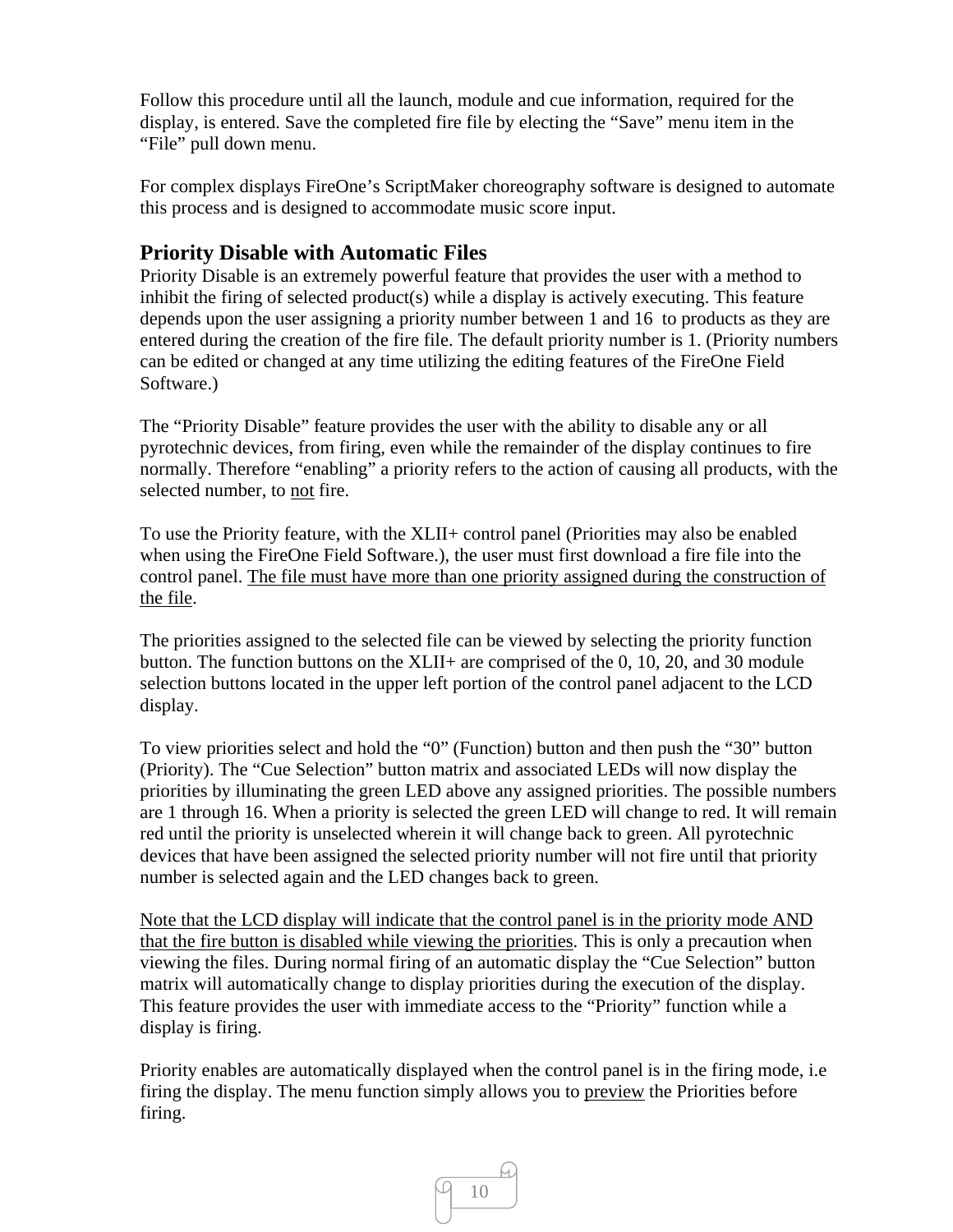Follow this procedure until all the launch, module and cue information, required for the display, is entered. Save the completed fire file by electing the "Save" menu item in the "File" pull down menu.

For complex displays FireOne's ScriptMaker choreography software is designed to automate this process and is designed to accommodate music score input.

## Priority Disable with Automatic Files

Priority Disable is an extremely powerful feature that provides the user with a method to inhibit the firing of selected product(s) while a display is actively executing. This feature depends upon the user assigning a priority number between 1 and 16 to products as they are entered during the creation of the fire file. The default priority number is 1. (Priority numbers can be edited or changed at any time utilizing the editing features of the FireOne Field Software.)

The "Priority Disable" feature provides the user with the ability to disable any or all pyrotechnic devices, from firing, even while the remainder of the display continues to fire normally. Therefore "enabling" a priority refers to the action of causing all products, with the selected number, to <u>not</u> fire.

To use the Priority feature, with the XLII+ control panel (Priorities may also be enabled when using the FireOne Field Software.), the user must first download a fire file into the control panel. <u>The file must have more than one priority assigned during the construction of the file</u>.

The priorities assigned to the selected file can be viewed by selecting the priority function button. The function buttons on the XLII+ are comprised of the 0, 10, 20, and 30 module selection buttons located in the upper left portion of the control panel adjacent to the LCD display.

To view priorities select and hold the "0" (Function) button and then push the "30" button (Priority). The "Cue Selection" button matrix and associated LEDs will now display the priorities by illuminating the green LED above any assigned priorities. The possible numbers are 1 through 16. When a priority is selected the green LED will change to red. It will remain red until the priority is unselected wherein it will change back to green. All pyrotechnic devices that have been assigned the selected priority number will not fire until that priority number is selected again and the LED changes back to green.

<u>Note that the LCD display will indicate that the control panel is in the priority mode AND that the fire button is disabled while viewing the priorities</u>. This is only a precaution when viewing the files. During normal firing of an automatic display the "Cue Selection" button matrix will automatically change to display priorities during the execution of the display. This feature provides the user with immediate access to the "Priority" function while a display is firing.

Priority enables are automatically displayed when the control panel is in the firing mode, i.e firing the display. The menu function simply allows you to <u>preview</u> the Priorities before firing.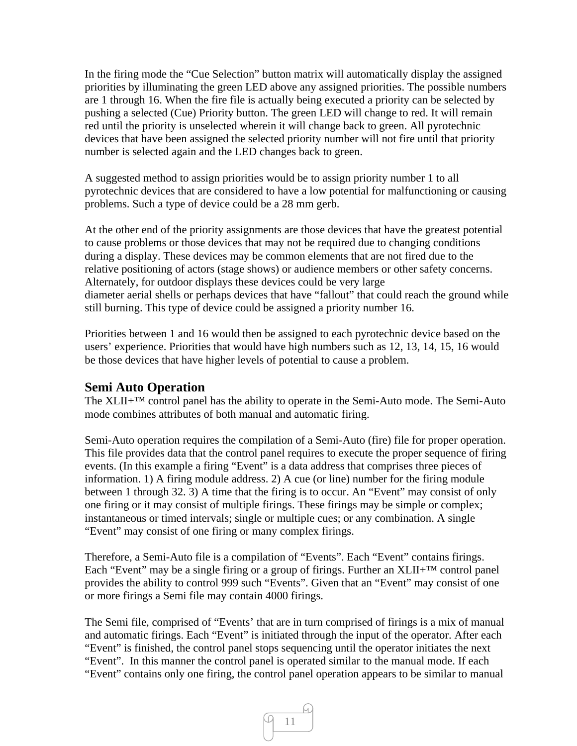In the firing mode the “Cue Selection” button matrix will automatically display the assigned priorities by illuminating the green LED above any assigned priorities. The possible numbers are 1 through 16. When the fire file is actually being executed a priority can be selected by pushing a selected (Cue) Priority button. The green LED will change to red. It will remain red until the priority is unselected wherein it will change back to green. All pyrotechnic devices that have been assigned the selected priority number will not fire until that priority number is selected again and the LED changes back to green.

A suggested method to assign priorities would be to assign priority number 1 to all pyrotechnic devices that are considered to have a low potential for malfunctioning or causing problems. Such a type of device could be a 28 mm gerb.

At the other end of the priority assignments are those devices that have the greatest potential to cause problems or those devices that may not be required due to changing conditions during a display. These devices may be common elements that are not fired due to the relative positioning of actors (stage shows) or audience members or other safety concerns. Alternately, for outdoor displays these devices could be very large diameter aerial shells or perhaps devices that have “fallout” that could reach the ground while still burning. This type of device could be assigned a priority number 16.

Priorities between 1 and 16 would then be assigned to each pyrotechnic device based on the users’ experience. Priorities that would have high numbers such as 12, 13, 14, 15, 16 would be those devices that have higher levels of potential to cause a problem.

## Semi Auto Operation

The XLII+™ control panel has the ability to operate in the Semi-Auto mode. The Semi-Auto mode combines attributes of both manual and automatic firing.

Semi-Auto operation requires the compilation of a Semi-Auto (fire) file for proper operation. This file provides data that the control panel requires to execute the proper sequence of firing events. (In this example a firing “Event” is a data address that comprises three pieces of information. 1) A firing module address. 2) A cue (or line) number for the firing module between 1 through 32. 3) A time that the firing is to occur. An “Event” may consist of only one firing or it may consist of multiple firings. These firings may be simple or complex; instantaneous or timed intervals; single or multiple cues; or any combination. A single “Event” may consist of one firing or many complex firings.

Therefore, a Semi-Auto file is a compilation of “Events”. Each “Event” contains firings. Each “Event” may be a single firing or a group of firings. Further an XLII+™ control panel provides the ability to control 999 such “Events”. Given that an “Event” may consist of one or more firings a Semi file may contain 4000 firings.

The Semi file, comprised of “Events’ that are in turn comprised of firings is a mix of manual and automatic firings. Each “Event” is initiated through the input of the operator. After each “Event” is finished, the control panel stops sequencing until the operator initiates the next “Event”. In this manner the control panel is operated similar to the manual mode. If each “Event” contains only one firing, the control panel operation appears to be similar to manual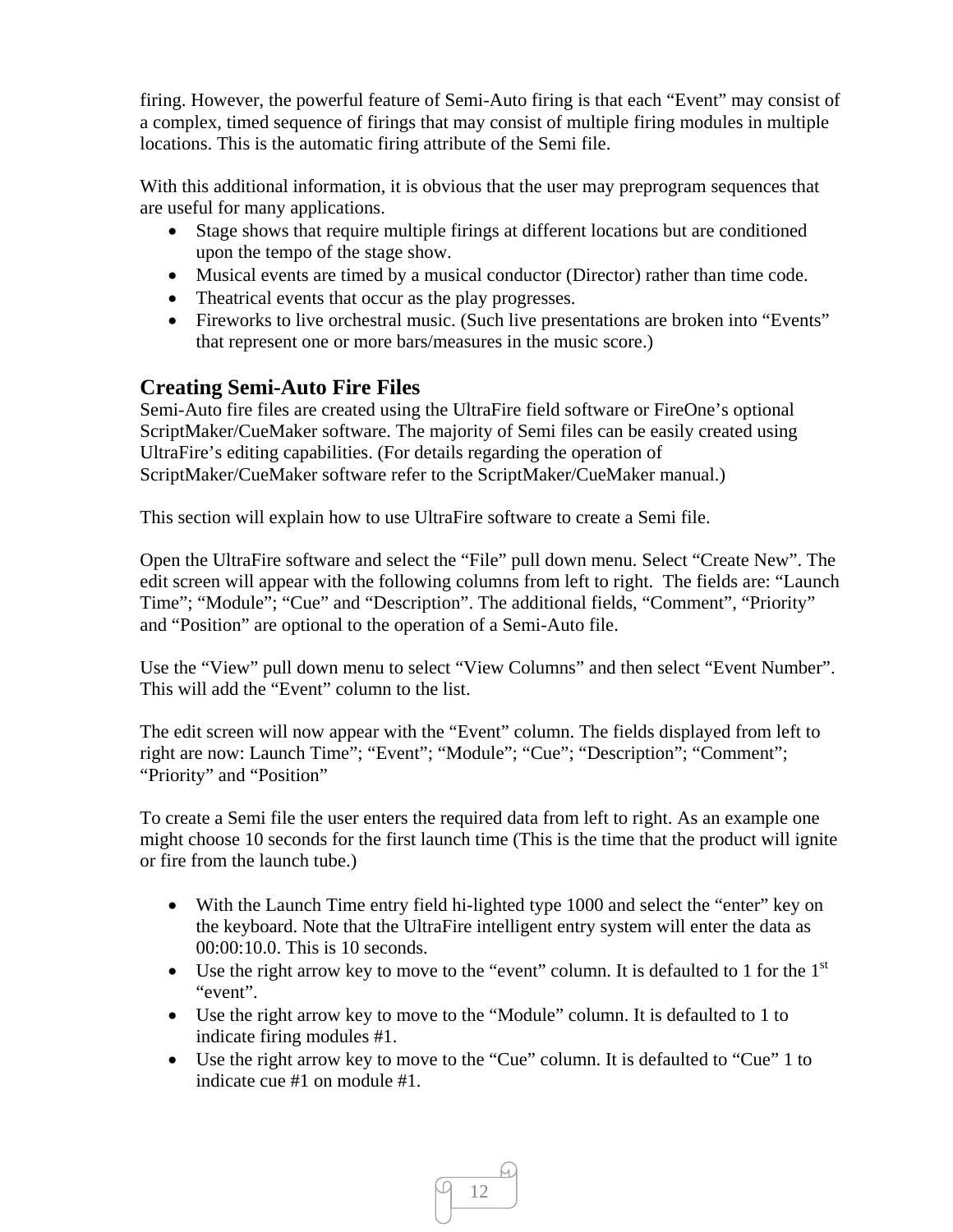firing. However, the powerful feature of Semi-Auto firing is that each "Event" may consist of a complex, timed sequence of firings that may consist of multiple firing modules in multiple locations. This is the automatic firing attribute of the Semi file.

With this additional information, it is obvious that the user may preprogram sequences that are useful for many applications.

- Stage shows that require multiple firings at different locations but are conditioned upon the tempo of the stage show.
- Musical events are timed by a musical conductor (Director) rather than time code.
- Theatrical events that occur as the play progresses.
- Fireworks to live orchestral music. (Such live presentations are broken into "Events" that represent one or more bars/measures in the music score.)

## Creating Semi-Auto Fire Files

Semi-Auto fire files are created using the UltraFire field software or FireOne's optional ScriptMaker/CueMaker software. The majority of Semi files can be easily created using UltraFire's editing capabilities. (For details regarding the operation of ScriptMaker/CueMaker software refer to the ScriptMaker/CueMaker manual.)

This section will explain how to use UltraFire software to create a Semi file.

Open the UltraFire software and select the "File" pull down menu. Select "Create New". The edit screen will appear with the following columns from left to right. The fields are: "Launch Time"; "Module"; "Cue" and "Description". The additional fields, "Comment", "Priority" and "Position" are optional to the operation of a Semi-Auto file.

Use the "View" pull down menu to select "View Columns" and then select "Event Number". This will add the "Event" column to the list.

The edit screen will now appear with the "Event" column. The fields displayed from left to right are now: Launch Time"; "Event"; "Module"; "Cue"; "Description"; "Comment"; "Priority" and "Position"

To create a Semi file the user enters the required data from left to right. As an example one might choose 10 seconds for the first launch time (This is the time that the product will ignite or fire from the launch tube.)

- With the Launch Time entry field hi-lighted type 1000 and select the "enter" key on the keyboard. Note that the UltraFire intelligent entry system will enter the data as 00:00:10.0. This is 10 seconds.
- Use the right arrow key to move to the "event" column. It is defaulted to 1 for the 1st "event".
- Use the right arrow key to move to the "Module" column. It is defaulted to 1 to indicate firing modules #1.
- Use the right arrow key to move to the "Cue" column. It is defaulted to "Cue" 1 to indicate cue #1 on module #1.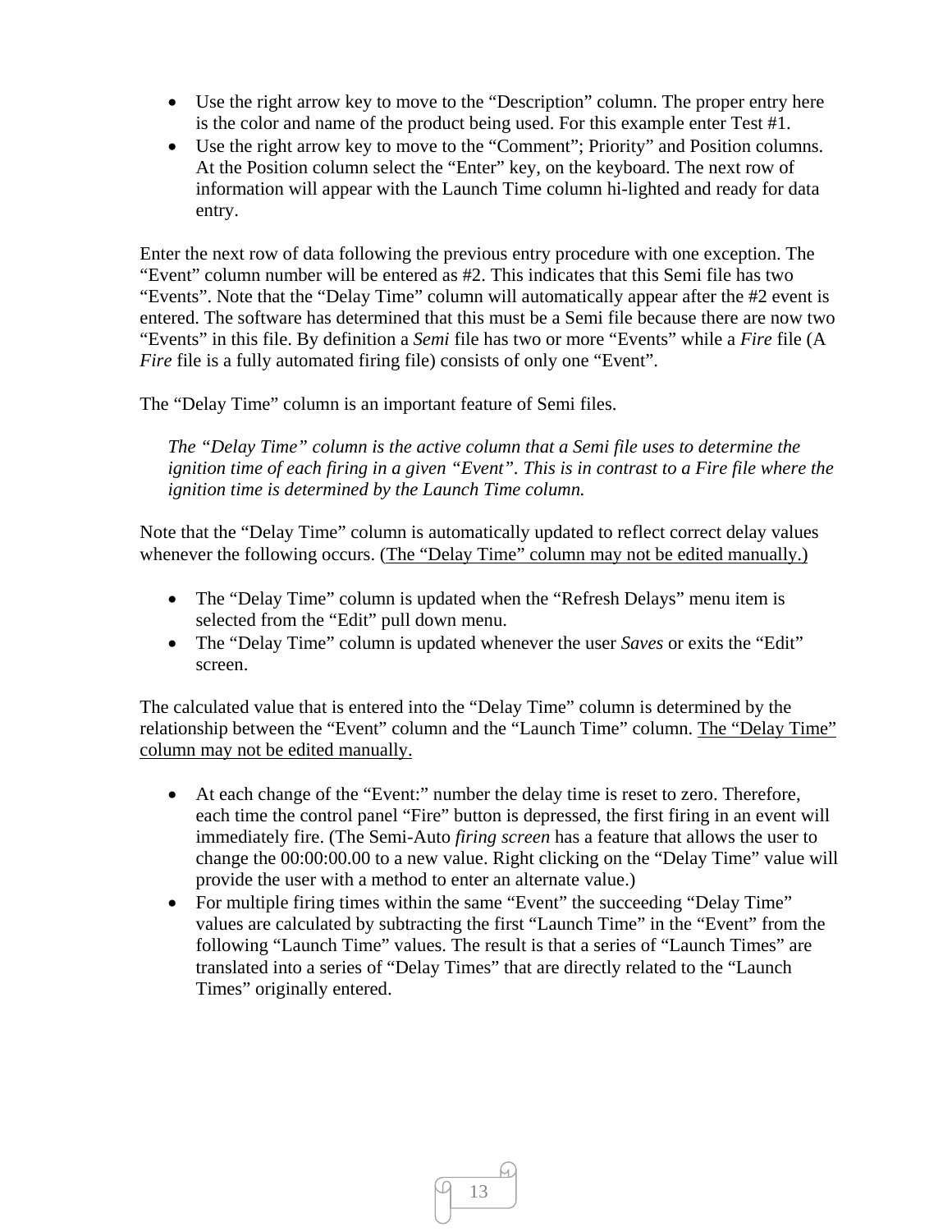- Use the right arrow key to move to the “Description” column. The proper entry here is the color and name of the product being used. For this example enter Test #1.
- Use the right arrow key to move to the “Comment”; Priority” and Position columns. At the Position column select the “Enter” key, on the keyboard. The next row of information will appear with the Launch Time column hi-lighted and ready for data entry.

Enter the next row of data following the previous entry procedure with one exception. The “Event” column number will be entered as #2. This indicates that this Semi file has two “Events”. Note that the “Delay Time” column will automatically appear after the #2 event is entered. The software has determined that this must be a Semi file because there are now two “Events” in this file. By definition a ***Semi*** file has two or more “Events” while a ***Fire*** file (A ***Fire*** file is a fully automated firing file) consists of only one “Event”.

The “Delay Time” column is an important feature of Semi files.

> *The “Delay Time” column is the active column that a Semi file uses to determine the ignition time of each firing in a given “Event”. This is in contrast to a Fire file where the ignition time is determined by the Launch Time column.*

Note that the “Delay Time” column is automatically updated to reflect correct delay values whenever the following occurs. (<u>The “Delay Time” column may not be edited manually.)</u>

- The “Delay Time” column is updated when the “Refresh Delays” menu item is selected from the “Edit” pull down menu.
- The “Delay Time” column is updated whenever the user *Saves* or exits the “Edit” screen.

The calculated value that is entered into the “Delay Time” column is determined by the relationship between the “Event” column and the “Launch Time” column. <u>The “Delay Time” column may not be edited manually.</u>

- At each change of the “Event:” number the delay time is reset to zero. Therefore, each time the control panel “Fire” button is depressed, the first firing in an event will immediately fire. (The Semi-Auto *firing screen* has a feature that allows the user to change the 00:00:00.00 to a new value. Right clicking on the “Delay Time” value will provide the user with a method to enter an alternate value.)
- For multiple firing times within the same “Event” the succeeding “Delay Time” values are calculated by subtracting the first “Launch Time” in the “Event” from the following “Launch Time” values. The result is that a series of “Launch Times” are translated into a series of “Delay Times” that are directly related to the “Launch Times” originally entered.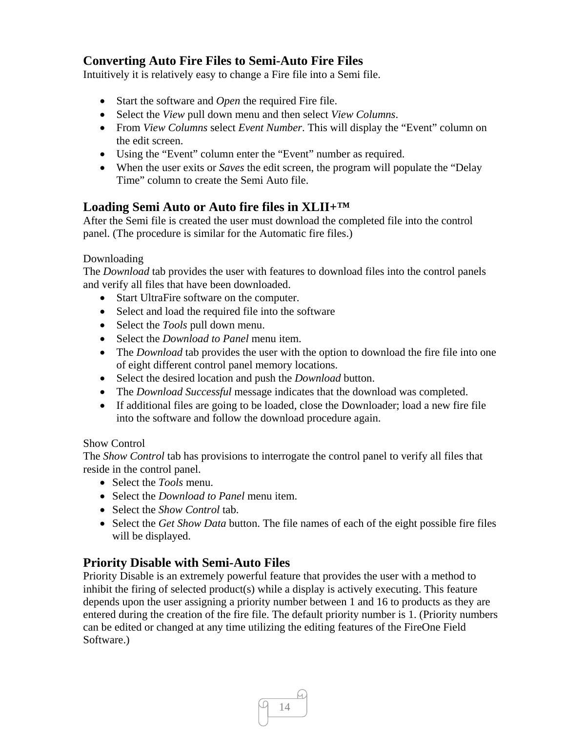## Converting Auto Fire Files to Semi-Auto Fire Files

Intuitively it is relatively easy to change a Fire file into a Semi file.

- Start the software and *Open* the required Fire file.
- Select the *View* pull down menu and then select *View Columns*.
- From *View Columns* select *Event Number*. This will display the "Event" column on the edit screen.
- Using the "Event" column enter the "Event" number as required.
- When the user exits or *Saves* the edit screen, the program will populate the "Delay Time" column to create the Semi Auto file.

## Loading Semi Auto or Auto fire files in XLII+™

After the Semi file is created the user must download the completed file into the control panel. (The procedure is similar for the Automatic fire files.)

Downloading

The *Download* tab provides the user with features to download files into the control panels and verify all files that have been downloaded.

- Start UltraFire software on the computer.
- Select and load the required file into the software
- Select the *Tools* pull down menu.
- Select the *Download to Panel* menu item.
- The *Download* tab provides the user with the option to download the fire file into one of eight different control panel memory locations.
- Select the desired location and push the *Download* button.
- The *Download Successful* message indicates that the download was completed.
- If additional files are going to be loaded, close the Downloader; load a new fire file into the software and follow the download procedure again.

Show Control

The *Show Control* tab has provisions to interrogate the control panel to verify all files that reside in the control panel.

- Select the *Tools* menu.
- Select the *Download to Panel* menu item.
- Select the *Show Control* tab.
- Select the *Get Show Data* button. The file names of each of the eight possible fire files will be displayed.

## Priority Disable with Semi-Auto Files

Priority Disable is an extremely powerful feature that provides the user with a method to inhibit the firing of selected product(s) while a display is actively executing. This feature depends upon the user assigning a priority number between 1 and 16 to products as they are entered during the creation of the fire file. The default priority number is 1. (Priority numbers can be edited or changed at any time utilizing the editing features of the FireOne Field Software.)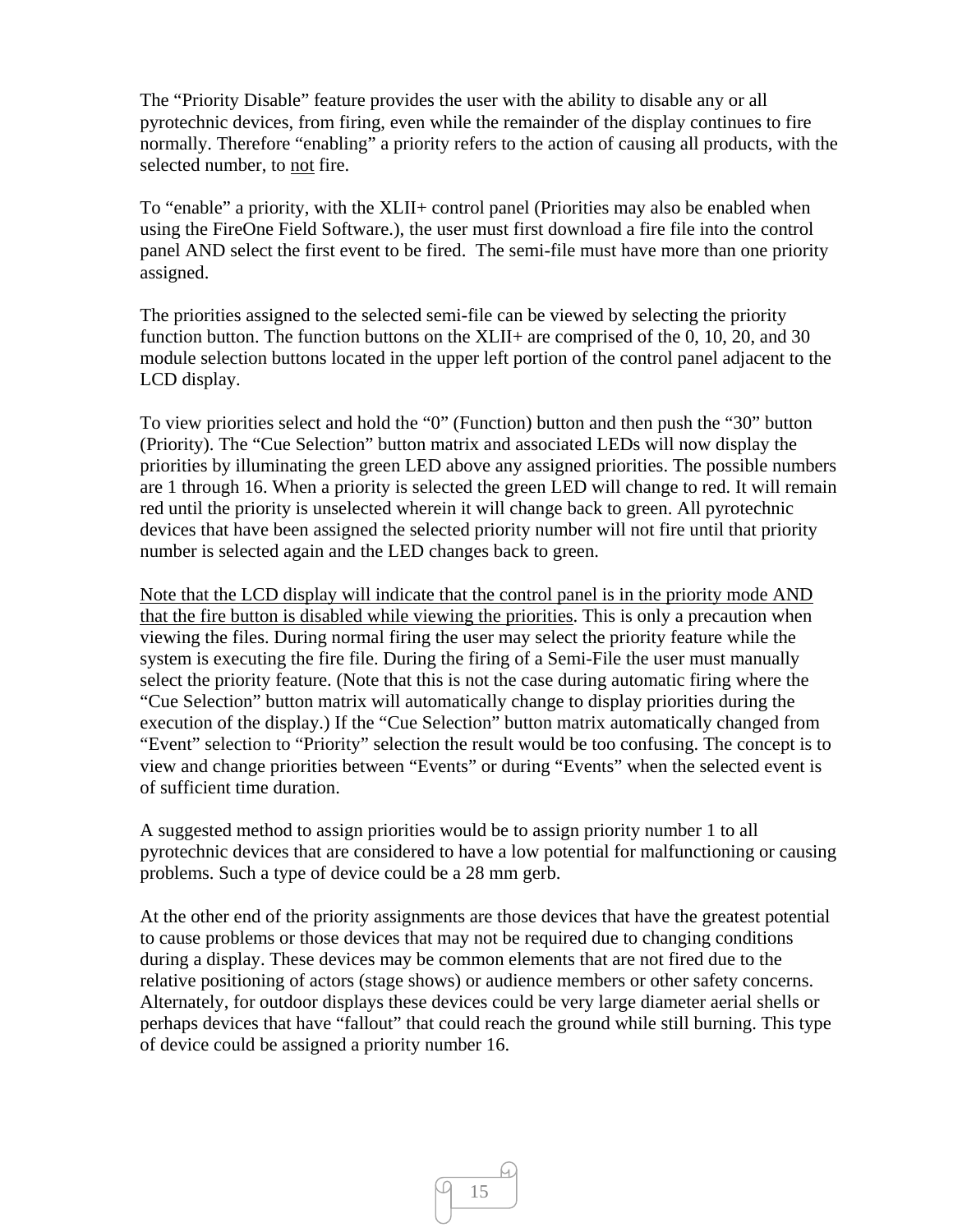The "Priority Disable" feature provides the user with the ability to disable any or all pyrotechnic devices, from firing, even while the remainder of the display continues to fire normally. Therefore "enabling" a priority refers to the action of causing all products, with the selected number, to <u>not</u> fire.

To "enable" a priority, with the XLII+ control panel (Priorities may also be enabled when using the FireOne Field Software.), the user must first download a fire file into the control panel AND select the first event to be fired. The semi-file must have more than one priority assigned.

The priorities assigned to the selected semi-file can be viewed by selecting the priority function button. The function buttons on the XLII+ are comprised of the 0, 10, 20, and 30 module selection buttons located in the upper left portion of the control panel adjacent to the LCD display.

To view priorities select and hold the "0" (Function) button and then push the "30" button (Priority). The "Cue Selection" button matrix and associated LEDs will now display the priorities by illuminating the green LED above any assigned priorities. The possible numbers are 1 through 16. When a priority is selected the green LED will change to red. It will remain red until the priority is unselected wherein it will change back to green. All pyrotechnic devices that have been assigned the selected priority number will not fire until that priority number is selected again and the LED changes back to green.

<u>Note that the LCD display will indicate that the control panel is in the priority mode AND that the fire button is disabled while viewing the priorities</u>. This is only a precaution when viewing the files. During normal firing the user may select the priority feature while the system is executing the fire file. During the firing of a Semi-File the user must manually select the priority feature. (Note that this is not the case during automatic firing where the "Cue Selection" button matrix will automatically change to display priorities during the execution of the display.) If the "Cue Selection" button matrix automatically changed from "Event" selection to "Priority" selection the result would be too confusing. The concept is to view and change priorities between "Events" or during "Events" when the selected event is of sufficient time duration.

A suggested method to assign priorities would be to assign priority number 1 to all pyrotechnic devices that are considered to have a low potential for malfunctioning or causing problems. Such a type of device could be a 28 mm gerb.

At the other end of the priority assignments are those devices that have the greatest potential to cause problems or those devices that may not be required due to changing conditions during a display. These devices may be common elements that are not fired due to the relative positioning of actors (stage shows) or audience members or other safety concerns. Alternately, for outdoor displays these devices could be very large diameter aerial shells or perhaps devices that have "fallout" that could reach the ground while still burning. This type of device could be assigned a priority number 16.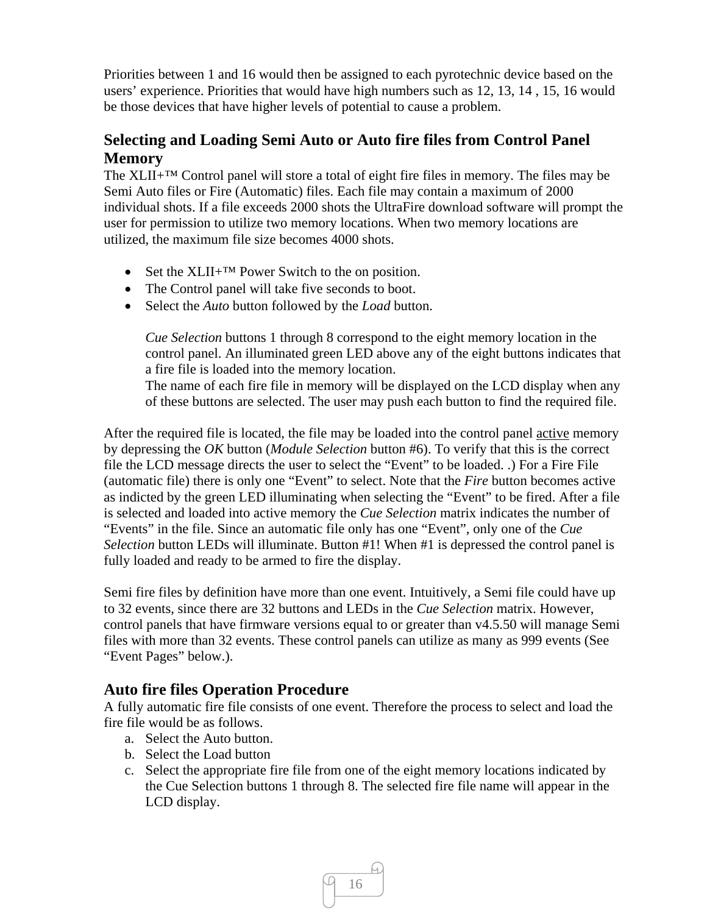Priorities between 1 and 16 would then be assigned to each pyrotechnic device based on the users' experience. Priorities that would have high numbers such as 12, 13, 14 , 15, 16 would be those devices that have higher levels of potential to cause a problem.

## Selecting and Loading Semi Auto or Auto fire files from Control Panel Memory

The XLII+™ Control panel will store a total of eight fire files in memory. The files may be Semi Auto files or Fire (Automatic) files. Each file may contain a maximum of 2000 individual shots. If a file exceeds 2000 shots the UltraFire download software will prompt the user for permission to utilize two memory locations. When two memory locations are utilized, the maximum file size becomes 4000 shots.

- Set the XLII+™ Power Switch to the on position.
- The Control panel will take five seconds to boot.
- Select the *Auto* button followed by the *Load* button.

  *Cue Selection* buttons 1 through 8 correspond to the eight memory location in the control panel. An illuminated green LED above any of the eight buttons indicates that a fire file is loaded into the memory location.
  The name of each fire file in memory will be displayed on the LCD display when any of these buttons are selected. The user may push each button to find the required file.

After the required file is located, the file may be loaded into the control panel <u>active</u> memory by depressing the *OK* button (*Module Selection* button #6). To verify that this is the correct file the LCD message directs the user to select the "Event" to be loaded. .) For a Fire File (automatic file) there is only one "Event" to select. Note that the *Fire* button becomes active as indicted by the green LED illuminating when selecting the "Event" to be fired. After a file is selected and loaded into active memory the *Cue Selection* matrix indicates the number of "Events" in the file. Since an automatic file only has one "Event", only one of the *Cue Selection* button LEDs will illuminate. Button #1! When #1 is depressed the control panel is fully loaded and ready to be armed to fire the display.

Semi fire files by definition have more than one event. Intuitively, a Semi file could have up to 32 events, since there are 32 buttons and LEDs in the *Cue Selection* matrix. However, control panels that have firmware versions equal to or greater than v4.5.50 will manage Semi files with more than 32 events. These control panels can utilize as many as 999 events (See "Event Pages" below.).

## Auto fire files Operation Procedure

A fully automatic fire file consists of one event. Therefore the process to select and load the fire file would be as follows.

a. Select the Auto button.
b. Select the Load button
c. Select the appropriate fire file from one of the eight memory locations indicated by the Cue Selection buttons 1 through 8. The selected fire file name will appear in the LCD display.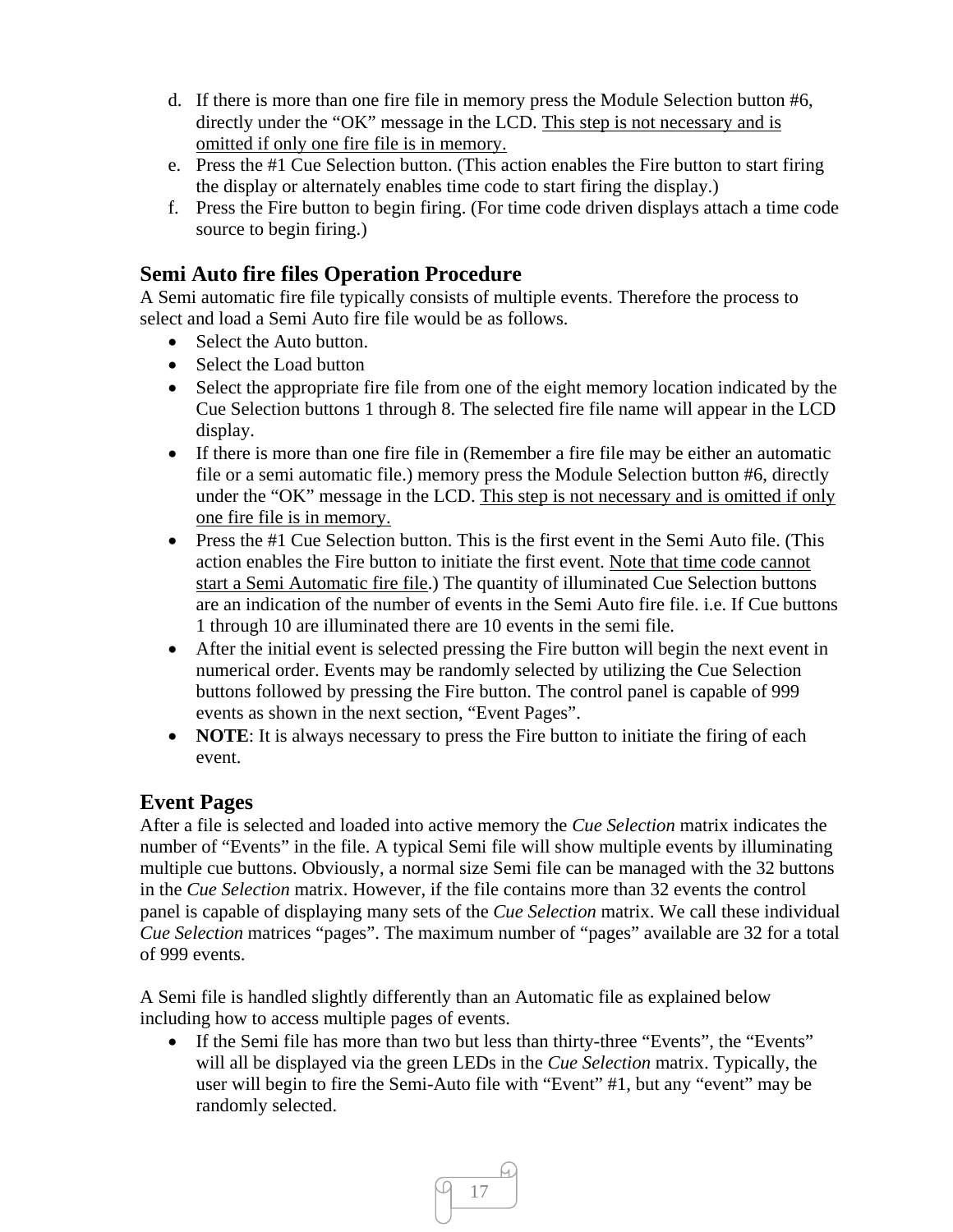d. If there is more than one fire file in memory press the Module Selection button #6, directly under the "OK" message in the LCD. <u>This step is not necessary and is omitted if only one fire file is in memory.</u>
e. Press the #1 Cue Selection button. (This action enables the Fire button to start firing the display or alternately enables time code to start firing the display.)
f. Press the Fire button to begin firing. (For time code driven displays attach a time code source to begin firing.)

## Semi Auto fire files Operation Procedure

A Semi automatic fire file typically consists of multiple events. Therefore the process to select and load a Semi Auto fire file would be as follows.

- Select the Auto button.
- Select the Load button
- Select the appropriate fire file from one of the eight memory location indicated by the Cue Selection buttons 1 through 8. The selected fire file name will appear in the LCD display.
- If there is more than one fire file in (Remember a fire file may be either an automatic file or a semi automatic file.) memory press the Module Selection button #6, directly under the "OK" message in the LCD. <u>This step is not necessary and is omitted if only one fire file is in memory.</u>
- Press the #1 Cue Selection button. This is the first event in the Semi Auto file. (This action enables the Fire button to initiate the first event. <u>Note that time code cannot start a Semi Automatic fire file</u>.) The quantity of illuminated Cue Selection buttons are an indication of the number of events in the Semi Auto fire file. i.e. If Cue buttons 1 through 10 are illuminated there are 10 events in the semi file.
- After the initial event is selected pressing the Fire button will begin the next event in numerical order. Events may be randomly selected by utilizing the Cue Selection buttons followed by pressing the Fire button. The control panel is capable of 999 events as shown in the next section, "Event Pages".
- **NOTE**: It is always necessary to press the Fire button to initiate the firing of each event.

## Event Pages

After a file is selected and loaded into active memory the *Cue Selection* matrix indicates the number of "Events" in the file. A typical Semi file will show multiple events by illuminating multiple cue buttons. Obviously, a normal size Semi file can be managed with the 32 buttons in the *Cue Selection* matrix. However, if the file contains more than 32 events the control panel is capable of displaying many sets of the *Cue Selection* matrix. We call these individual *Cue Selection* matrices "pages". The maximum number of "pages" available are 32 for a total of 999 events.

A Semi file is handled slightly differently than an Automatic file as explained below including how to access multiple pages of events.

- If the Semi file has more than two but less than thirty-three "Events", the "Events" will all be displayed via the green LEDs in the *Cue Selection* matrix. Typically, the user will begin to fire the Semi-Auto file with "Event" #1, but any "event" may be randomly selected.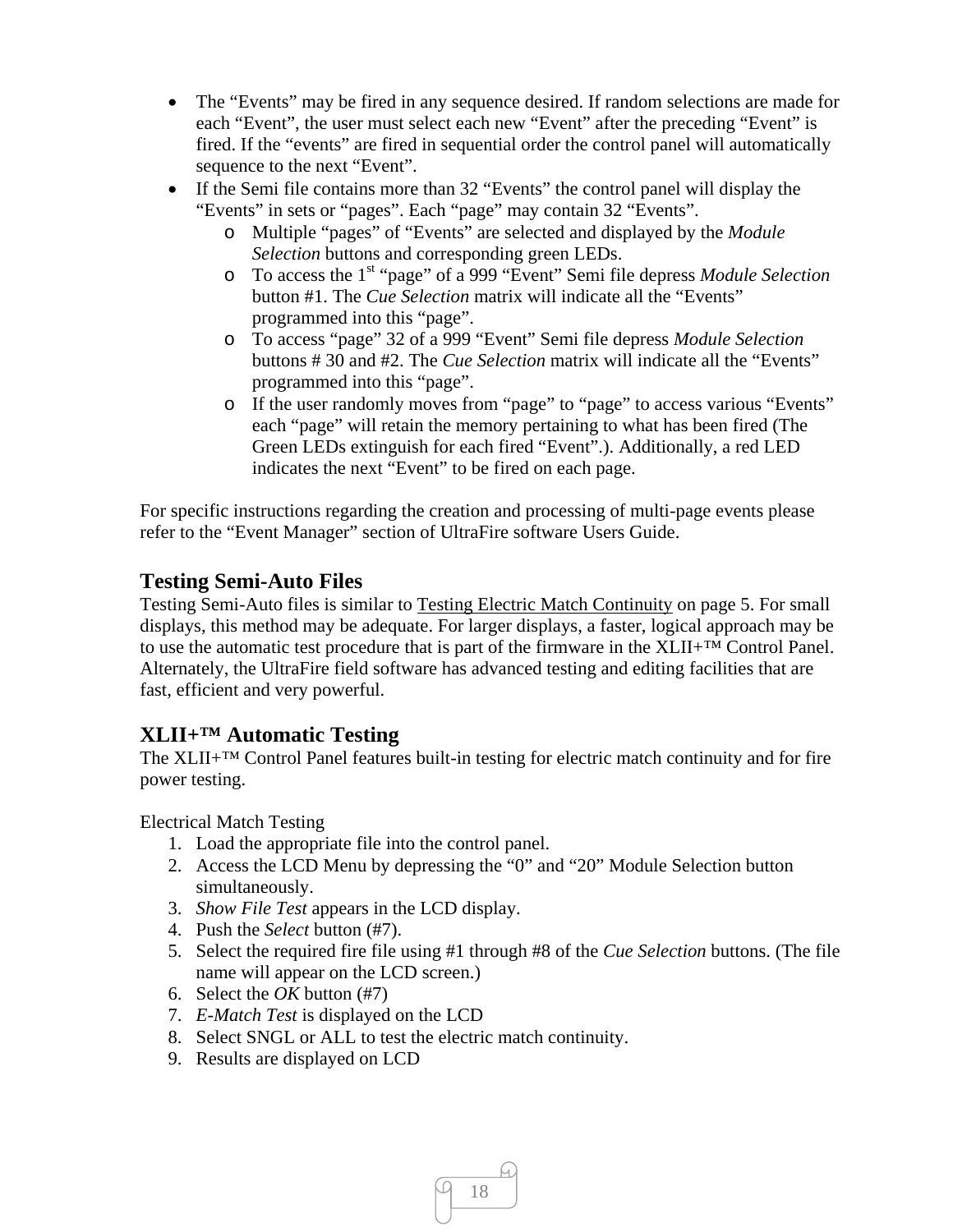- The "Events" may be fired in any sequence desired. If random selections are made for each "Event", the user must select each new "Event" after the preceding "Event" is fired. If the "events" are fired in sequential order the control panel will automatically sequence to the next "Event".
- If the Semi file contains more than 32 "Events" the control panel will display the "Events" in sets or "pages". Each "page" may contain 32 "Events".
  - Multiple "pages" of "Events" are selected and displayed by the *Module Selection* buttons and corresponding green LEDs.
  - To access the 1st "page" of a 999 "Event" Semi file depress *Module Selection* button #1. The *Cue Selection* matrix will indicate all the "Events" programmed into this "page".
  - To access "page" 32 of a 999 "Event" Semi file depress *Module Selection* buttons # 30 and #2. The *Cue Selection* matrix will indicate all the "Events" programmed into this "page".
  - If the user randomly moves from "page" to "page" to access various "Events" each "page" will retain the memory pertaining to what has been fired (The Green LEDs extinguish for each fired "Event".). Additionally, a red LED indicates the next "Event" to be fired on each page.

For specific instructions regarding the creation and processing of multi-page events please refer to the "Event Manager" section of UltraFire software Users Guide.

## Testing Semi-Auto Files

Testing Semi-Auto files is similar to Testing Electric Match Continuity on page 5. For small displays, this method may be adequate. For larger displays, a faster, logical approach may be to use the automatic test procedure that is part of the firmware in the XLII+™ Control Panel. Alternately, the UltraFire field software has advanced testing and editing facilities that are fast, efficient and very powerful.

## XLII+™ Automatic Testing

The XLII+™ Control Panel features built-in testing for electric match continuity and for fire power testing.

Electrical Match Testing

1. Load the appropriate file into the control panel.
2. Access the LCD Menu by depressing the "0" and "20" Module Selection button simultaneously.
3. *Show File Test* appears in the LCD display.
4. Push the *Select* button (#7).
5. Select the required fire file using #1 through #8 of the *Cue Selection* buttons. (The file name will appear on the LCD screen.)
6. Select the *OK* button (#7)
7. *E-Match Test* is displayed on the LCD
8. Select SNGL or ALL to test the electric match continuity.
9. Results are displayed on LCD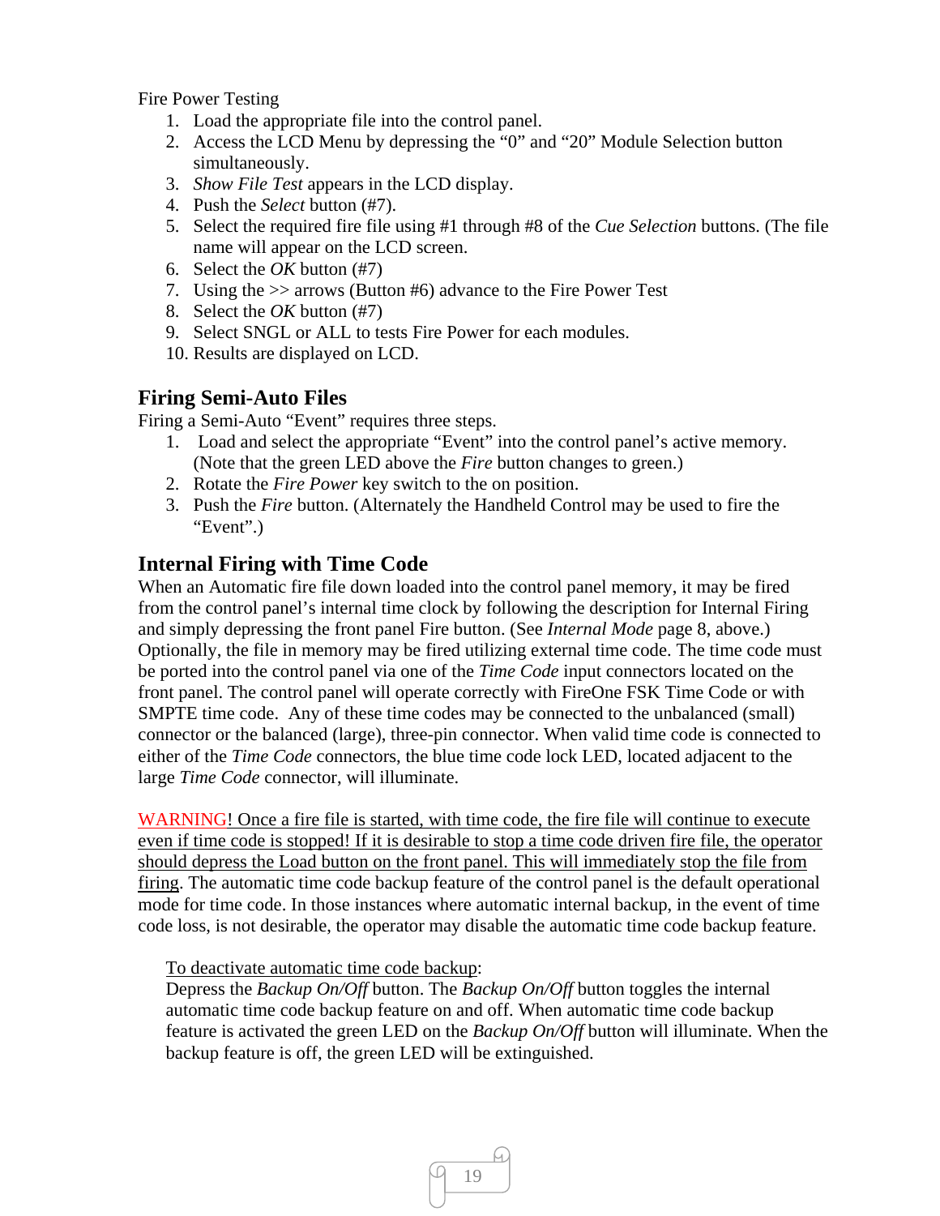Fire Power Testing

1. Load the appropriate file into the control panel.
2. Access the LCD Menu by depressing the "0" and "20" Module Selection button simultaneously.
3. *Show File Test* appears in the LCD display.
4. Push the *Select* button (#7).
5. Select the required fire file using #1 through #8 of the *Cue Selection* buttons. (The file name will appear on the LCD screen.
6. Select the *OK* button (#7)
7. Using the >> arrows (Button #6) advance to the Fire Power Test
8. Select the *OK* button (#7)
9. Select SNGL or ALL to tests Fire Power for each modules.
10. Results are displayed on LCD.

## Firing Semi-Auto Files

Firing a Semi-Auto "Event" requires three steps.

1. Load and select the appropriate "Event" into the control panel's active memory. (Note that the green LED above the *Fire* button changes to green.)
2. Rotate the *Fire Power* key switch to the on position.
3. Push the *Fire* button. (Alternately the Handheld Control may be used to fire the "Event".)

## Internal Firing with Time Code

When an Automatic fire file down loaded into the control panel memory, it may be fired from the control panel's internal time clock by following the description for Internal Firing and simply depressing the front panel Fire button. (See *Internal Mode* page 8, above.) Optionally, the file in memory may be fired utilizing external time code. The time code must be ported into the control panel via one of the *Time Code* input connectors located on the front panel. The control panel will operate correctly with FireOne FSK Time Code or with SMPTE time code. Any of these time codes may be connected to the unbalanced (small) connector or the balanced (large), three-pin connector. When valid time code is connected to either of the *Time Code* connectors, the blue time code lock LED, located adjacent to the large *Time Code* connector, will illuminate.

WARNING! <u>Once a fire file is started, with time code, the fire file will continue to execute even if time code is stopped! If it is desirable to stop a time code driven fire file, the operator should depress the Load button on the front panel. This will immediately stop the file from firing</u>. The automatic time code backup feature of the control panel is the default operational mode for time code. In those instances where automatic internal backup, in the event of time code loss, is not desirable, the operator may disable the automatic time code backup feature.

<u>To deactivate automatic time code backup</u>:
Depress the *Backup On/Off* button. The *Backup On/Off* button toggles the internal automatic time code backup feature on and off. When automatic time code backup feature is activated the green LED on the *Backup On/Off* button will illuminate. When the backup feature is off, the green LED will be extinguished.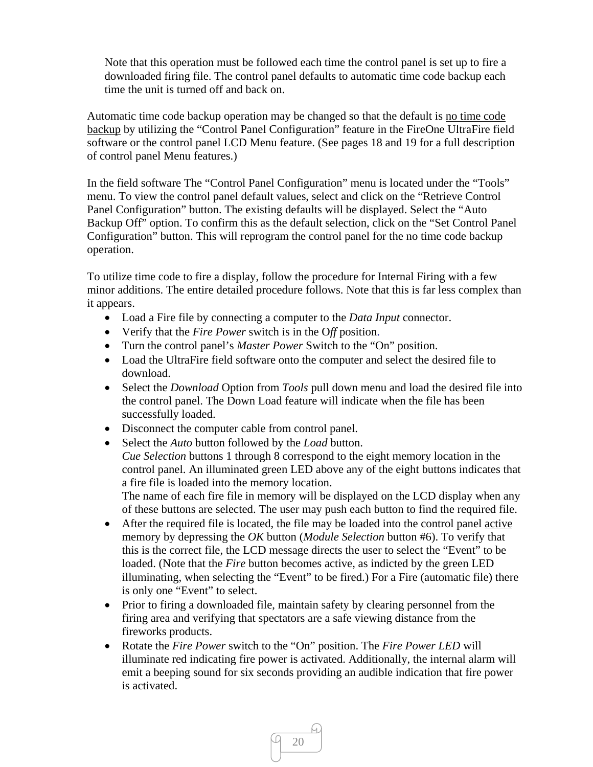Note that this operation must be followed each time the control panel is set up to fire a downloaded firing file. The control panel defaults to automatic time code backup each time the unit is turned off and back on.

Automatic time code backup operation may be changed so that the default is <u>no time code backup</u> by utilizing the "Control Panel Configuration" feature in the FireOne UltraFire field software or the control panel LCD Menu feature. (See pages 18 and 19 for a full description of control panel Menu features.)

In the field software The "Control Panel Configuration" menu is located under the "Tools" menu. To view the control panel default values, select and click on the "Retrieve Control Panel Configuration" button. The existing defaults will be displayed. Select the "Auto Backup Off" option. To confirm this as the default selection, click on the "Set Control Panel Configuration" button. This will reprogram the control panel for the no time code backup operation.

To utilize time code to fire a display, follow the procedure for Internal Firing with a few minor additions. The entire detailed procedure follows. Note that this is far less complex than it appears.

- Load a Fire file by connecting a computer to the *Data Input* connector.
- Verify that the *Fire Power* switch is in the O*ff* position.
- Turn the control panel's *Master Power* Switch to the "On" position.
- Load the UltraFire field software onto the computer and select the desired file to download.
- Select the *Download* Option from *Tools* pull down menu and load the desired file into the control panel. The Down Load feature will indicate when the file has been successfully loaded.
- Disconnect the computer cable from control panel.
- Select the *Auto* button followed by the *Load* button.
  *Cue Selection* buttons 1 through 8 correspond to the eight memory location in the control panel. An illuminated green LED above any of the eight buttons indicates that a fire file is loaded into the memory location.
  The name of each fire file in memory will be displayed on the LCD display when any of these buttons are selected. The user may push each button to find the required file.
- After the required file is located, the file may be loaded into the control panel <u>active</u> memory by depressing the *OK* button (*Module Selection* button #6). To verify that this is the correct file, the LCD message directs the user to select the "Event" to be loaded. (Note that the *Fire* button becomes active, as indicted by the green LED illuminating, when selecting the "Event" to be fired.) For a Fire (automatic file) there is only one "Event" to select.
- Prior to firing a downloaded file, maintain safety by clearing personnel from the firing area and verifying that spectators are a safe viewing distance from the fireworks products.
- Rotate the *Fire Power* switch to the "On" position. The *Fire Power LED* will illuminate red indicating fire power is activated. Additionally, the internal alarm will emit a beeping sound for six seconds providing an audible indication that fire power is activated.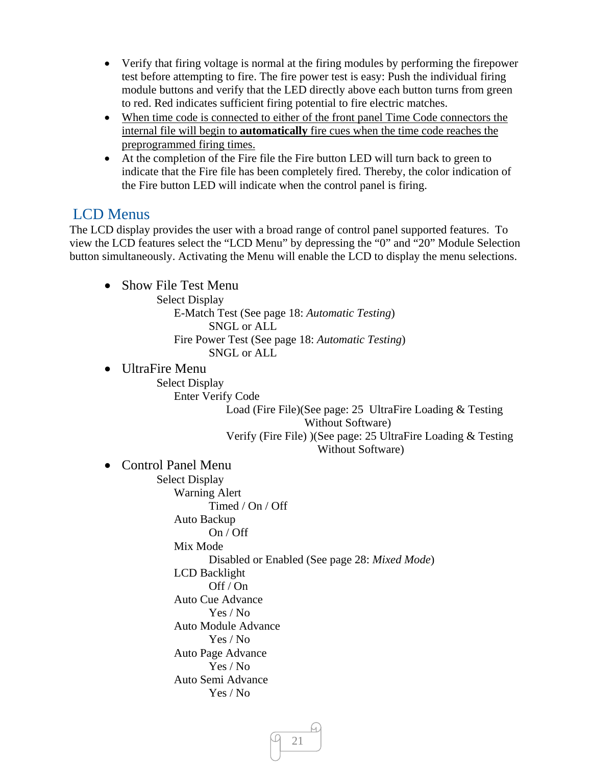- Verify that firing voltage is normal at the firing modules by performing the firepower test before attempting to fire. The fire power test is easy: Push the individual firing module buttons and verify that the LED directly above each button turns from green to red. Red indicates sufficient firing potential to fire electric matches.
- <u>When time code is connected to either of the front panel Time Code connectors the internal file will begin to **automatically** fire cues when the time code reaches the preprogrammed firing times.</u>
- At the completion of the Fire file the Fire button LED will turn back to green to indicate that the Fire file has been completely fired. Thereby, the color indication of the Fire button LED will indicate when the control panel is firing.

## LCD Menus

The LCD display provides the user with a broad range of control panel supported features. To view the LCD features select the "LCD Menu" by depressing the "0" and "20" Module Selection button simultaneously. Activating the Menu will enable the LCD to display the menu selections.

- Show File Test Menu
  - Select Display
    - E-Match Test (See page 18: *Automatic Testing*)
      - SNGL or ALL
    - Fire Power Test (See page 18: *Automatic Testing*)
      - SNGL or ALL
- UltraFire Menu
  - Select Display
    - Enter Verify Code
      - Load (Fire File)(See page: 25 UltraFire Loading & Testing Without Software)
      - Verify (Fire File) )(See page: 25 UltraFire Loading & Testing Without Software)
- Control Panel Menu
  - Select Display
    - Warning Alert
      - Timed / On / Off
    - Auto Backup
      - On / Off
    - Mix Mode
      - Disabled or Enabled (See page 28: *Mixed Mode*)
    - LCD Backlight
      - Off / On
    - Auto Cue Advance
      - Yes / No
    - Auto Module Advance
      - Yes / No
    - Auto Page Advance
      - Yes / No
    - Auto Semi Advance
      - Yes / No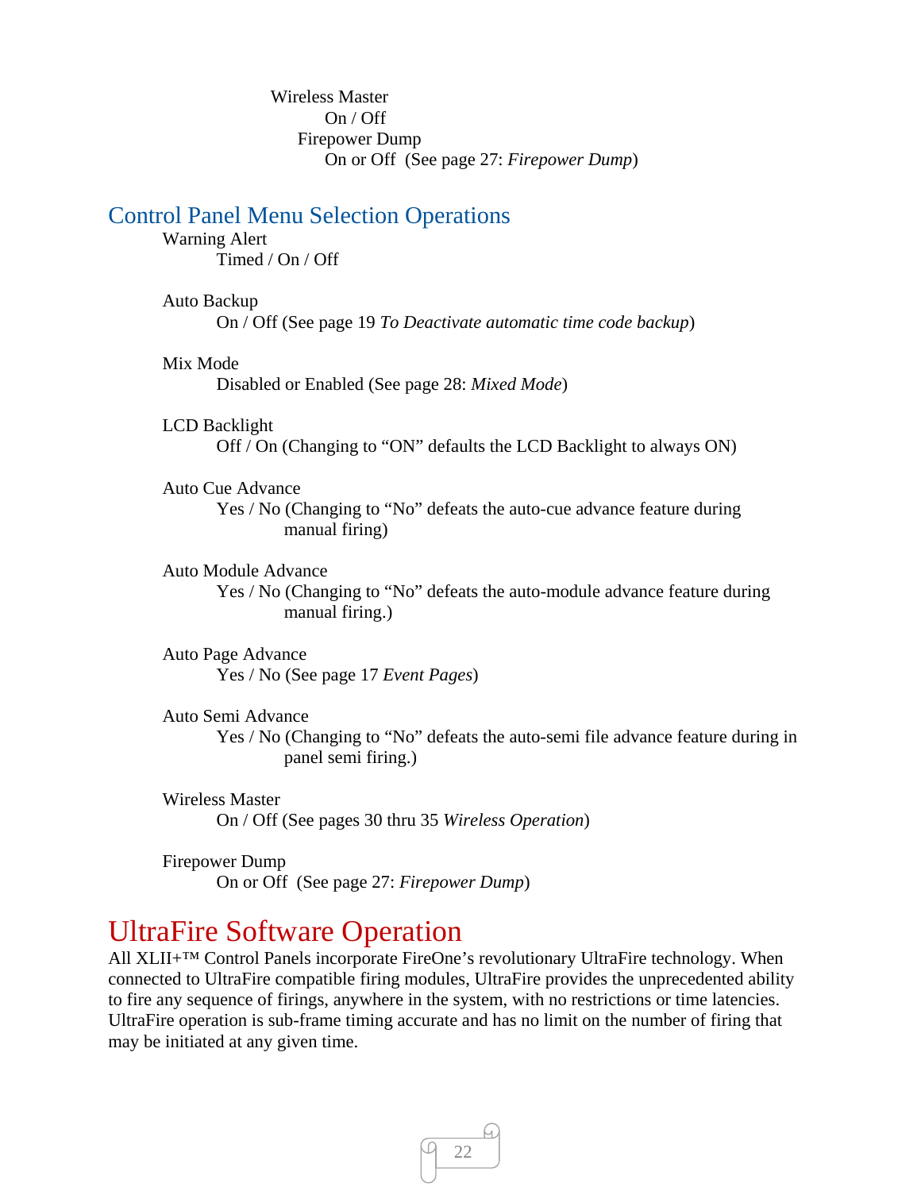Wireless Master

On / Off

Firepower Dump

On or Off  (See page 27: *Firepower Dump*)

## Control Panel Menu Selection Operations

Warning Alert

Timed / On / Off

Auto Backup

On / Off (See page 19 *To Deactivate automatic time code backup*)

Mix Mode

Disabled or Enabled (See page 28: *Mixed Mode*)

LCD Backlight

Off / On (Changing to “ON” defaults the LCD Backlight to always ON)

Auto Cue Advance

Yes / No (Changing to “No” defeats the auto-cue advance feature during manual firing)

Auto Module Advance

Yes / No (Changing to “No” defeats the auto-module advance feature during manual firing.)

Auto Page Advance

Yes / No (See page 17 *Event Pages*)

Auto Semi Advance

Yes / No (Changing to “No” defeats the auto-semi file advance feature during in panel semi firing.)

Wireless Master

On / Off (See pages 30 thru 35 *Wireless Operation*)

Firepower Dump

On or Off  (See page 27: *Firepower Dump*)

# UltraFire Software Operation

All XLII+™ Control Panels incorporate FireOne’s revolutionary UltraFire technology. When connected to UltraFire compatible firing modules, UltraFire provides the unprecedented ability to fire any sequence of firings, anywhere in the system, with no restrictions or time latencies. UltraFire operation is sub-frame timing accurate and has no limit on the number of firing that may be initiated at any given time.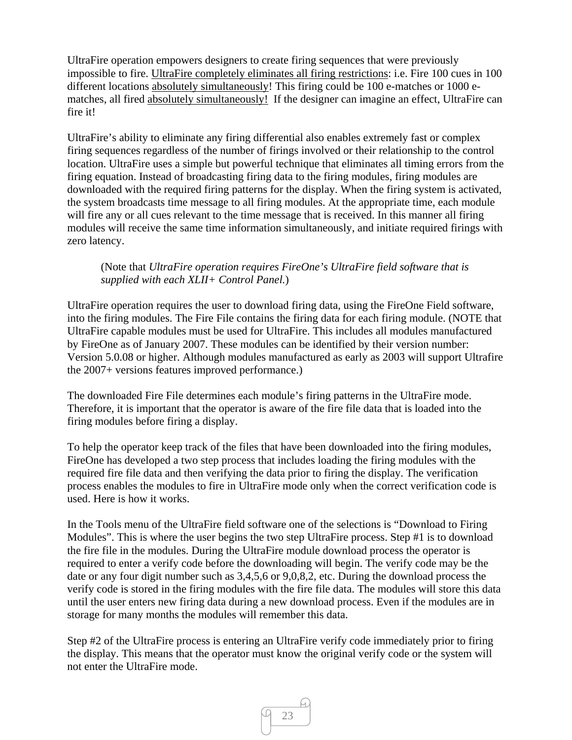UltraFire operation empowers designers to create firing sequences that were previously impossible to fire. <u>UltraFire completely eliminates all firing restrictions</u>: i.e. Fire 100 cues in 100 different locations <u>absolutely simultaneously</u>! This firing could be 100 e-matches or 1000 e-matches, all fired <u>absolutely simultaneously!</u> If the designer can imagine an effect, UltraFire can fire it!

UltraFire's ability to eliminate any firing differential also enables extremely fast or complex firing sequences regardless of the number of firings involved or their relationship to the control location. UltraFire uses a simple but powerful technique that eliminates all timing errors from the firing equation. Instead of broadcasting firing data to the firing modules, firing modules are downloaded with the required firing patterns for the display. When the firing system is activated, the system broadcasts time message to all firing modules. At the appropriate time, each module will fire any or all cues relevant to the time message that is received. In this manner all firing modules will receive the same time information simultaneously, and initiate required firings with zero latency.

> (Note that *UltraFire operation requires FireOne's UltraFire field software that is supplied with each XLII+ Control Panel.*)

UltraFire operation requires the user to download firing data, using the FireOne Field software, into the firing modules. The Fire File contains the firing data for each firing module. (NOTE that UltraFire capable modules must be used for UltraFire. This includes all modules manufactured by FireOne as of January 2007. These modules can be identified by their version number: Version 5.0.08 or higher. Although modules manufactured as early as 2003 will support Ultrafire the 2007+ versions features improved performance.)

The downloaded Fire File determines each module's firing patterns in the UltraFire mode. Therefore, it is important that the operator is aware of the fire file data that is loaded into the firing modules before firing a display.

To help the operator keep track of the files that have been downloaded into the firing modules, FireOne has developed a two step process that includes loading the firing modules with the required fire file data and then verifying the data prior to firing the display. The verification process enables the modules to fire in UltraFire mode only when the correct verification code is used. Here is how it works.

In the Tools menu of the UltraFire field software one of the selections is "Download to Firing Modules". This is where the user begins the two step UltraFire process. Step #1 is to download the fire file in the modules. During the UltraFire module download process the operator is required to enter a verify code before the downloading will begin. The verify code may be the date or any four digit number such as 3,4,5,6 or 9,0,8,2, etc. During the download process the verify code is stored in the firing modules with the fire file data. The modules will store this data until the user enters new firing data during a new download process. Even if the modules are in storage for many months the modules will remember this data.

Step #2 of the UltraFire process is entering an UltraFire verify code immediately prior to firing the display. This means that the operator must know the original verify code or the system will not enter the UltraFire mode.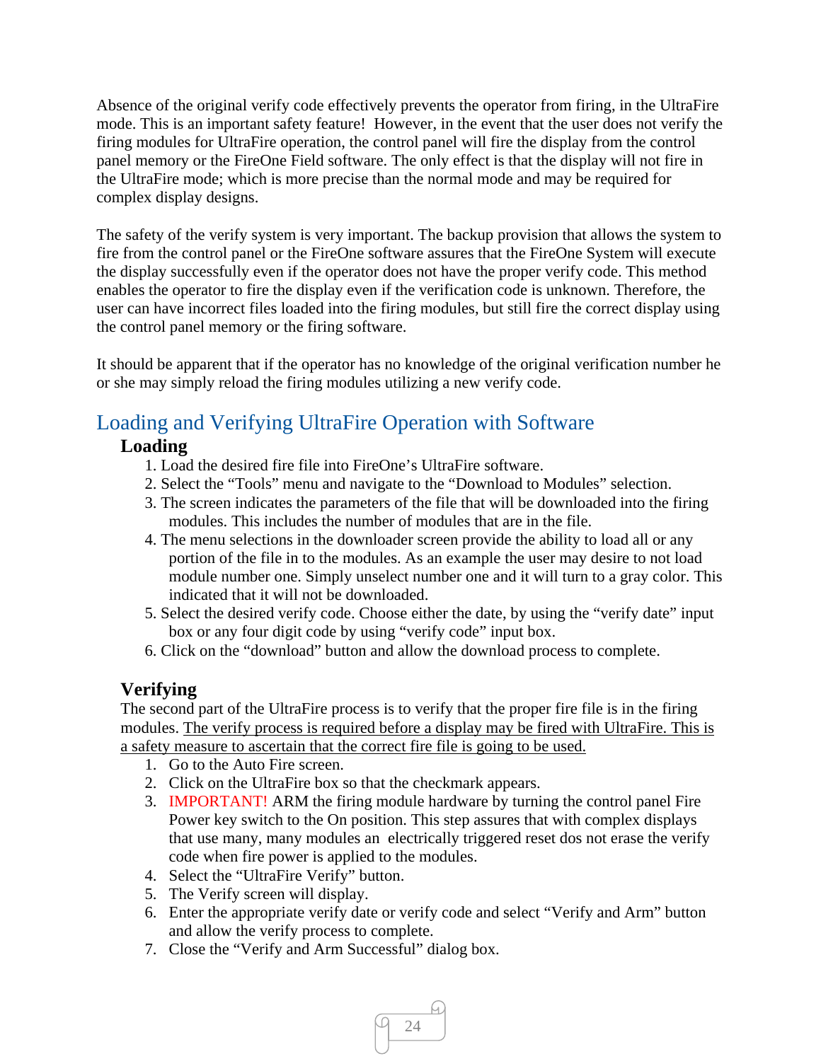Absence of the original verify code effectively prevents the operator from firing, in the UltraFire mode. This is an important safety feature! However, in the event that the user does not verify the firing modules for UltraFire operation, the control panel will fire the display from the control panel memory or the FireOne Field software. The only effect is that the display will not fire in the UltraFire mode; which is more precise than the normal mode and may be required for complex display designs.

The safety of the verify system is very important. The backup provision that allows the system to fire from the control panel or the FireOne software assures that the FireOne System will execute the display successfully even if the operator does not have the proper verify code. This method enables the operator to fire the display even if the verification code is unknown. Therefore, the user can have incorrect files loaded into the firing modules, but still fire the correct display using the control panel memory or the firing software.

It should be apparent that if the operator has no knowledge of the original verification number he or she may simply reload the firing modules utilizing a new verify code.

## Loading and Verifying UltraFire Operation with Software

### Loading

1. Load the desired fire file into FireOne's UltraFire software.
2. Select the "Tools" menu and navigate to the "Download to Modules" selection.
3. The screen indicates the parameters of the file that will be downloaded into the firing modules. This includes the number of modules that are in the file.
4. The menu selections in the downloader screen provide the ability to load all or any portion of the file in to the modules. As an example the user may desire to not load module number one. Simply unselect number one and it will turn to a gray color. This indicated that it will not be downloaded.
5. Select the desired verify code. Choose either the date, by using the "verify date" input box or any four digit code by using "verify code" input box.
6. Click on the "download" button and allow the download process to complete.

### Verifying

The second part of the UltraFire process is to verify that the proper fire file is in the firing modules. <u>The verify process is required before a display may be fired with UltraFire. This is a safety measure to ascertain that the correct fire file is going to be used.</u>

1. Go to the Auto Fire screen.
2. Click on the UltraFire box so that the checkmark appears.
3. IMPORTANT! ARM the firing module hardware by turning the control panel Fire Power key switch to the On position. This step assures that with complex displays that use many, many modules an electrically triggered reset dos not erase the verify code when fire power is applied to the modules.
4. Select the "UltraFire Verify" button.
5. The Verify screen will display.
6. Enter the appropriate verify date or verify code and select "Verify and Arm" button and allow the verify process to complete.
7. Close the "Verify and Arm Successful" dialog box.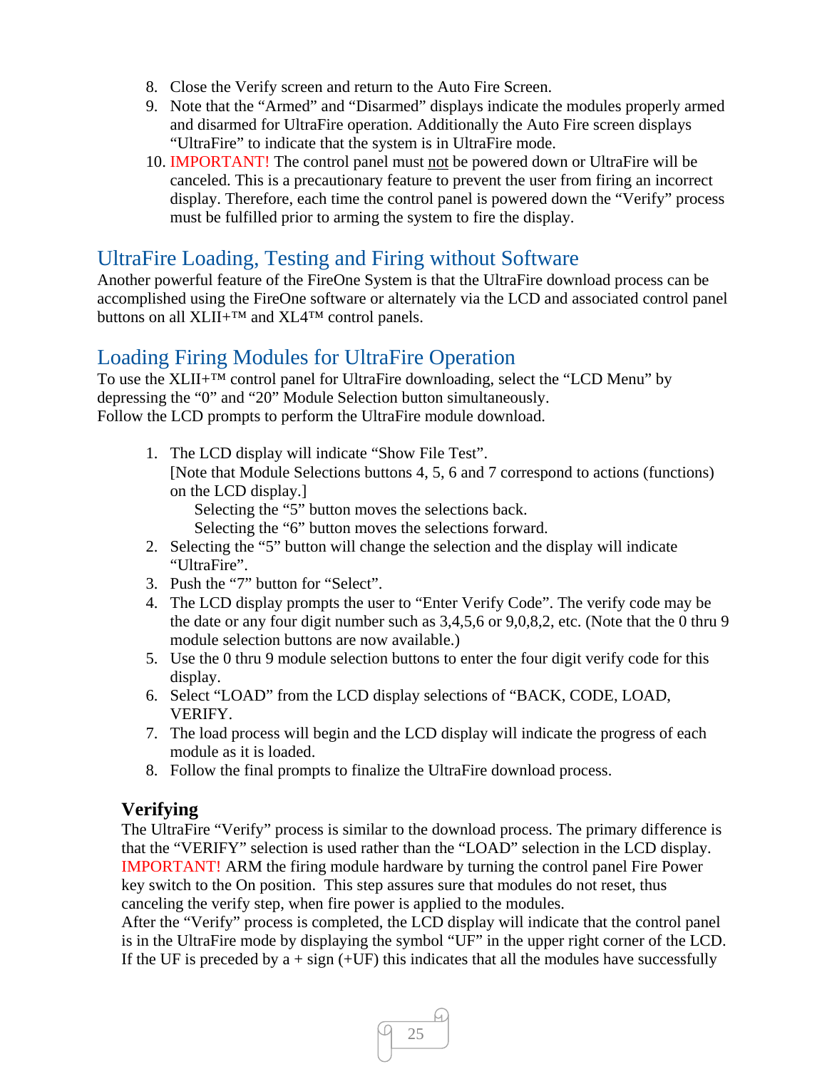8. Close the Verify screen and return to the Auto Fire Screen.
9. Note that the "Armed" and "Disarmed" displays indicate the modules properly armed and disarmed for UltraFire operation. Additionally the Auto Fire screen displays "UltraFire" to indicate that the system is in UltraFire mode.
10. IMPORTANT! The control panel must not be powered down or UltraFire will be canceled. This is a precautionary feature to prevent the user from firing an incorrect display. Therefore, each time the control panel is powered down the "Verify" process must be fulfilled prior to arming the system to fire the display.

## UltraFire Loading, Testing and Firing without Software

Another powerful feature of the FireOne System is that the UltraFire download process can be accomplished using the FireOne software or alternately via the LCD and associated control panel buttons on all XLII+™ and XL4™ control panels.

## Loading Firing Modules for UltraFire Operation

To use the XLII+™ control panel for UltraFire downloading, select the "LCD Menu" by depressing the "0" and "20" Module Selection button simultaneously.
Follow the LCD prompts to perform the UltraFire module download.

1. The LCD display will indicate "Show File Test".
   [Note that Module Selections buttons 4, 5, 6 and 7 correspond to actions (functions) on the LCD display.]
   Selecting the "5" button moves the selections back.
   Selecting the "6" button moves the selections forward.
2. Selecting the "5" button will change the selection and the display will indicate "UltraFire".
3. Push the "7" button for "Select".
4. The LCD display prompts the user to "Enter Verify Code". The verify code may be the date or any four digit number such as 3,4,5,6 or 9,0,8,2, etc. (Note that the 0 thru 9 module selection buttons are now available.)
5. Use the 0 thru 9 module selection buttons to enter the four digit verify code for this display.
6. Select "LOAD" from the LCD display selections of "BACK, CODE, LOAD, VERIFY.
7. The load process will begin and the LCD display will indicate the progress of each module as it is loaded.
8. Follow the final prompts to finalize the UltraFire download process.

### Verifying

The UltraFire "Verify" process is similar to the download process. The primary difference is that the "VERIFY" selection is used rather than the "LOAD" selection in the LCD display.
IMPORTANT! ARM the firing module hardware by turning the control panel Fire Power key switch to the On position. This step assures sure that modules do not reset, thus canceling the verify step, when fire power is applied to the modules.
After the "Verify" process is completed, the LCD display will indicate that the control panel is in the UltraFire mode by displaying the symbol "UF" in the upper right corner of the LCD. If the UF is preceded by a + sign (+UF) this indicates that all the modules have successfully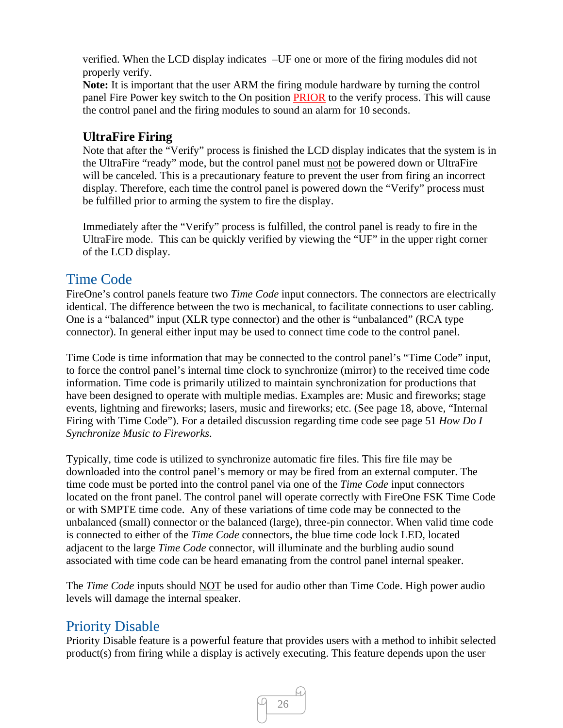verified. When the LCD display indicates –UF one or more of the firing modules did not properly verify.

**Note:** It is important that the user ARM the firing module hardware by turning the control panel Fire Power key switch to the On position PRIOR to the verify process. This will cause the control panel and the firing modules to sound an alarm for 10 seconds.

### UltraFire Firing

Note that after the "Verify" process is finished the LCD display indicates that the system is in the UltraFire "ready" mode, but the control panel must not be powered down or UltraFire will be canceled. This is a precautionary feature to prevent the user from firing an incorrect display. Therefore, each time the control panel is powered down the "Verify" process must be fulfilled prior to arming the system to fire the display.

Immediately after the "Verify" process is fulfilled, the control panel is ready to fire in the UltraFire mode. This can be quickly verified by viewing the "UF" in the upper right corner of the LCD display.

## Time Code

FireOne's control panels feature two *Time Code* input connectors. The connectors are electrically identical. The difference between the two is mechanical, to facilitate connections to user cabling. One is a "balanced" input (XLR type connector) and the other is "unbalanced" (RCA type connector). In general either input may be used to connect time code to the control panel.

Time Code is time information that may be connected to the control panel's "Time Code" input, to force the control panel's internal time clock to synchronize (mirror) to the received time code information. Time code is primarily utilized to maintain synchronization for productions that have been designed to operate with multiple medias. Examples are: Music and fireworks; stage events, lightning and fireworks; lasers, music and fireworks; etc. (See page 18, above, "Internal Firing with Time Code"). For a detailed discussion regarding time code see page 51 *How Do I Synchronize Music to Fireworks*.

Typically, time code is utilized to synchronize automatic fire files. This fire file may be downloaded into the control panel's memory or may be fired from an external computer. The time code must be ported into the control panel via one of the *Time Code* input connectors located on the front panel. The control panel will operate correctly with FireOne FSK Time Code or with SMPTE time code. Any of these variations of time code may be connected to the unbalanced (small) connector or the balanced (large), three-pin connector. When valid time code is connected to either of the *Time Code* connectors, the blue time code lock LED, located adjacent to the large *Time Code* connector, will illuminate and the burbling audio sound associated with time code can be heard emanating from the control panel internal speaker.

The *Time Code* inputs should NOT be used for audio other than Time Code. High power audio levels will damage the internal speaker.

## Priority Disable

Priority Disable feature is a powerful feature that provides users with a method to inhibit selected product(s) from firing while a display is actively executing. This feature depends upon the user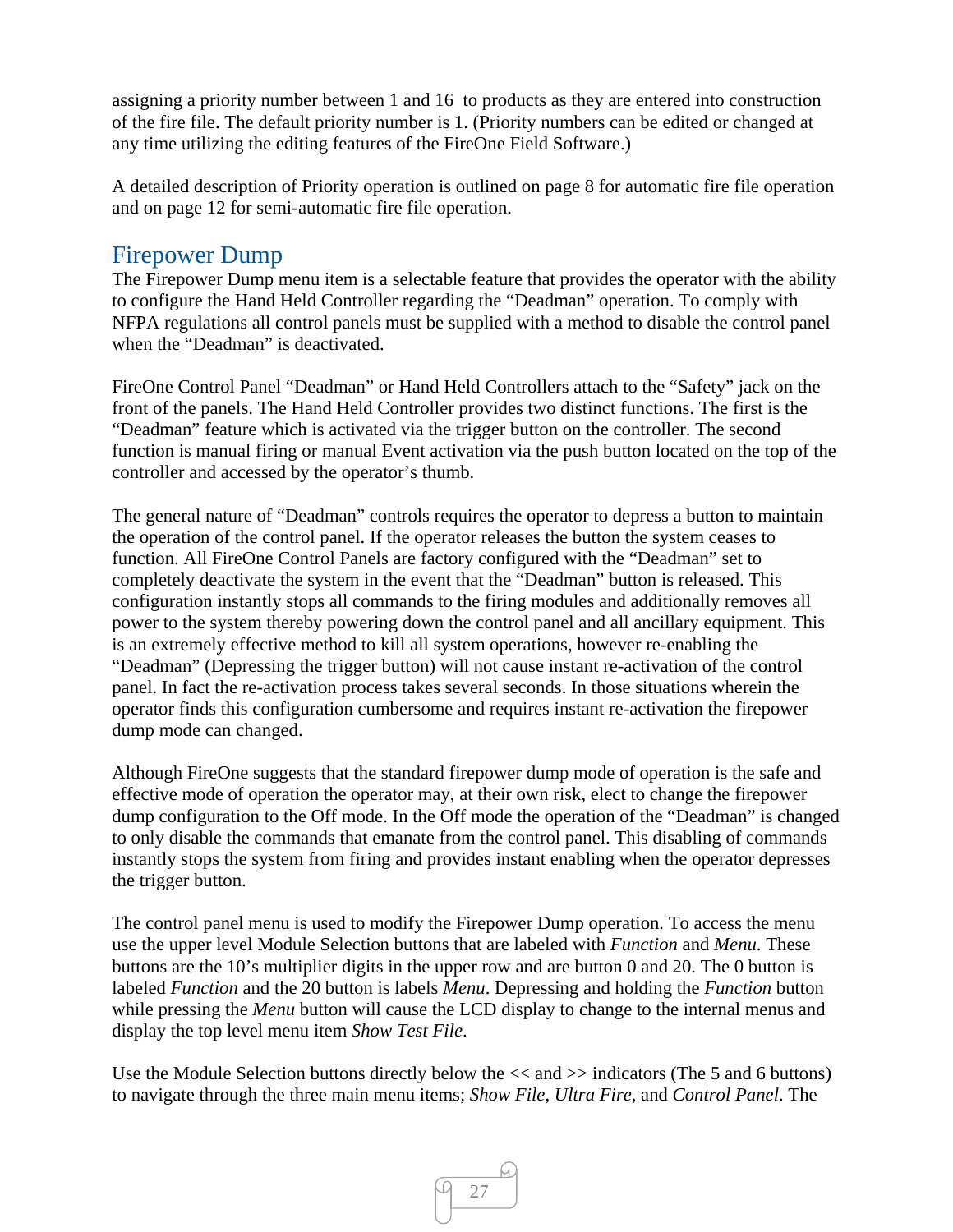assigning a priority number between 1 and 16 to products as they are entered into construction of the fire file. The default priority number is 1. (Priority numbers can be edited or changed at any time utilizing the editing features of the FireOne Field Software.)

A detailed description of Priority operation is outlined on page 8 for automatic fire file operation and on page 12 for semi-automatic fire file operation.

## Firepower Dump

The Firepower Dump menu item is a selectable feature that provides the operator with the ability to configure the Hand Held Controller regarding the "Deadman" operation. To comply with NFPA regulations all control panels must be supplied with a method to disable the control panel when the "Deadman" is deactivated.

FireOne Control Panel "Deadman" or Hand Held Controllers attach to the "Safety" jack on the front of the panels. The Hand Held Controller provides two distinct functions. The first is the "Deadman" feature which is activated via the trigger button on the controller. The second function is manual firing or manual Event activation via the push button located on the top of the controller and accessed by the operator's thumb.

The general nature of "Deadman" controls requires the operator to depress a button to maintain the operation of the control panel. If the operator releases the button the system ceases to function. All FireOne Control Panels are factory configured with the "Deadman" set to completely deactivate the system in the event that the "Deadman" button is released. This configuration instantly stops all commands to the firing modules and additionally removes all power to the system thereby powering down the control panel and all ancillary equipment. This is an extremely effective method to kill all system operations, however re-enabling the "Deadman" (Depressing the trigger button) will not cause instant re-activation of the control panel. In fact the re-activation process takes several seconds. In those situations wherein the operator finds this configuration cumbersome and requires instant re-activation the firepower dump mode can changed.

Although FireOne suggests that the standard firepower dump mode of operation is the safe and effective mode of operation the operator may, at their own risk, elect to change the firepower dump configuration to the Off mode. In the Off mode the operation of the "Deadman" is changed to only disable the commands that emanate from the control panel. This disabling of commands instantly stops the system from firing and provides instant enabling when the operator depresses the trigger button.

The control panel menu is used to modify the Firepower Dump operation. To access the menu use the upper level Module Selection buttons that are labeled with *Function* and *Menu.* These buttons are the 10's multiplier digits in the upper row and are button 0 and 20. The 0 button is labeled *Function* and the 20 button is labels *Menu*. Depressing and holding the *Function* button while pressing the *Menu* button will cause the LCD display to change to the internal menus and display the top level menu item *Show Test File*.

Use the Module Selection buttons directly below the << and >> indicators (The 5 and 6 buttons) to navigate through the three main menu items; *Show File*, *Ultra Fire*, and *Control Panel*. The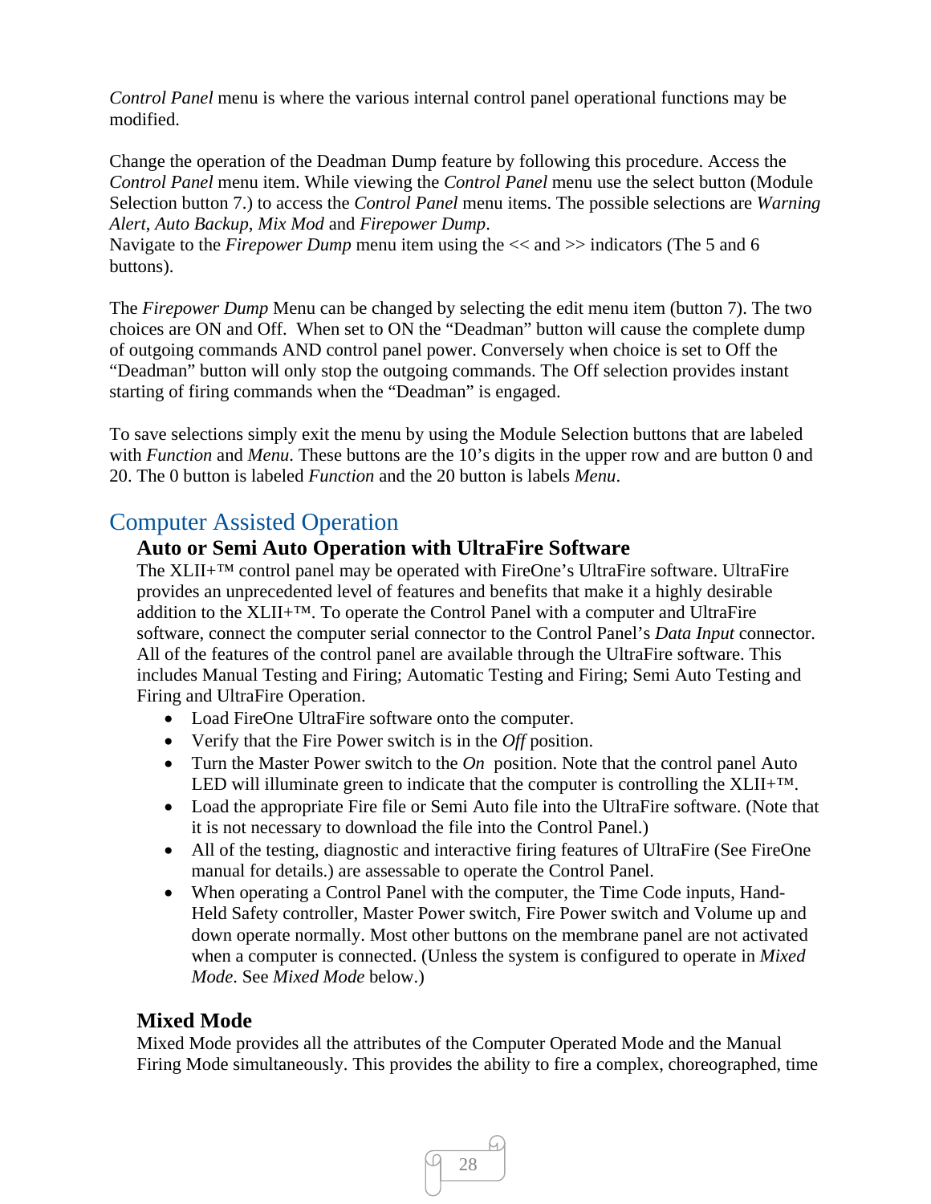*Control Panel* menu is where the various internal control panel operational functions may be modified.

Change the operation of the Deadman Dump feature by following this procedure. Access the *Control Panel* menu item. While viewing the *Control Panel* menu use the select button (Module Selection button 7.) to access the *Control Panel* menu items. The possible selections are *Warning Alert*, *Auto Backup*, *Mix Mod* and *Firepower Dump*.
Navigate to the *Firepower Dump* menu item using the << and >> indicators (The 5 and 6 buttons).

The *Firepower Dump* Menu can be changed by selecting the edit menu item (button 7). The two choices are ON and Off. When set to ON the "Deadman" button will cause the complete dump of outgoing commands AND control panel power. Conversely when choice is set to Off the "Deadman" button will only stop the outgoing commands. The Off selection provides instant starting of firing commands when the "Deadman" is engaged.

To save selections simply exit the menu by using the Module Selection buttons that are labeled with *Function* and *Menu*. These buttons are the 10's digits in the upper row and are button 0 and 20. The 0 button is labeled *Function* and the 20 button is labels *Menu*.

## Computer Assisted Operation

### Auto or Semi Auto Operation with UltraFire Software

The XLII+™ control panel may be operated with FireOne's UltraFire software. UltraFire provides an unprecedented level of features and benefits that make it a highly desirable addition to the XLII+™. To operate the Control Panel with a computer and UltraFire software, connect the computer serial connector to the Control Panel's *Data Input* connector. All of the features of the control panel are available through the UltraFire software. This includes Manual Testing and Firing; Automatic Testing and Firing; Semi Auto Testing and Firing and UltraFire Operation.

- Load FireOne UltraFire software onto the computer.
- Verify that the Fire Power switch is in the *Off* position.
- Turn the Master Power switch to the *On* position. Note that the control panel Auto LED will illuminate green to indicate that the computer is controlling the XLII+™.
- Load the appropriate Fire file or Semi Auto file into the UltraFire software. (Note that it is not necessary to download the file into the Control Panel.)
- All of the testing, diagnostic and interactive firing features of UltraFire (See FireOne manual for details.) are assessable to operate the Control Panel.
- When operating a Control Panel with the computer, the Time Code inputs, Hand-Held Safety controller, Master Power switch, Fire Power switch and Volume up and down operate normally. Most other buttons on the membrane panel are not activated when a computer is connected. (Unless the system is configured to operate in *Mixed Mode*. See *Mixed Mode* below.)

### Mixed Mode

Mixed Mode provides all the attributes of the Computer Operated Mode and the Manual Firing Mode simultaneously. This provides the ability to fire a complex, choreographed, time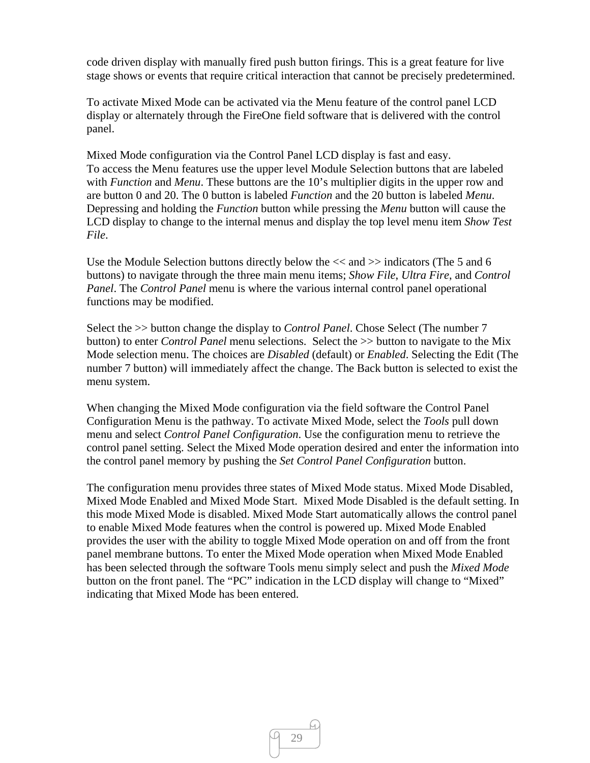code driven display with manually fired push button firings. This is a great feature for live stage shows or events that require critical interaction that cannot be precisely predetermined.

To activate Mixed Mode can be activated via the Menu feature of the control panel LCD display or alternately through the FireOne field software that is delivered with the control panel.

Mixed Mode configuration via the Control Panel LCD display is fast and easy.
To access the Menu features use the upper level Module Selection buttons that are labeled with *Function* and *Menu*. These buttons are the 10's multiplier digits in the upper row and are button 0 and 20. The 0 button is labeled *Function* and the 20 button is labeled *Menu*. Depressing and holding the *Function* button while pressing the *Menu* button will cause the LCD display to change to the internal menus and display the top level menu item *Show Test File*.

Use the Module Selection buttons directly below the << and >> indicators (The 5 and 6 buttons) to navigate through the three main menu items; *Show File*, *Ultra Fire*, and *Control Panel*. The *Control Panel* menu is where the various internal control panel operational functions may be modified.

Select the >> button change the display to *Control Panel*. Chose Select (The number 7 button) to enter *Control Panel* menu selections. Select the >> button to navigate to the Mix Mode selection menu. The choices are *Disabled* (default) or *Enabled*. Selecting the Edit (The number 7 button) will immediately affect the change. The Back button is selected to exist the menu system.

When changing the Mixed Mode configuration via the field software the Control Panel Configuration Menu is the pathway. To activate Mixed Mode, select the *Tools* pull down menu and select *Control Panel Configuration*. Use the configuration menu to retrieve the control panel setting. Select the Mixed Mode operation desired and enter the information into the control panel memory by pushing the *Set Control Panel Configuration* button.

The configuration menu provides three states of Mixed Mode status. Mixed Mode Disabled, Mixed Mode Enabled and Mixed Mode Start. Mixed Mode Disabled is the default setting. In this mode Mixed Mode is disabled. Mixed Mode Start automatically allows the control panel to enable Mixed Mode features when the control is powered up. Mixed Mode Enabled provides the user with the ability to toggle Mixed Mode operation on and off from the front panel membrane buttons. To enter the Mixed Mode operation when Mixed Mode Enabled has been selected through the software Tools menu simply select and push the *Mixed Mode* button on the front panel. The "PC" indication in the LCD display will change to "Mixed" indicating that Mixed Mode has been entered.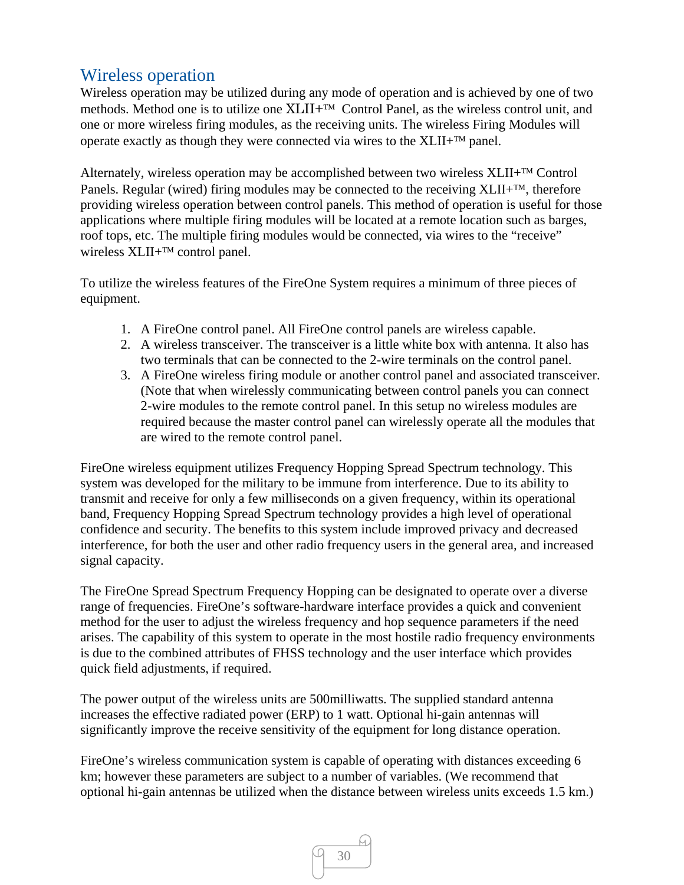## Wireless operation

Wireless operation may be utilized during any mode of operation and is achieved by one of two methods. Method one is to utilize one XLII+™ Control Panel, as the wireless control unit, and one or more wireless firing modules, as the receiving units. The wireless Firing Modules will operate exactly as though they were connected via wires to the XLII+™ panel.

Alternately, wireless operation may be accomplished between two wireless XLII+™ Control Panels. Regular (wired) firing modules may be connected to the receiving XLII+™, therefore providing wireless operation between control panels. This method of operation is useful for those applications where multiple firing modules will be located at a remote location such as barges, roof tops, etc. The multiple firing modules would be connected, via wires to the "receive" wireless XLII+™ control panel.

To utilize the wireless features of the FireOne System requires a minimum of three pieces of equipment.

1. A FireOne control panel. All FireOne control panels are wireless capable.
2. A wireless transceiver. The transceiver is a little white box with antenna. It also has two terminals that can be connected to the 2-wire terminals on the control panel.
3. A FireOne wireless firing module or another control panel and associated transceiver. (Note that when wirelessly communicating between control panels you can connect 2-wire modules to the remote control panel. In this setup no wireless modules are required because the master control panel can wirelessly operate all the modules that are wired to the remote control panel.

FireOne wireless equipment utilizes Frequency Hopping Spread Spectrum technology. This system was developed for the military to be immune from interference. Due to its ability to transmit and receive for only a few milliseconds on a given frequency, within its operational band, Frequency Hopping Spread Spectrum technology provides a high level of operational confidence and security. The benefits to this system include improved privacy and decreased interference, for both the user and other radio frequency users in the general area, and increased signal capacity.

The FireOne Spread Spectrum Frequency Hopping can be designated to operate over a diverse range of frequencies. FireOne's software-hardware interface provides a quick and convenient method for the user to adjust the wireless frequency and hop sequence parameters if the need arises. The capability of this system to operate in the most hostile radio frequency environments is due to the combined attributes of FHSS technology and the user interface which provides quick field adjustments, if required.

The power output of the wireless units are 500milliwatts. The supplied standard antenna increases the effective radiated power (ERP) to 1 watt. Optional hi-gain antennas will significantly improve the receive sensitivity of the equipment for long distance operation.

FireOne's wireless communication system is capable of operating with distances exceeding 6 km; however these parameters are subject to a number of variables. (We recommend that optional hi-gain antennas be utilized when the distance between wireless units exceeds 1.5 km.)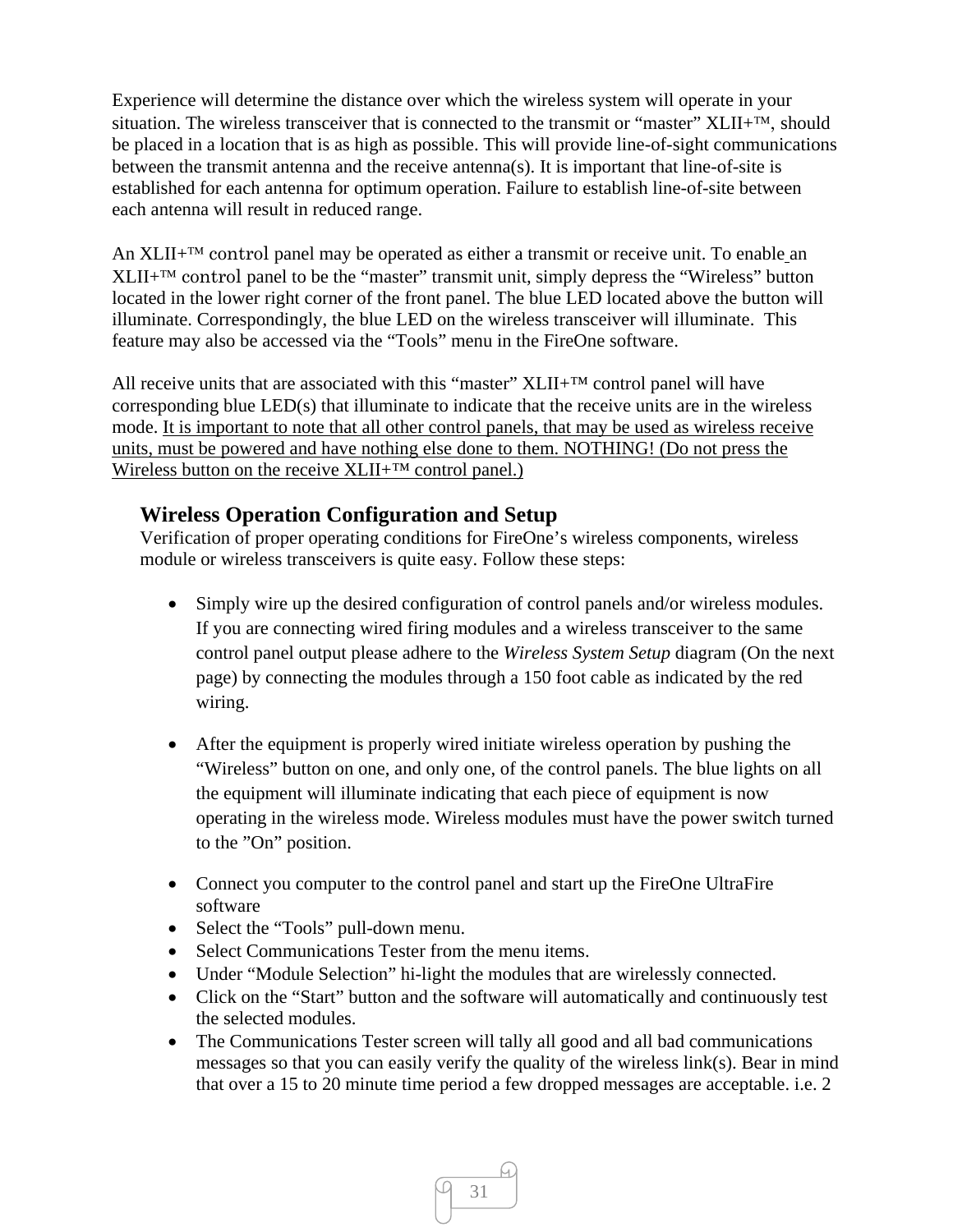Experience will determine the distance over which the wireless system will operate in your situation. The wireless transceiver that is connected to the transmit or "master" XLII+™, should be placed in a location that is as high as possible. This will provide line-of-sight communications between the transmit antenna and the receive antenna(s). It is important that line-of-site is established for each antenna for optimum operation. Failure to establish line-of-site between each antenna will result in reduced range.

An XLII+™ control panel may be operated as either a transmit or receive unit. To enable an XLII+™ control panel to be the "master" transmit unit, simply depress the "Wireless" button located in the lower right corner of the front panel. The blue LED located above the button will illuminate. Correspondingly, the blue LED on the wireless transceiver will illuminate. This feature may also be accessed via the "Tools" menu in the FireOne software.

All receive units that are associated with this "master" XLII+™ control panel will have corresponding blue LED(s) that illuminate to indicate that the receive units are in the wireless mode. <u>It is important to note that all other control panels, that may be used as wireless receive units, must be powered and have nothing else done to them. NOTHING! (Do not press the Wireless button on the receive XLII+™ control panel.)</u>

## Wireless Operation Configuration and Setup

Verification of proper operating conditions for FireOne's wireless components, wireless module or wireless transceivers is quite easy. Follow these steps:

- Simply wire up the desired configuration of control panels and/or wireless modules. If you are connecting wired firing modules and a wireless transceiver to the same control panel output please adhere to the *Wireless System Setup* diagram (On the next page) by connecting the modules through a 150 foot cable as indicated by the red wiring.

- After the equipment is properly wired initiate wireless operation by pushing the "Wireless" button on one, and only one, of the control panels. The blue lights on all the equipment will illuminate indicating that each piece of equipment is now operating in the wireless mode. Wireless modules must have the power switch turned to the "On" position.

- Connect you computer to the control panel and start up the FireOne UltraFire software
- Select the "Tools" pull-down menu.
- Select Communications Tester from the menu items.
- Under "Module Selection" hi-light the modules that are wirelessly connected.
- Click on the "Start" button and the software will automatically and continuously test the selected modules.
- The Communications Tester screen will tally all good and all bad communications messages so that you can easily verify the quality of the wireless link(s). Bear in mind that over a 15 to 20 minute time period a few dropped messages are acceptable. i.e. 2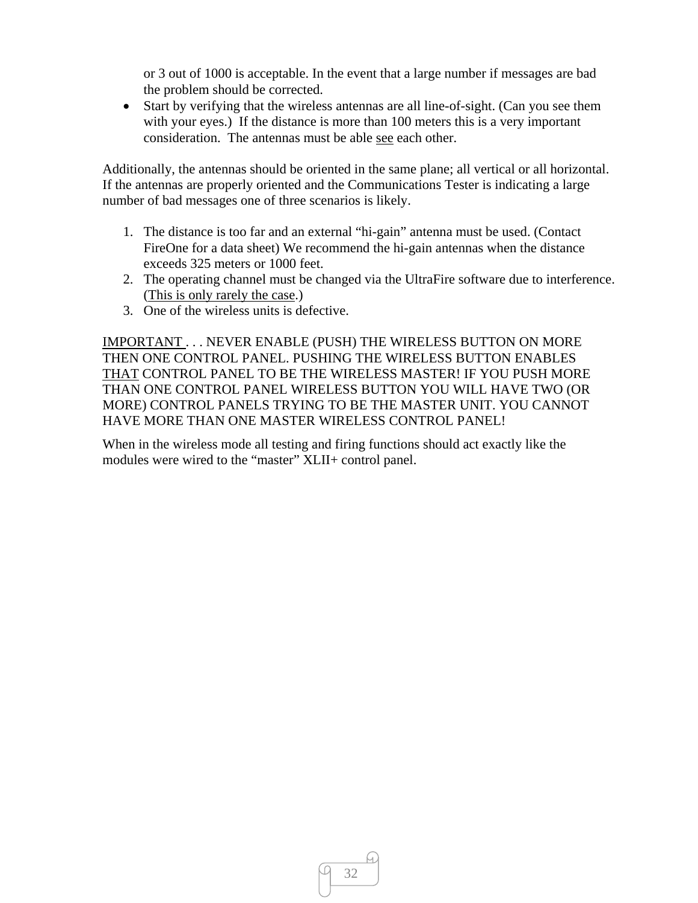or 3 out of 1000 is acceptable. In the event that a large number if messages are bad the problem should be corrected.

- Start by verifying that the wireless antennas are all line-of-sight. (Can you see them with your eyes.)  If the distance is more than 100 meters this is a very important consideration.  The antennas must be able <u>see</u> each other.

Additionally, the antennas should be oriented in the same plane; all vertical or all horizontal. If the antennas are properly oriented and the Communications Tester is indicating a large number of bad messages one of three scenarios is likely.

1. The distance is too far and an external “hi-gain” antenna must be used. (Contact FireOne for a data sheet) We recommend the hi-gain antennas when the distance exceeds 325 meters or 1000 feet.
2. The operating channel must be changed via the UltraFire software due to interference. (<u>This is only rarely the case</u>.)
3. One of the wireless units is defective.

<u>IMPORTANT</u> . . . NEVER ENABLE (PUSH) THE WIRELESS BUTTON ON MORE THEN ONE CONTROL PANEL. PUSHING THE WIRELESS BUTTON ENABLES <u>THAT</u> CONTROL PANEL TO BE THE WIRELESS MASTER! IF YOU PUSH MORE THAN ONE CONTROL PANEL WIRELESS BUTTON YOU WILL HAVE TWO (OR MORE) CONTROL PANELS TRYING TO BE THE MASTER UNIT. YOU CANNOT HAVE MORE THAN ONE MASTER WIRELESS CONTROL PANEL!

When in the wireless mode all testing and firing functions should act exactly like the modules were wired to the “master” XLII+ control panel.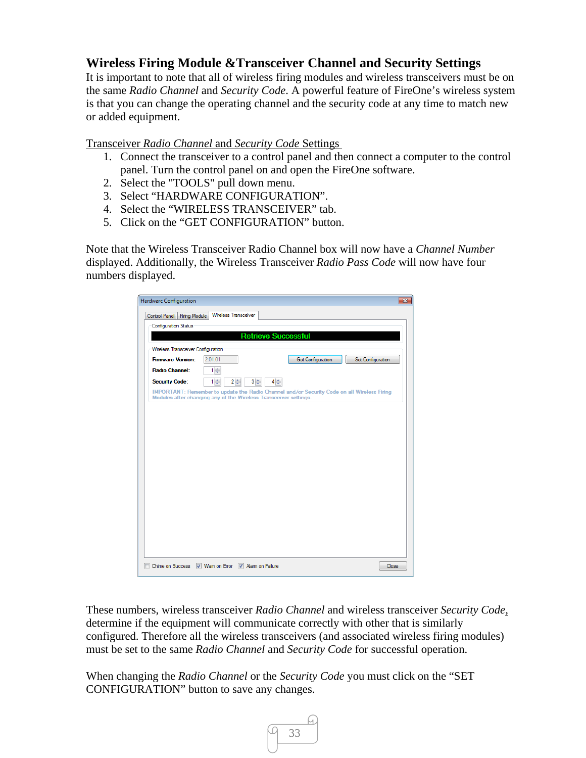## Wireless Firing Module &Transceiver Channel and Security Settings

It is important to note that all of wireless firing modules and wireless transceivers must be on the same *Radio Channel* and *Security Code*. A powerful feature of FireOne's wireless system is that you can change the operating channel and the security code at any time to match new or added equipment.

Transceiver *Radio Channel* and *Security Code* Settings

1. Connect the transceiver to a control panel and then connect a computer to the control panel. Turn the control panel on and open the FireOne software.
2. Select the "TOOLS" pull down menu.
3. Select "HARDWARE CONFIGURATION".
4. Select the "WIRELESS TRANSCEIVER" tab.
5. Click on the "GET CONFIGURATION" button.

Note that the Wireless Transceiver Radio Channel box will now have a *Channel Number* displayed. Additionally, the Wireless Transceiver *Radio Pass Code* will now have four numbers displayed.

These numbers, wireless transceiver *Radio Channel* and wireless transceiver *Security Code*, determine if the equipment will communicate correctly with other that is similarly configured. Therefore all the wireless transceivers (and associated wireless firing modules) must be set to the same *Radio Channel* and *Security Code* for successful operation.

When changing the *Radio Channel* or the *Security Code* you must click on the "SET CONFIGURATION" button to save any changes.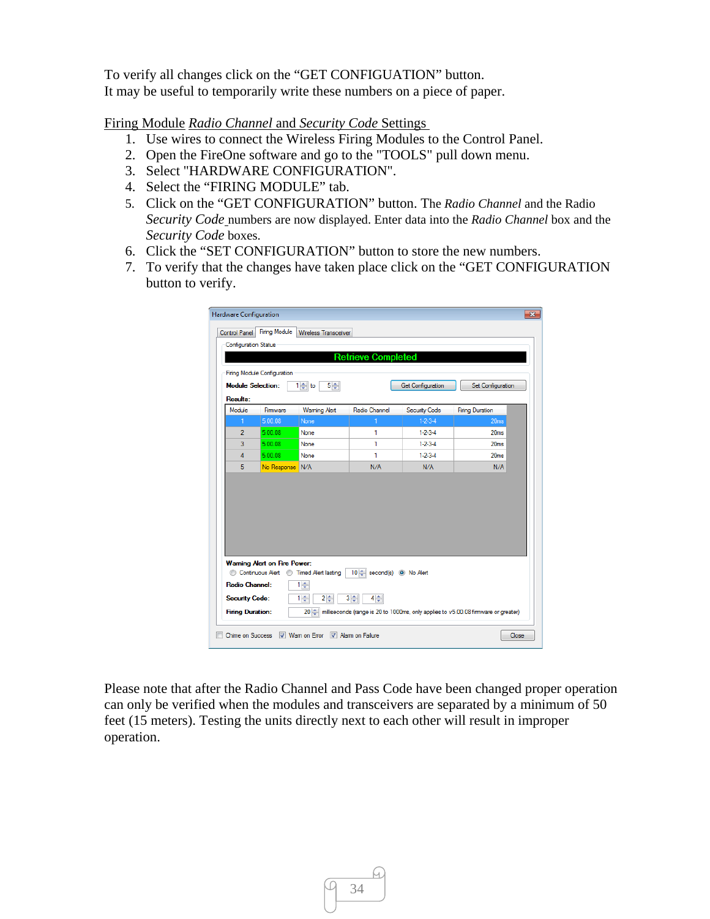To verify all changes click on the "GET CONFIGUATION" button.
It may be useful to temporarily write these numbers on a piece of paper.

Firing Module *Radio Channel* and *Security Code* Settings

1. Use wires to connect the Wireless Firing Modules to the Control Panel.
2. Open the FireOne software and go to the "TOOLS" pull down menu.
3. Select "HARDWARE CONFIGURATION".
4. Select the "FIRING MODULE" tab.
5. Click on the "GET CONFIGURATION" button. The *Radio Channel* and the Radio *Security Code* numbers are now displayed. Enter data into the *Radio Channel* box and the *Security Code* boxes.
6. Click the "SET CONFIGURATION" button to store the new numbers.
7. To verify that the changes have taken place click on the "GET CONFIGURATION button to verify.

Hardware Configuration

Control Panel | Firing Module | Wireless Transceiver

Configuration Status

Retrieve Completed

Firing Module Configuration

**Module Selection:** 1 to 5 — Get Configuration — Set Configuration

**Results:**

| Module | Firmware | Warning Alert | Radio Channel | Security Code | Firing Duration |
|---|---|---|---|---|---|
| 1 | 5.00.08 | None | 1 | 1-2-3-4 | 20ms |
| 2 | 5.00.08 | None | 1 | 1-2-3-4 | 20ms |
| 3 | 5.00.08 | None | 1 | 1-2-3-4 | 20ms |
| 4 | 5.00.08 | None | 1 | 1-2-3-4 | 20ms |
| 5 | No Response | N/A | N/A | N/A | N/A |

**Warning Alert on Fire Power:** Continuous Alert / Timed Alert lasting 10 second(s) / No Alert

**Radio Channel:** 1

**Security Code:** 1 2 3 4

**Firing Duration:** 20 milliseconds (range is 20 to 1000ms, only applies to v5.00.08 firmware or greater)

Chime on Success | Warn on Error | Alarm on Failure | Close

Please note that after the Radio Channel and Pass Code have been changed proper operation can only be verified when the modules and transceivers are separated by a minimum of 50 feet (15 meters). Testing the units directly next to each other will result in improper operation.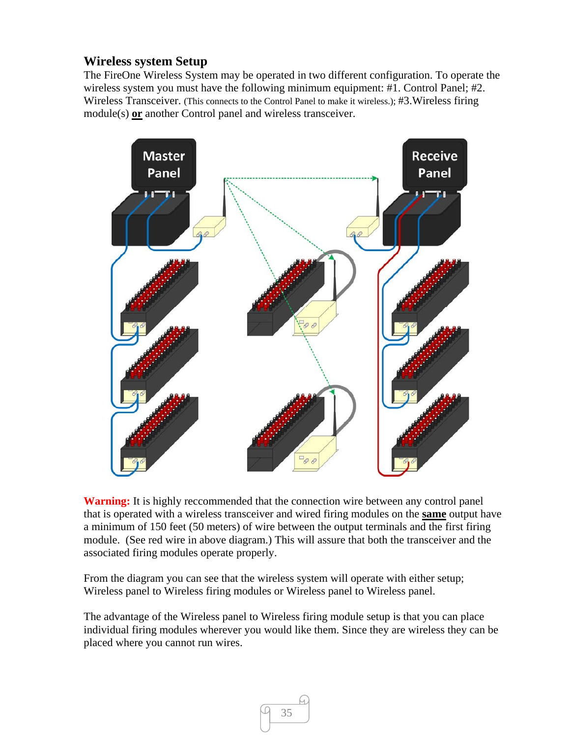## Wireless system Setup

The FireOne Wireless System may be operated in two different configuration. To operate the wireless system you must have the following minimum equipment: #1. Control Panel; #2. Wireless Transceiver. (This connects to the Control Panel to make it wireless.); #3.Wireless firing module(s) **or** another Control panel and wireless transceiver.

**Warning:** It is highly reccommended that the connection wire between any control panel that is operated with a wireless transceiver and wired firing modules on the **same** output have a minimum of 150 feet (50 meters) of wire between the output terminals and the first firing module. (See red wire in above diagram.) This will assure that both the transceiver and the associated firing modules operate properly.

From the diagram you can see that the wireless system will operate with either setup; Wireless panel to Wireless firing modules or Wireless panel to Wireless panel.

The advantage of the Wireless panel to Wireless firing module setup is that you can place individual firing modules wherever you would like them. Since they are wireless they can be placed where you cannot run wires.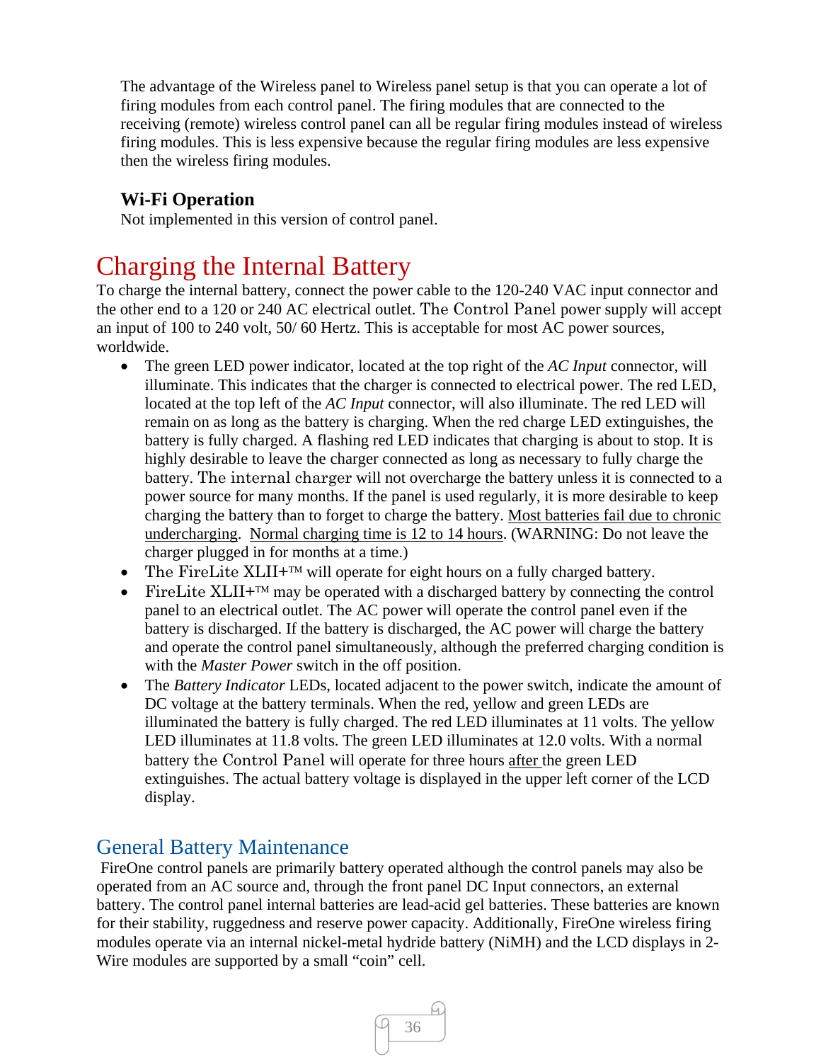The advantage of the Wireless panel to Wireless panel setup is that you can operate a lot of firing modules from each control panel. The firing modules that are connected to the receiving (remote) wireless control panel can all be regular firing modules instead of wireless firing modules. This is less expensive because the regular firing modules are less expensive then the wireless firing modules.

### Wi-Fi Operation

Not implemented in this version of control panel.

# Charging the Internal Battery

To charge the internal battery, connect the power cable to the 120-240 VAC input connector and the other end to a 120 or 240 AC electrical outlet. The Control Panel power supply will accept an input of 100 to 240 volt, 50/ 60 Hertz. This is acceptable for most AC power sources, worldwide.

- The green LED power indicator, located at the top right of the *AC Input* connector, will illuminate. This indicates that the charger is connected to electrical power. The red LED, located at the top left of the *AC Input* connector, will also illuminate. The red LED will remain on as long as the battery is charging. When the red charge LED extinguishes, the battery is fully charged. A flashing red LED indicates that charging is about to stop. It is highly desirable to leave the charger connected as long as necessary to fully charge the battery. The internal charger will not overcharge the battery unless it is connected to a power source for many months. If the panel is used regularly, it is more desirable to keep charging the battery than to forget to charge the battery. Most batteries fail due to chronic undercharging. Normal charging time is 12 to 14 hours. (WARNING: Do not leave the charger plugged in for months at a time.)
- The FireLite XLII+™ will operate for eight hours on a fully charged battery.
- FireLite XLII+™ may be operated with a discharged battery by connecting the control panel to an electrical outlet. The AC power will operate the control panel even if the battery is discharged. If the battery is discharged, the AC power will charge the battery and operate the control panel simultaneously, although the preferred charging condition is with the *Master Power* switch in the off position.
- The *Battery Indicator* LEDs, located adjacent to the power switch, indicate the amount of DC voltage at the battery terminals. When the red, yellow and green LEDs are illuminated the battery is fully charged. The red LED illuminates at 11 volts. The yellow LED illuminates at 11.8 volts. The green LED illuminates at 12.0 volts. With a normal battery the Control Panel will operate for three hours after the green LED extinguishes. The actual battery voltage is displayed in the upper left corner of the LCD display.

## General Battery Maintenance

FireOne control panels are primarily battery operated although the control panels may also be operated from an AC source and, through the front panel DC Input connectors, an external battery. The control panel internal batteries are lead-acid gel batteries. These batteries are known for their stability, ruggedness and reserve power capacity. Additionally, FireOne wireless firing modules operate via an internal nickel-metal hydride battery (NiMH) and the LCD displays in 2-Wire modules are supported by a small “coin” cell.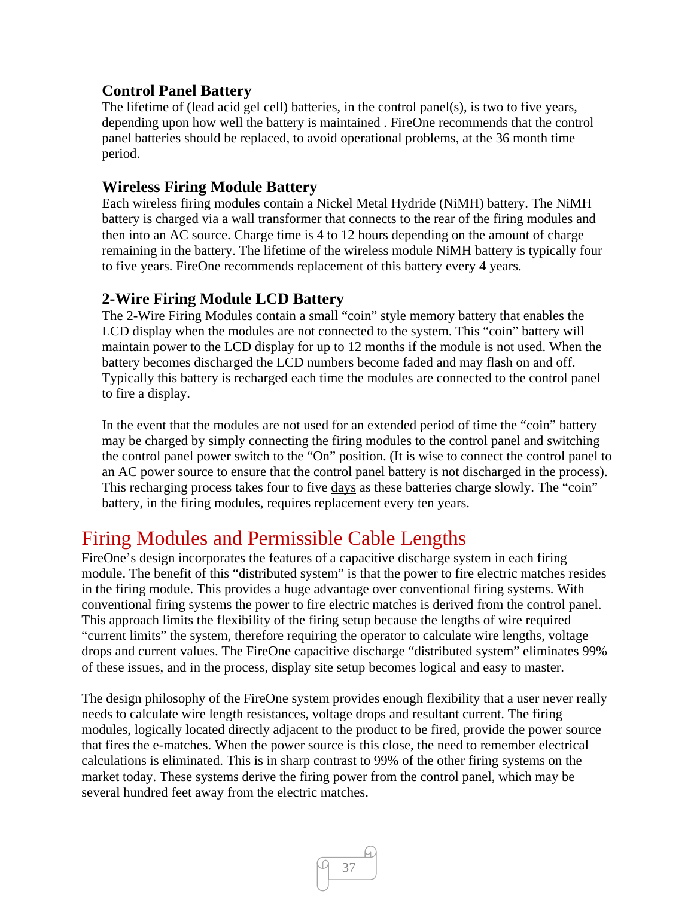### Control Panel Battery

The lifetime of (lead acid gel cell) batteries, in the control panel(s), is two to five years, depending upon how well the battery is maintained . FireOne recommends that the control panel batteries should be replaced, to avoid operational problems, at the 36 month time period.

### Wireless Firing Module Battery

Each wireless firing modules contain a Nickel Metal Hydride (NiMH) battery. The NiMH battery is charged via a wall transformer that connects to the rear of the firing modules and then into an AC source. Charge time is 4 to 12 hours depending on the amount of charge remaining in the battery. The lifetime of the wireless module NiMH battery is typically four to five years. FireOne recommends replacement of this battery every 4 years.

### 2-Wire Firing Module LCD Battery

The 2-Wire Firing Modules contain a small "coin" style memory battery that enables the LCD display when the modules are not connected to the system. This "coin" battery will maintain power to the LCD display for up to 12 months if the module is not used. When the battery becomes discharged the LCD numbers become faded and may flash on and off. Typically this battery is recharged each time the modules are connected to the control panel to fire a display.

In the event that the modules are not used for an extended period of time the "coin" battery may be charged by simply connecting the firing modules to the control panel and switching the control panel power switch to the "On" position. (It is wise to connect the control panel to an AC power source to ensure that the control panel battery is not discharged in the process). This recharging process takes four to five <u>days</u> as these batteries charge slowly. The "coin" battery, in the firing modules, requires replacement every ten years.

## Firing Modules and Permissible Cable Lengths

FireOne's design incorporates the features of a capacitive discharge system in each firing module. The benefit of this "distributed system" is that the power to fire electric matches resides in the firing module. This provides a huge advantage over conventional firing systems. With conventional firing systems the power to fire electric matches is derived from the control panel. This approach limits the flexibility of the firing setup because the lengths of wire required "current limits" the system, therefore requiring the operator to calculate wire lengths, voltage drops and current values. The FireOne capacitive discharge "distributed system" eliminates 99% of these issues, and in the process, display site setup becomes logical and easy to master.

The design philosophy of the FireOne system provides enough flexibility that a user never really needs to calculate wire length resistances, voltage drops and resultant current. The firing modules, logically located directly adjacent to the product to be fired, provide the power source that fires the e-matches. When the power source is this close, the need to remember electrical calculations is eliminated. This is in sharp contrast to 99% of the other firing systems on the market today. These systems derive the firing power from the control panel, which may be several hundred feet away from the electric matches.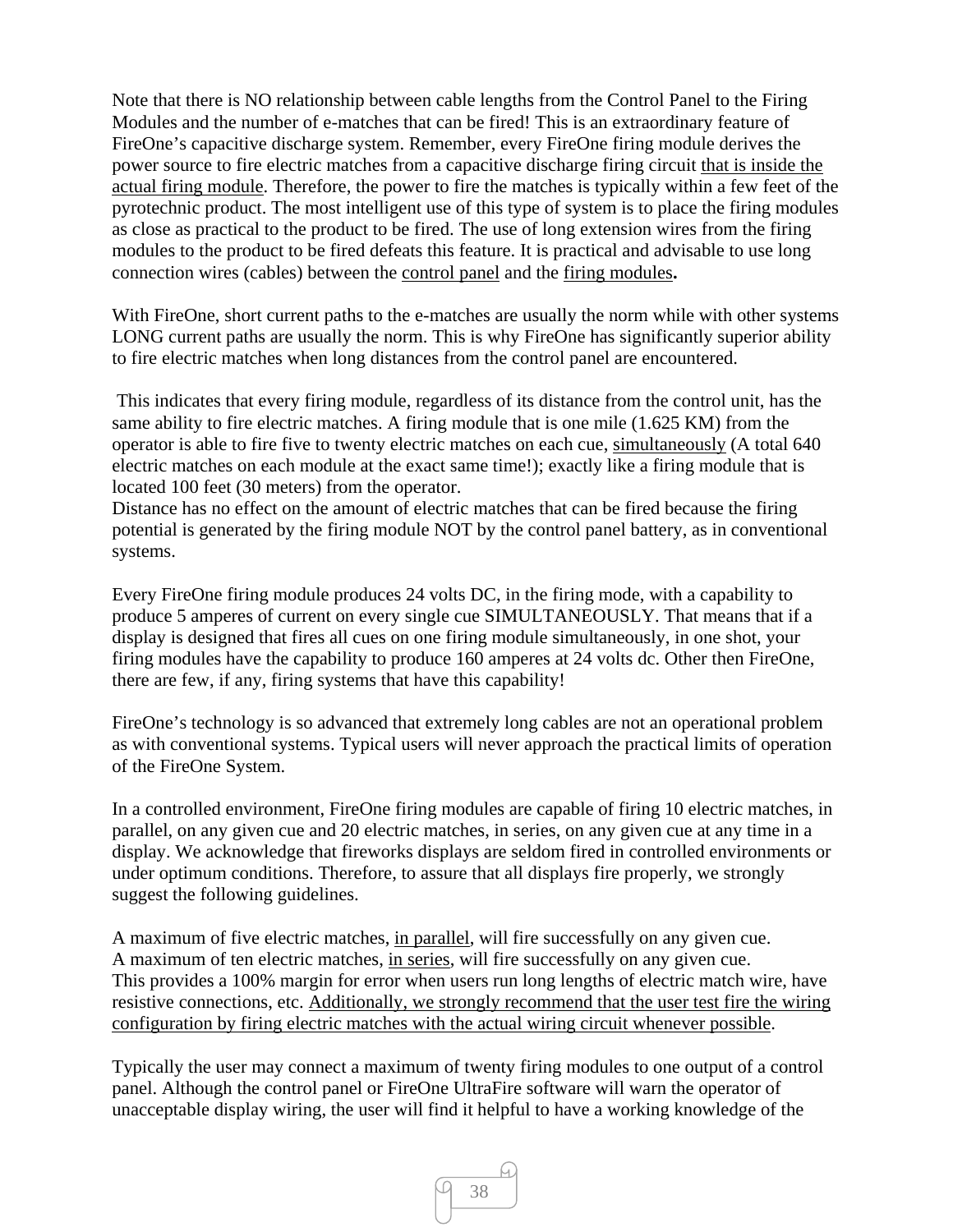Note that there is NO relationship between cable lengths from the Control Panel to the Firing Modules and the number of e-matches that can be fired! This is an extraordinary feature of FireOne's capacitive discharge system. Remember, every FireOne firing module derives the power source to fire electric matches from a capacitive discharge firing circuit <u>that is inside the actual firing module</u>. Therefore, the power to fire the matches is typically within a few feet of the pyrotechnic product. The most intelligent use of this type of system is to place the firing modules as close as practical to the product to be fired. The use of long extension wires from the firing modules to the product to be fired defeats this feature. It is practical and advisable to use long connection wires (cables) between the <u>control panel</u> and the <u>firing modules</u>**.**

With FireOne, short current paths to the e-matches are usually the norm while with other systems LONG current paths are usually the norm. This is why FireOne has significantly superior ability to fire electric matches when long distances from the control panel are encountered.

This indicates that every firing module, regardless of its distance from the control unit, has the same ability to fire electric matches. A firing module that is one mile (1.625 KM) from the operator is able to fire five to twenty electric matches on each cue, <u>simultaneously</u> (A total 640 electric matches on each module at the exact same time!); exactly like a firing module that is located 100 feet (30 meters) from the operator.
Distance has no effect on the amount of electric matches that can be fired because the firing potential is generated by the firing module NOT by the control panel battery, as in conventional systems.

Every FireOne firing module produces 24 volts DC, in the firing mode, with a capability to produce 5 amperes of current on every single cue SIMULTANEOUSLY. That means that if a display is designed that fires all cues on one firing module simultaneously, in one shot, your firing modules have the capability to produce 160 amperes at 24 volts dc. Other then FireOne, there are few, if any, firing systems that have this capability!

FireOne's technology is so advanced that extremely long cables are not an operational problem as with conventional systems. Typical users will never approach the practical limits of operation of the FireOne System.

In a controlled environment, FireOne firing modules are capable of firing 10 electric matches, in parallel, on any given cue and 20 electric matches, in series, on any given cue at any time in a display. We acknowledge that fireworks displays are seldom fired in controlled environments or under optimum conditions. Therefore, to assure that all displays fire properly, we strongly suggest the following guidelines.

A maximum of five electric matches, <u>in parallel</u>, will fire successfully on any given cue.
A maximum of ten electric matches, <u>in series</u>, will fire successfully on any given cue.
This provides a 100% margin for error when users run long lengths of electric match wire, have resistive connections, etc. <u>Additionally, we strongly recommend that the user test fire the wiring configuration by firing electric matches with the actual wiring circuit whenever possible</u>.

Typically the user may connect a maximum of twenty firing modules to one output of a control panel. Although the control panel or FireOne UltraFire software will warn the operator of unacceptable display wiring, the user will find it helpful to have a working knowledge of the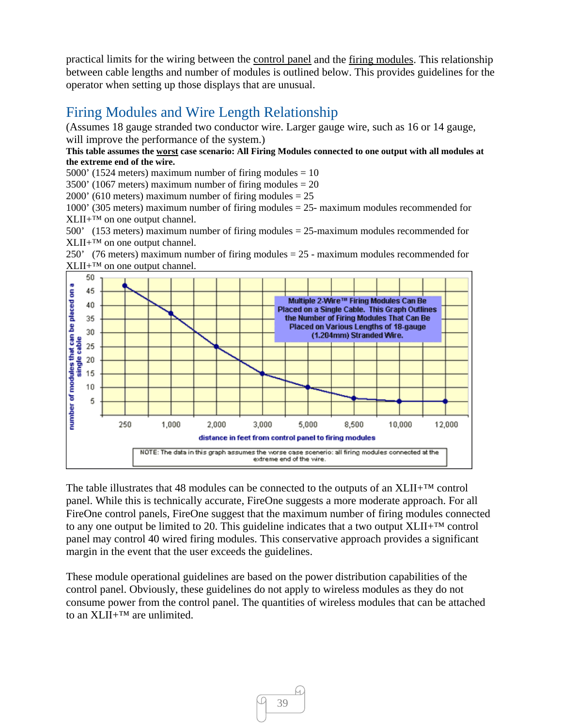practical limits for the wiring between the control panel and the firing modules. This relationship between cable lengths and number of modules is outlined below. This provides guidelines for the operator when setting up those displays that are unusual.

## Firing Modules and Wire Length Relationship

(Assumes 18 gauge stranded two conductor wire. Larger gauge wire, such as 16 or 14 gauge, will improve the performance of the system.)

**This table assumes the worst case scenario: All Firing Modules connected to one output with all modules at the extreme end of the wire.**

5000' (1524 meters) maximum number of firing modules = 10
3500' (1067 meters) maximum number of firing modules = 20
2000' (610 meters) maximum number of firing modules = 25
1000' (305 meters) maximum number of firing modules = 25- maximum modules recommended for XLII+™ on one output channel.
500' (153 meters) maximum number of firing modules = 25-maximum modules recommended for XLII+™ on one output channel.
250' (76 meters) maximum number of firing modules = 25 - maximum modules recommended for XLII+™ on one output channel.

Multiple 2-Wire™ Firing Modules Can Be Placed on a Single Cable. This Graph Outlines the Number of Firing Modules That Can Be Placed on Various Lengths of 18-gauge (1.204mm) Stranded Wire.

| distance in feet from control panel to firing modules | number of modules that can be placed on a single cable |
|---|---|
| 250 | 47 |
| 1,000 | 37 |
| 2,000 | 25 |
| 3,000 | 15 |
| 5,000 | 10 |
| 8,500 | 6 |
| 10,000 | 5 |
| 12,000 | 5 |

NOTE: The data in this graph assumes the worse case scenerio: all firing modules connected at the extreme end of the wire.

The table illustrates that 48 modules can be connected to the outputs of an XLII+™ control panel. While this is technically accurate, FireOne suggests a more moderate approach. For all FireOne control panels, FireOne suggest that the maximum number of firing modules connected to any one output be limited to 20. This guideline indicates that a two output XLII+™ control panel may control 40 wired firing modules. This conservative approach provides a significant margin in the event that the user exceeds the guidelines.

These module operational guidelines are based on the power distribution capabilities of the control panel. Obviously, these guidelines do not apply to wireless modules as they do not consume power from the control panel. The quantities of wireless modules that can be attached to an XLII+™ are unlimited.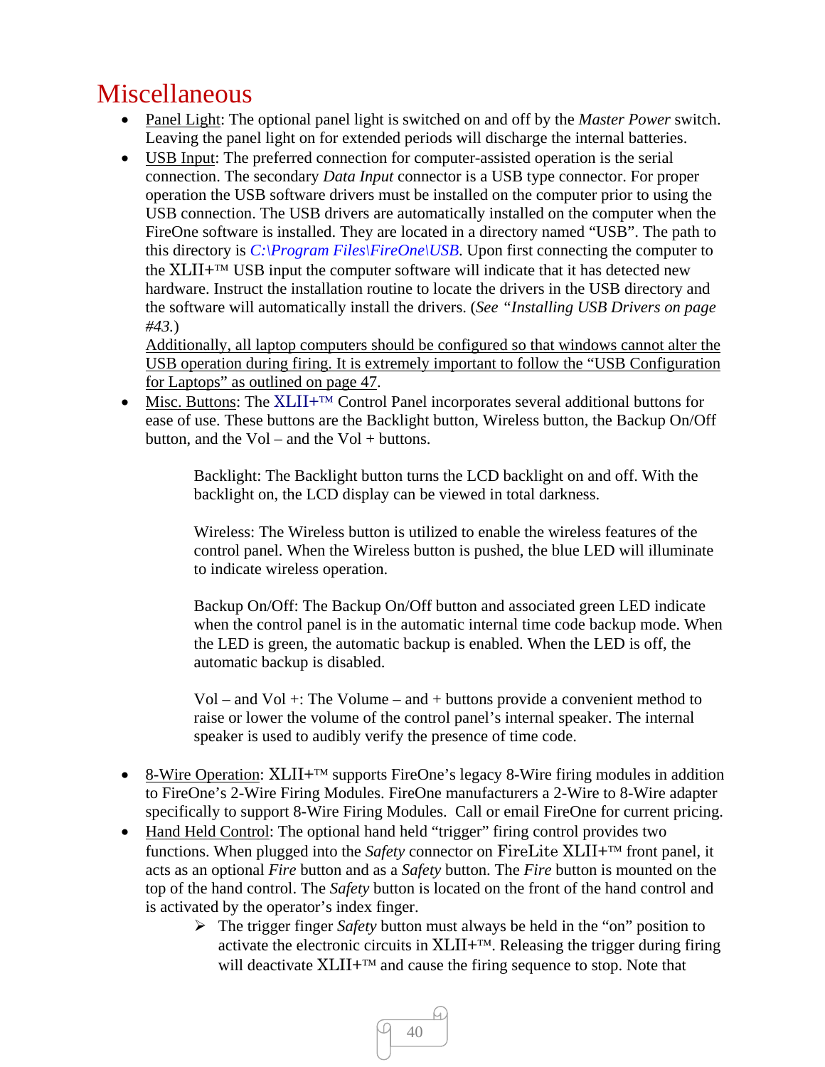# Miscellaneous

- Panel Light: The optional panel light is switched on and off by the *Master Power* switch. Leaving the panel light on for extended periods will discharge the internal batteries.
- USB Input: The preferred connection for computer-assisted operation is the serial connection. The secondary *Data Input* connector is a USB type connector. For proper operation the USB software drivers must be installed on the computer prior to using the USB connection. The USB drivers are automatically installed on the computer when the FireOne software is installed. They are located in a directory named "USB". The path to this directory is *C:\Program Files\FireOne\USB*. Upon first connecting the computer to the XLII+™ USB input the computer software will indicate that it has detected new hardware. Instruct the installation routine to locate the drivers in the USB directory and the software will automatically install the drivers. (*See "Installing USB Drivers on page #43.*)

  Additionally, all laptop computers should be configured so that windows cannot alter the USB operation during firing. It is extremely important to follow the "USB Configuration for Laptops" as outlined on page 47.
- Misc. Buttons: The XLII+™ Control Panel incorporates several additional buttons for ease of use. These buttons are the Backlight button, Wireless button, the Backup On/Off button, and the Vol – and the Vol + buttons.

  Backlight: The Backlight button turns the LCD backlight on and off. With the backlight on, the LCD display can be viewed in total darkness.

  Wireless: The Wireless button is utilized to enable the wireless features of the control panel. When the Wireless button is pushed, the blue LED will illuminate to indicate wireless operation.

  Backup On/Off: The Backup On/Off button and associated green LED indicate when the control panel is in the automatic internal time code backup mode. When the LED is green, the automatic backup is enabled. When the LED is off, the automatic backup is disabled.

  Vol – and Vol +: The Volume – and + buttons provide a convenient method to raise or lower the volume of the control panel's internal speaker. The internal speaker is used to audibly verify the presence of time code.

- 8-Wire Operation: XLII+™ supports FireOne's legacy 8-Wire firing modules in addition to FireOne's 2-Wire Firing Modules. FireOne manufacturers a 2-Wire to 8-Wire adapter specifically to support 8-Wire Firing Modules. Call or email FireOne for current pricing.
- Hand Held Control: The optional hand held "trigger" firing control provides two functions. When plugged into the *Safety* connector on FireLite XLII+™ front panel, it acts as an optional *Fire* button and as a *Safety* button. The *Fire* button is mounted on the top of the hand control. The *Safety* button is located on the front of the hand control and is activated by the operator's index finger.
  - The trigger finger *Safety* button must always be held in the "on" position to activate the electronic circuits in XLII+™. Releasing the trigger during firing will deactivate XLII+™ and cause the firing sequence to stop. Note that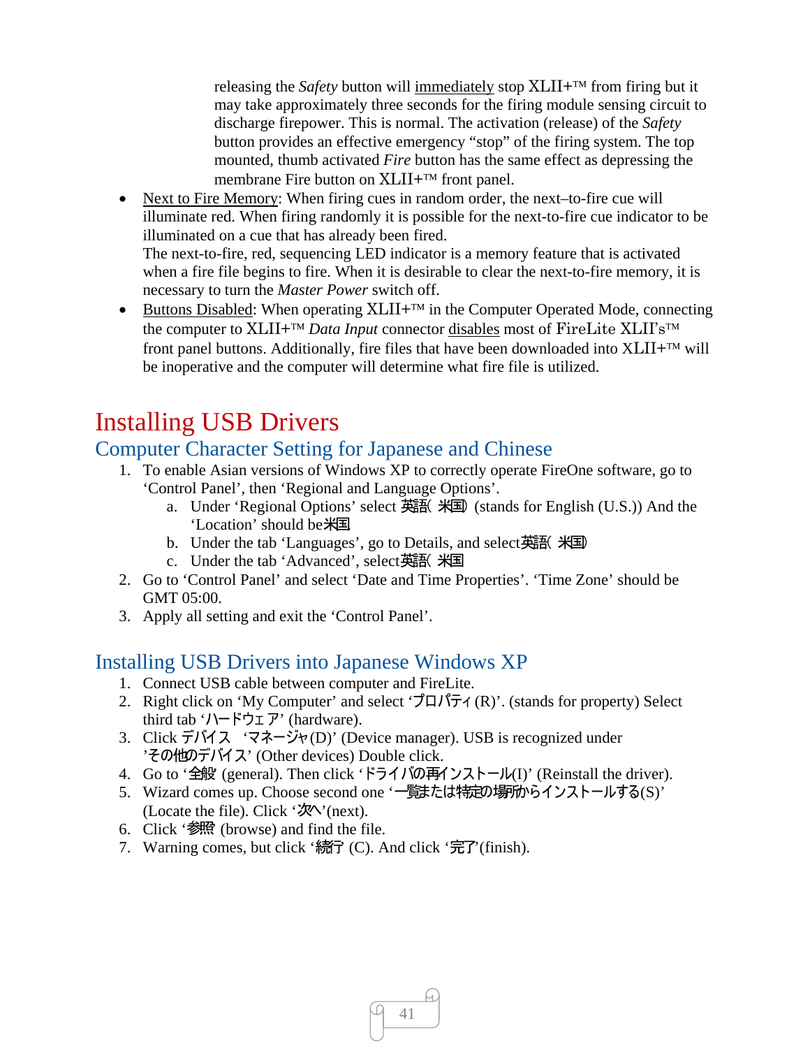releasing the *Safety* button will immediately stop XLII+™ from firing but it may take approximately three seconds for the firing module sensing circuit to discharge firepower. This is normal. The activation (release) of the *Safety* button provides an effective emergency "stop" of the firing system. The top mounted, thumb activated *Fire* button has the same effect as depressing the membrane Fire button on XLII+™ front panel.

- Next to Fire Memory: When firing cues in random order, the next–to-fire cue will illuminate red. When firing randomly it is possible for the next-to-fire cue indicator to be illuminated on a cue that has already been fired.
  The next-to-fire, red, sequencing LED indicator is a memory feature that is activated when a fire file begins to fire. When it is desirable to clear the next-to-fire memory, it is necessary to turn the *Master Power* switch off.
- Buttons Disabled: When operating XLII+™ in the Computer Operated Mode, connecting the computer to XLII+™ *Data Input* connector disables most of FireLite XLII's™ front panel buttons. Additionally, fire files that have been downloaded into XLII+™ will be inoperative and the computer will determine what fire file is utilized.

# Installing USB Drivers

## Computer Character Setting for Japanese and Chinese

1. To enable Asian versions of Windows XP to correctly operate FireOne software, go to 'Control Panel', then 'Regional and Language Options'.
   a. Under 'Regional Options' select 英語(米国) (stands for English (U.S.)) And the 'Location' should be米国
   b. Under the tab 'Languages', go to Details, and select英語(米国)
   c. Under the tab 'Advanced', select英語(米国
2. Go to 'Control Panel' and select 'Date and Time Properties'. 'Time Zone' should be GMT 05:00.
3. Apply all setting and exit the 'Control Panel'.

## Installing USB Drivers into Japanese Windows XP

1. Connect USB cable between computer and FireLite.
2. Right click on 'My Computer' and select 'プロパティ (R)'. (stands for property) Select third tab 'ハードウェア' (hardware).
3. Click デバイス 'マネージャ(D)' (Device manager). USB is recognized under 'その他のデバイス' (Other devices) Double click.
4. Go to '全般 (general). Then click 'ドライバの再インストール(I)' (Reinstall the driver).
5. Wizard comes up. Choose second one '一覧または特定の場所からインストールする(S)' (Locate the file). Click '次へ'(next).
6. Click '参照 (browse) and find the file.
7. Warning comes, but click '続行 (C). And click '完了'(finish).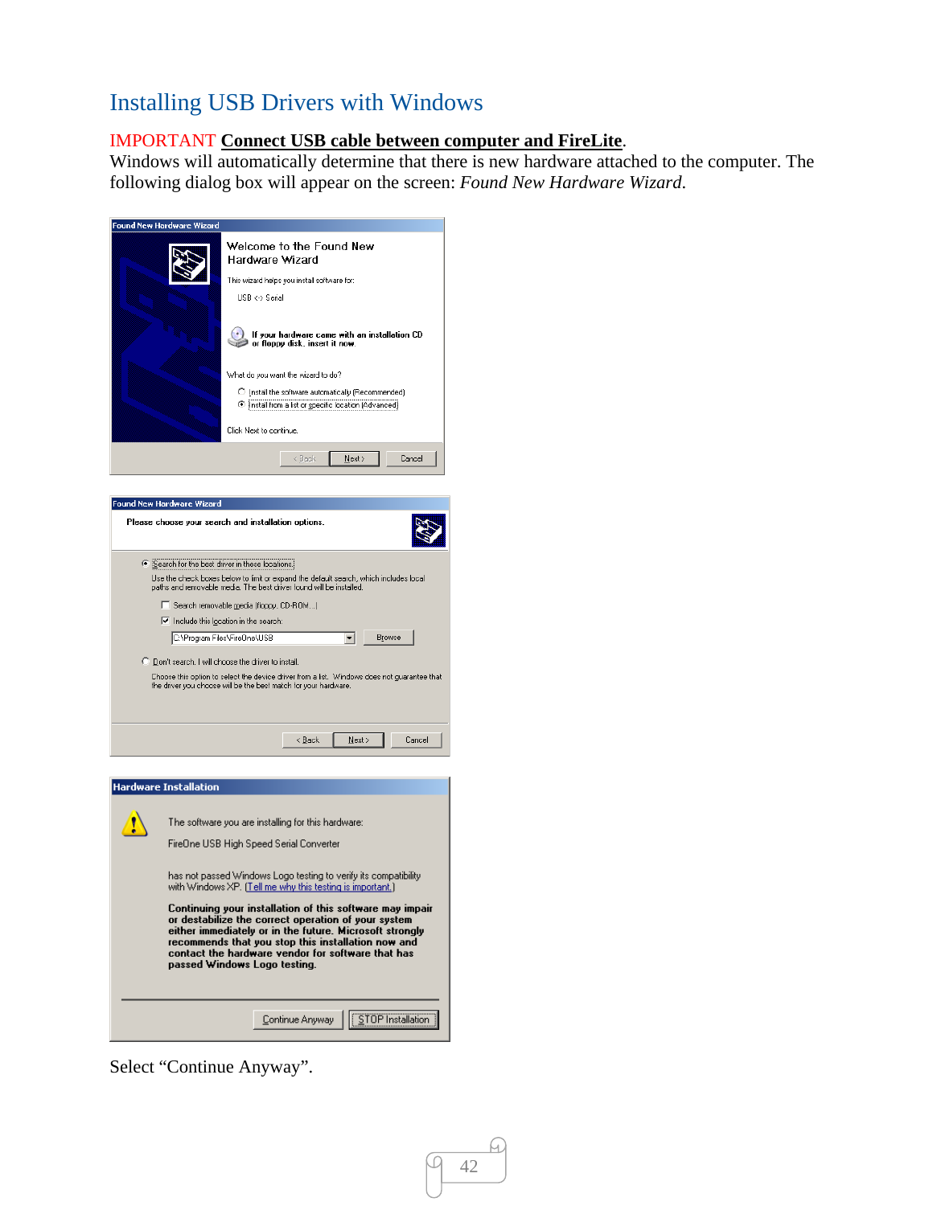# Installing USB Drivers with Windows

IMPORTANT **Connect USB cable between computer and FireLite**.
Windows will automatically determine that there is new hardware attached to the computer. The following dialog box will appear on the screen: *Found New Hardware Wizard*.

Found New Hardware Wizard

Welcome to the Found New Hardware Wizard

This wizard helps you install software for:

USB <-> Serial

If your hardware came with an installation CD or floppy disk, insert it now.

What do you want the wizard to do?

- Install the software automatically (Recommended)
- Install from a list or specific location (Advanced)

Click Next to continue.

< Back | Next > | Cancel

Found New Hardware Wizard

Please choose your search and installation options.

- Search for the best driver in these locations.

  Use the check boxes below to limit or expand the default search, which includes local paths and removable media. The best driver found will be installed.

  - Search removable media (floppy, CD-ROM...)
  - Include this location in the search:

  C:\Program Files\FireOne\USB | Browse

- Don't search. I will choose the driver to install.

  Choose this option to select the device driver from a list. Windows does not guarantee that the driver you choose will be the best match for your hardware.

< Back | Next > | Cancel

Hardware Installation

The software you are installing for this hardware:

FireOne USB High Speed Serial Converter

has not passed Windows Logo testing to verify its compatibility with Windows XP. (Tell me why this testing is important.)

**Continuing your installation of this software may impair or destabilize the correct operation of your system either immediately or in the future. Microsoft strongly recommends that you stop this installation now and contact the hardware vendor for software that has passed Windows Logo testing.**

Continue Anyway | STOP Installation

Select "Continue Anyway".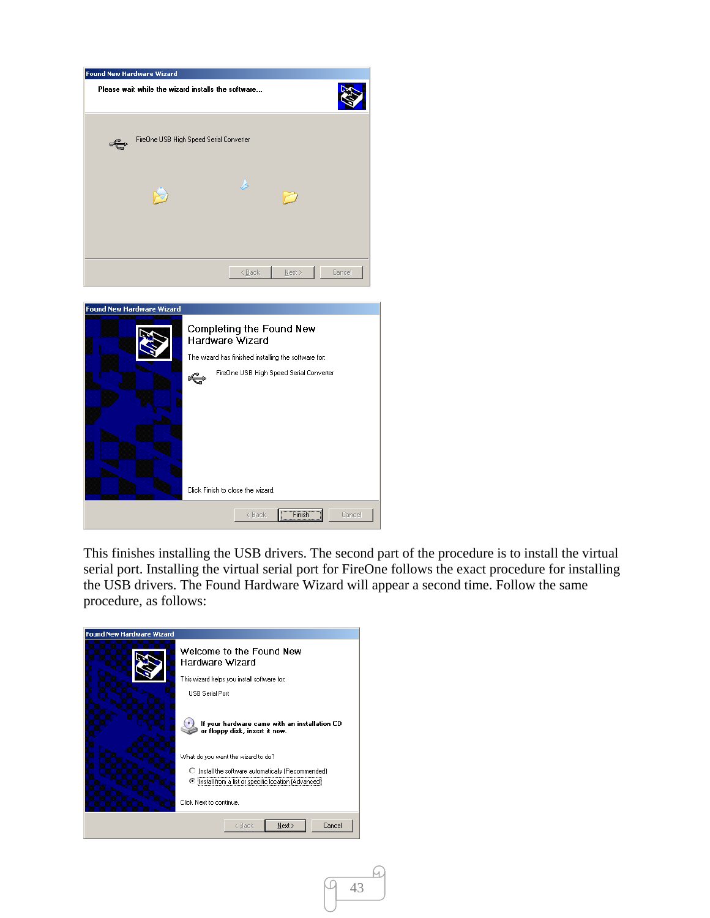This finishes installing the USB drivers. The second part of the procedure is to install the virtual serial port. Installing the virtual serial port for FireOne follows the exact procedure for installing the USB drivers. The Found Hardware Wizard will appear a second time. Follow the same procedure, as follows: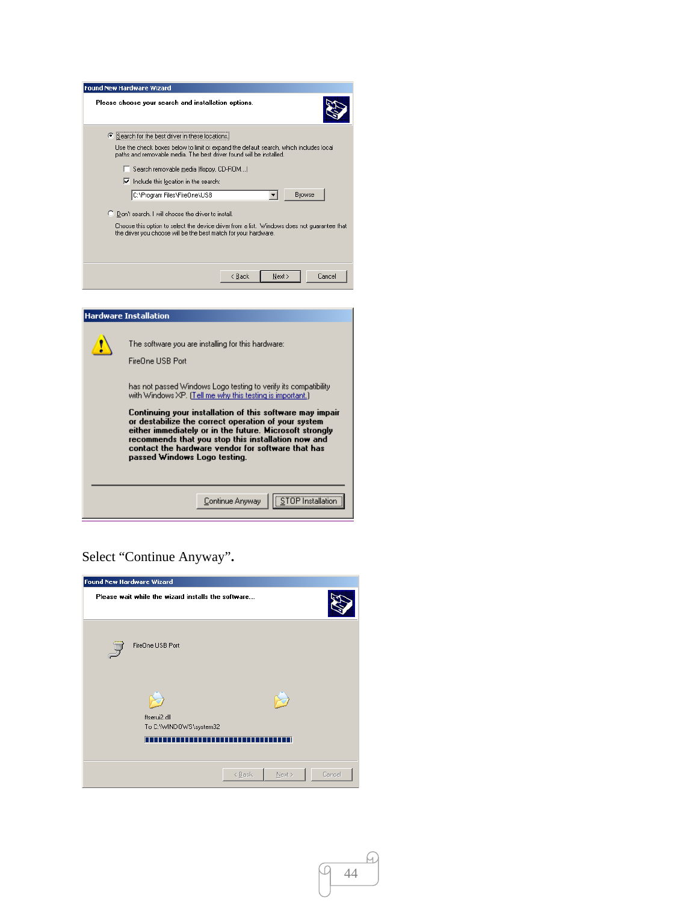**Found New Hardware Wizard**

Please choose your search and installation options.

- (•) Search for the best driver in these locations.

  Use the check boxes below to limit or expand the default search, which includes local paths and removable media. The best driver found will be installed.

  - [ ] Search removable media (floppy, CD-ROM...)
  - [x] Include this location in the search:

    C:\Program Files\FireOne\USB   [Browse]

- ( ) Don't search. I will choose the driver to install.

  Choose this option to select the device driver from a list. Windows does not guarantee that the driver you choose will be the best match for your hardware.

[< Back] [Next >] [Cancel]

**Hardware Installation**

The software you are installing for this hardware:

FireOne USB Port

has not passed Windows Logo testing to verify its compatibility with Windows XP. (Tell me why this testing is important.)

**Continuing your installation of this software may impair or destabilize the correct operation of your system either immediately or in the future. Microsoft strongly recommends that you stop this installation now and contact the hardware vendor for software that has passed Windows Logo testing.**

[Continue Anyway] [STOP Installation]

Select “Continue Anyway”.

**Found New Hardware Wizard**

Please wait while the wizard installs the software...

FireOne USB Port

ftserui2.dll
To C:\WINDOWS\system32

[< Back] [Next >] [Cancel]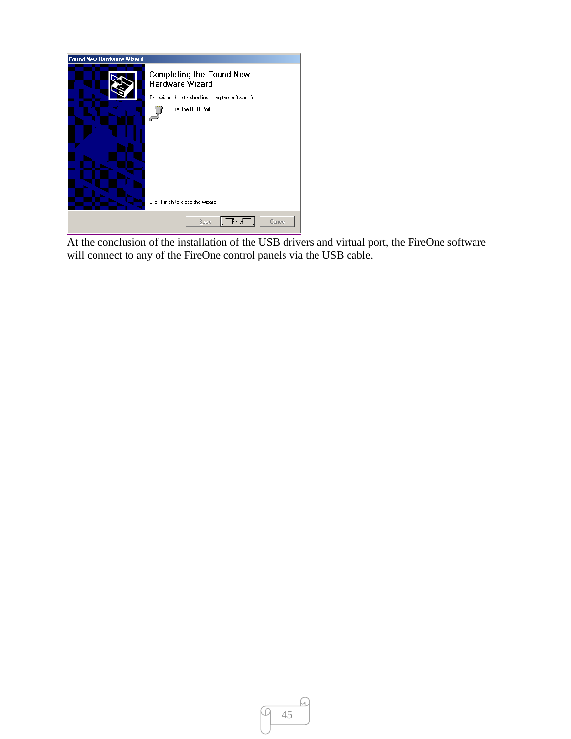At the conclusion of the installation of the USB drivers and virtual port, the FireOne software will connect to any of the FireOne control panels via the USB cable.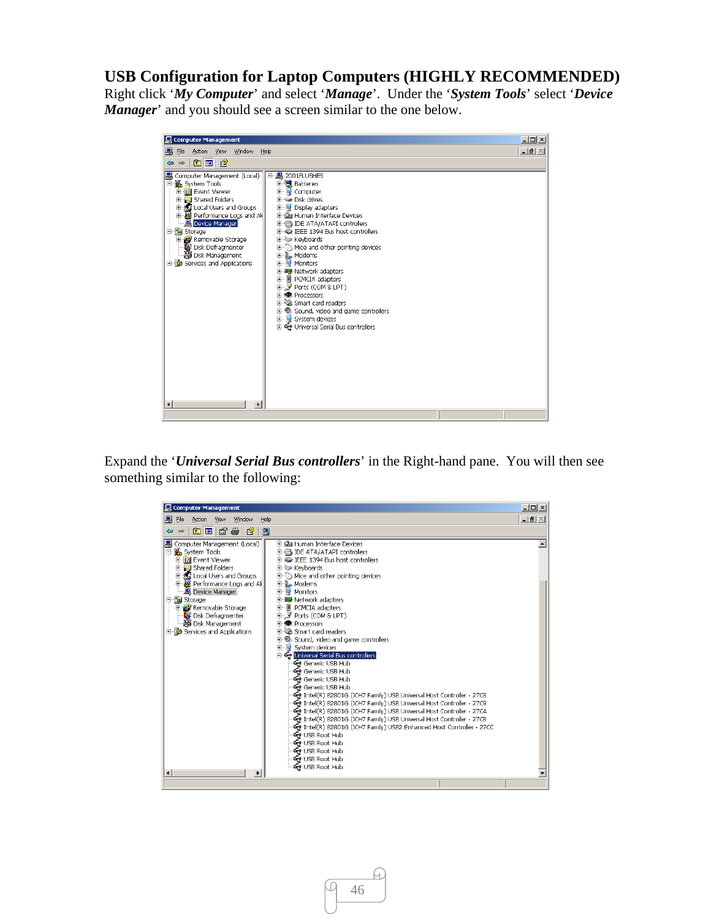## USB Configuration for Laptop Computers (HIGHLY RECOMMENDED)

Right click '***My Computer***' and select '***Manage***'. Under the '***System Tools***' select '***Device Manager***' and you should see a screen similar to the one below.

Expand the '***Universal Serial Bus controllers***' in the Right-hand pane. You will then see something similar to the following: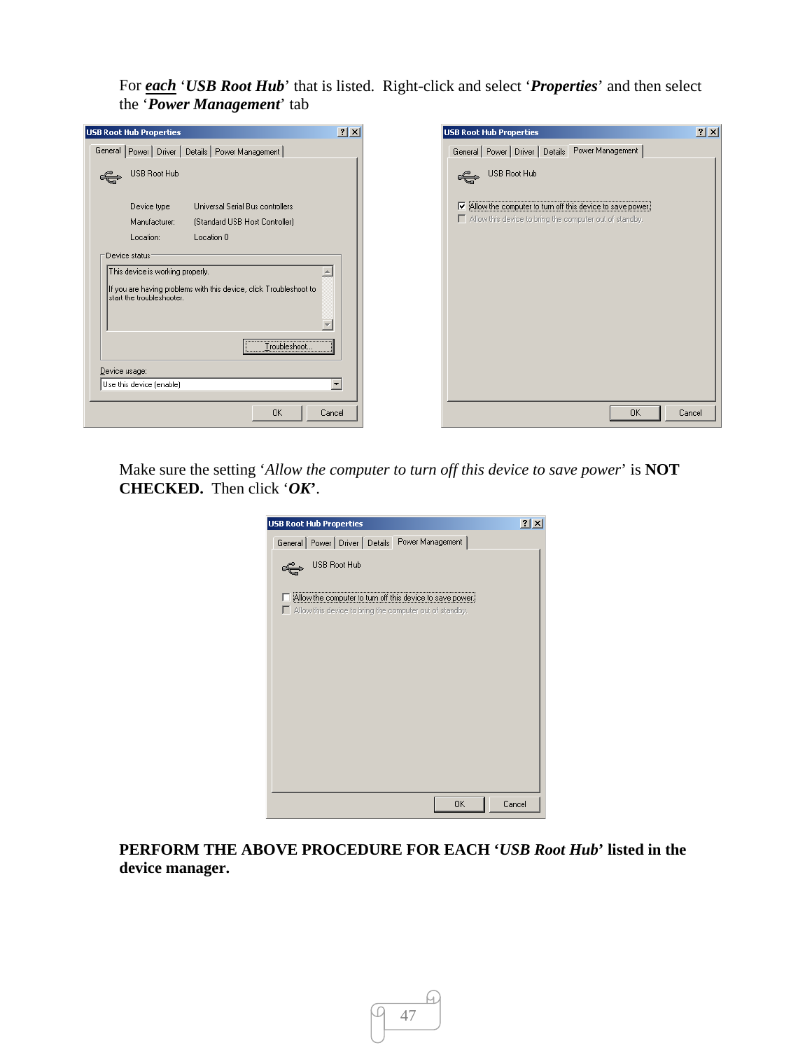For ***each*** '***USB Root Hub***' that is listed. Right-click and select '***Properties***' and then select the '***Power Management***' tab

Make sure the setting '*Allow the computer to turn off this device to save power*' is **NOT CHECKED.** Then click '***OK***'.

**PERFORM THE ABOVE PROCEDURE FOR EACH '*USB Root Hub*' listed in the device manager.**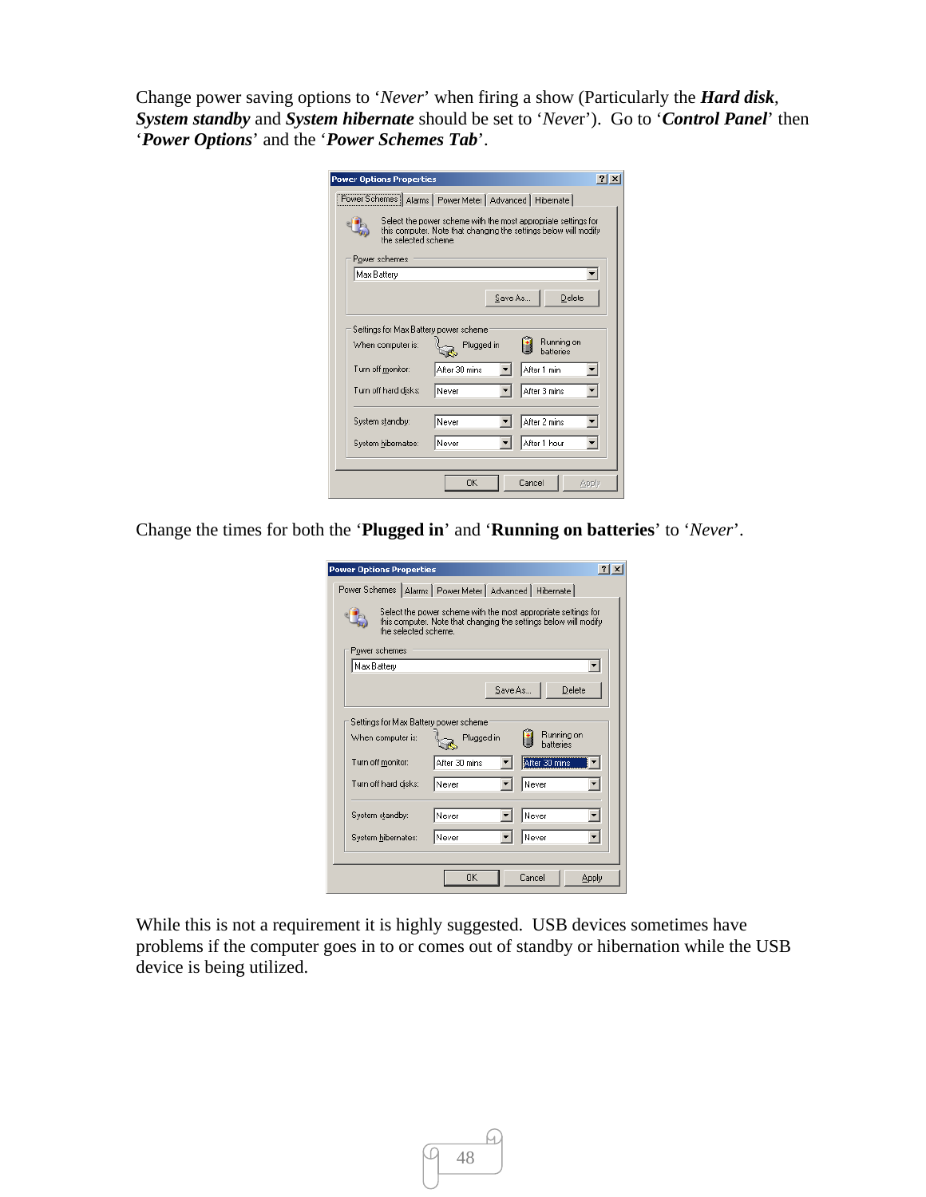Change power saving options to '*Never*' when firing a show (Particularly the ***Hard disk***, ***System standby*** and ***System hibernate*** should be set to '*Never*'). Go to '***Control Panel***' then '***Power Options***' and the '***Power Schemes Tab***'.

Change the times for both the '**Plugged in**' and '**Running on batteries**' to '*Never*'.

While this is not a requirement it is highly suggested. USB devices sometimes have problems if the computer goes in to or comes out of standby or hibernation while the USB device is being utilized.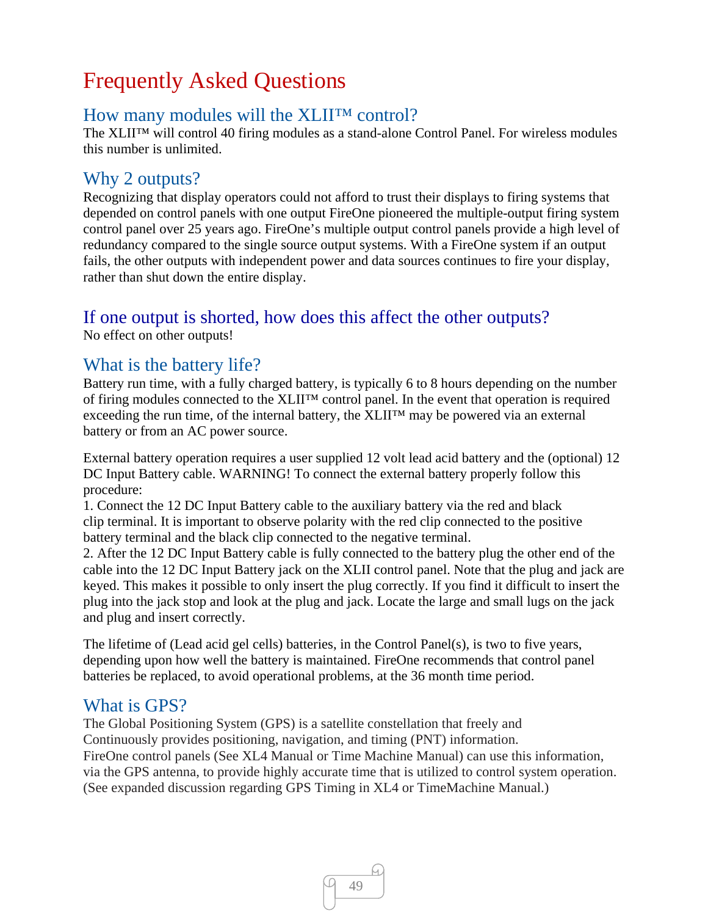# Frequently Asked Questions

## How many modules will the XLII™ control?

The XLII™ will control 40 firing modules as a stand-alone Control Panel. For wireless modules this number is unlimited.

## Why 2 outputs?

Recognizing that display operators could not afford to trust their displays to firing systems that depended on control panels with one output FireOne pioneered the multiple-output firing system control panel over 25 years ago. FireOne's multiple output control panels provide a high level of redundancy compared to the single source output systems. With a FireOne system if an output fails, the other outputs with independent power and data sources continues to fire your display, rather than shut down the entire display.

## If one output is shorted, how does this affect the other outputs?

No effect on other outputs!

## What is the battery life?

Battery run time, with a fully charged battery, is typically 6 to 8 hours depending on the number of firing modules connected to the XLII™ control panel. In the event that operation is required exceeding the run time, of the internal battery, the XLII™ may be powered via an external battery or from an AC power source.

External battery operation requires a user supplied 12 volt lead acid battery and the (optional) 12 DC Input Battery cable. WARNING! To connect the external battery properly follow this procedure:

1. Connect the 12 DC Input Battery cable to the auxiliary battery via the red and black clip terminal. It is important to observe polarity with the red clip connected to the positive battery terminal and the black clip connected to the negative terminal.
2. After the 12 DC Input Battery cable is fully connected to the battery plug the other end of the cable into the 12 DC Input Battery jack on the XLII control panel. Note that the plug and jack are keyed. This makes it possible to only insert the plug correctly. If you find it difficult to insert the plug into the jack stop and look at the plug and jack. Locate the large and small lugs on the jack and plug and insert correctly.

The lifetime of (Lead acid gel cells) batteries, in the Control Panel(s), is two to five years, depending upon how well the battery is maintained. FireOne recommends that control panel batteries be replaced, to avoid operational problems, at the 36 month time period.

## What is GPS?

The Global Positioning System (GPS) is a satellite constellation that freely and Continuously provides positioning, navigation, and timing (PNT) information.
FireOne control panels (See XL4 Manual or Time Machine Manual) can use this information, via the GPS antenna, to provide highly accurate time that is utilized to control system operation. (See expanded discussion regarding GPS Timing in XL4 or TimeMachine Manual.)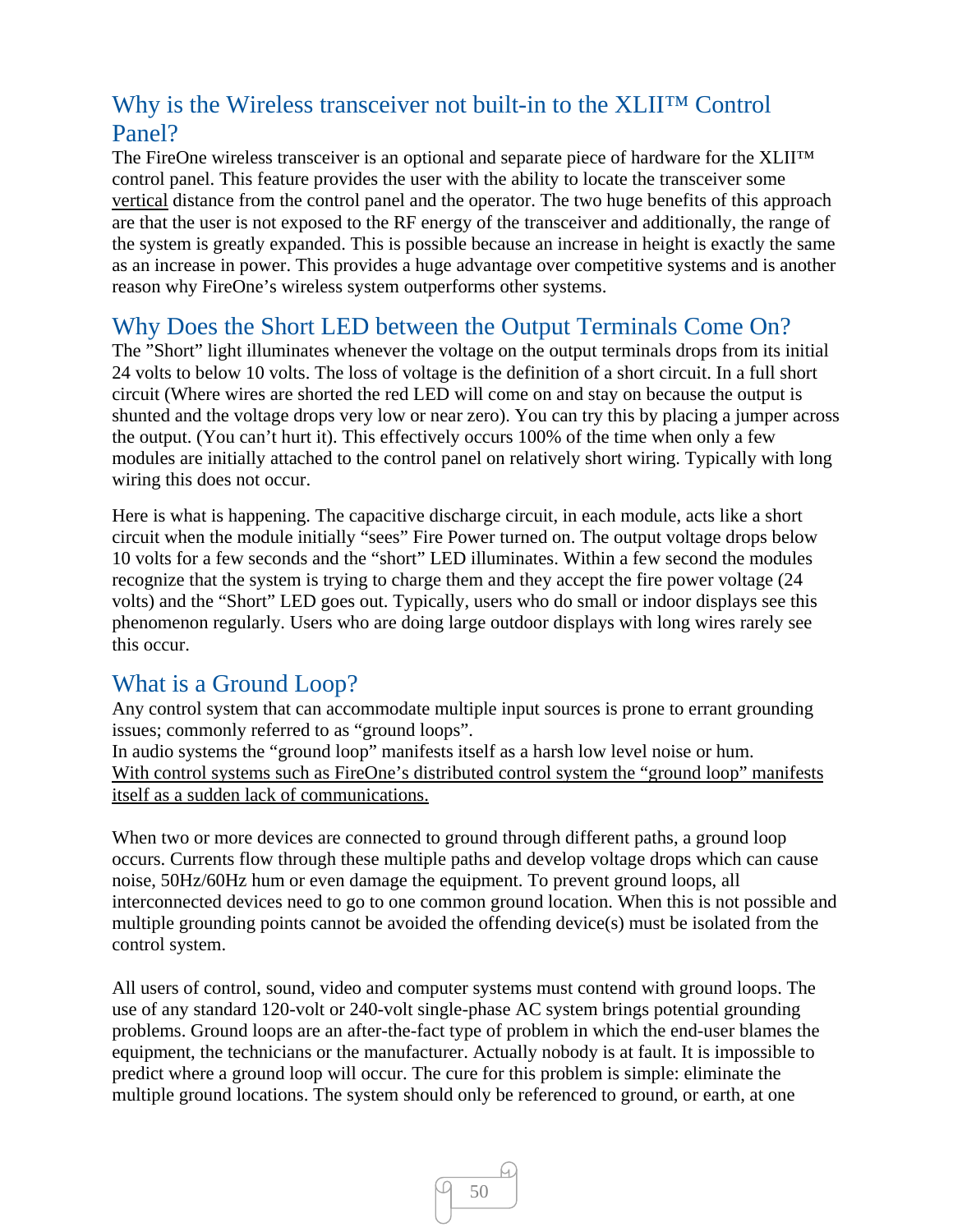## Why is the Wireless transceiver not built-in to the XLII™ Control Panel?

The FireOne wireless transceiver is an optional and separate piece of hardware for the XLII™ control panel. This feature provides the user with the ability to locate the transceiver some <u>vertical</u> distance from the control panel and the operator. The two huge benefits of this approach are that the user is not exposed to the RF energy of the transceiver and additionally, the range of the system is greatly expanded. This is possible because an increase in height is exactly the same as an increase in power. This provides a huge advantage over competitive systems and is another reason why FireOne's wireless system outperforms other systems.

## Why Does the Short LED between the Output Terminals Come On?

The "Short" light illuminates whenever the voltage on the output terminals drops from its initial 24 volts to below 10 volts. The loss of voltage is the definition of a short circuit. In a full short circuit (Where wires are shorted the red LED will come on and stay on because the output is shunted and the voltage drops very low or near zero). You can try this by placing a jumper across the output. (You can't hurt it). This effectively occurs 100% of the time when only a few modules are initially attached to the control panel on relatively short wiring. Typically with long wiring this does not occur.

Here is what is happening. The capacitive discharge circuit, in each module, acts like a short circuit when the module initially "sees" Fire Power turned on. The output voltage drops below 10 volts for a few seconds and the "short" LED illuminates. Within a few second the modules recognize that the system is trying to charge them and they accept the fire power voltage (24 volts) and the "Short" LED goes out. Typically, users who do small or indoor displays see this phenomenon regularly. Users who are doing large outdoor displays with long wires rarely see this occur.

## What is a Ground Loop?

Any control system that can accommodate multiple input sources is prone to errant grounding issues; commonly referred to as "ground loops".
In audio systems the "ground loop" manifests itself as a harsh low level noise or hum.
<u>With control systems such as FireOne's distributed control system the "ground loop" manifests itself as a sudden lack of communications.</u>

When two or more devices are connected to ground through different paths, a ground loop occurs. Currents flow through these multiple paths and develop voltage drops which can cause noise, 50Hz/60Hz hum or even damage the equipment. To prevent ground loops, all interconnected devices need to go to one common ground location. When this is not possible and multiple grounding points cannot be avoided the offending device(s) must be isolated from the control system.

All users of control, sound, video and computer systems must contend with ground loops. The use of any standard 120-volt or 240-volt single-phase AC system brings potential grounding problems. Ground loops are an after-the-fact type of problem in which the end-user blames the equipment, the technicians or the manufacturer. Actually nobody is at fault. It is impossible to predict where a ground loop will occur. The cure for this problem is simple: eliminate the multiple ground locations. The system should only be referenced to ground, or earth, at one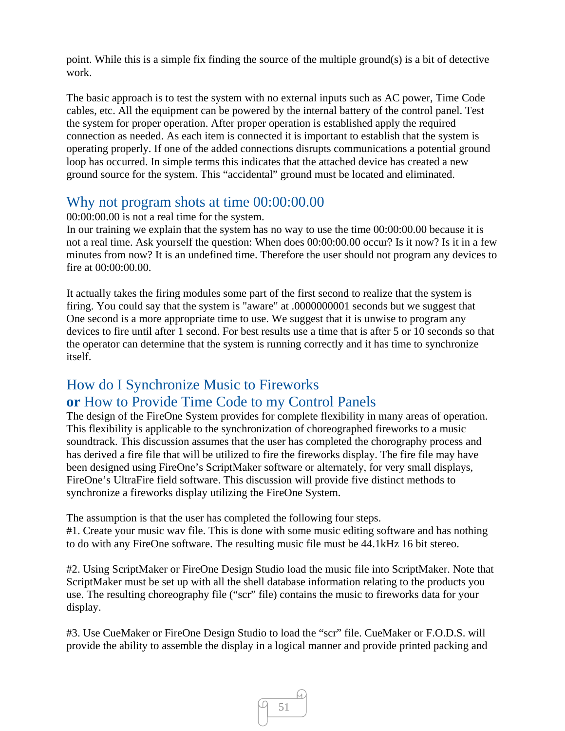point. While this is a simple fix finding the source of the multiple ground(s) is a bit of detective work.

The basic approach is to test the system with no external inputs such as AC power, Time Code cables, etc. All the equipment can be powered by the internal battery of the control panel. Test the system for proper operation. After proper operation is established apply the required connection as needed. As each item is connected it is important to establish that the system is operating properly. If one of the added connections disrupts communications a potential ground loop has occurred. In simple terms this indicates that the attached device has created a new ground source for the system. This "accidental" ground must be located and eliminated.

## Why not program shots at time 00:00:00.00

00:00:00.00 is not a real time for the system.
In our training we explain that the system has no way to use the time 00:00:00.00 because it is not a real time. Ask yourself the question: When does 00:00:00.00 occur? Is it now? Is it in a few minutes from now? It is an undefined time. Therefore the user should not program any devices to fire at 00:00:00.00.

It actually takes the firing modules some part of the first second to realize that the system is firing. You could say that the system is "aware" at .0000000001 seconds but we suggest that One second is a more appropriate time to use. We suggest that it is unwise to program any devices to fire until after 1 second. For best results use a time that is after 5 or 10 seconds so that the operator can determine that the system is running correctly and it has time to synchronize itself.

## How do I Synchronize Music to Fireworks **or** How to Provide Time Code to my Control Panels

The design of the FireOne System provides for complete flexibility in many areas of operation. This flexibility is applicable to the synchronization of choreographed fireworks to a music soundtrack. This discussion assumes that the user has completed the chorography process and has derived a fire file that will be utilized to fire the fireworks display. The fire file may have been designed using FireOne's ScriptMaker software or alternately, for very small displays, FireOne's UltraFire field software. This discussion will provide five distinct methods to synchronize a fireworks display utilizing the FireOne System.

The assumption is that the user has completed the following four steps.
#1. Create your music wav file. This is done with some music editing software and has nothing to do with any FireOne software. The resulting music file must be 44.1kHz 16 bit stereo.

#2. Using ScriptMaker or FireOne Design Studio load the music file into ScriptMaker. Note that ScriptMaker must be set up with all the shell database information relating to the products you use. The resulting choreography file ("scr" file) contains the music to fireworks data for your display.

#3. Use CueMaker or FireOne Design Studio to load the "scr" file. CueMaker or F.O.D.S. will provide the ability to assemble the display in a logical manner and provide printed packing and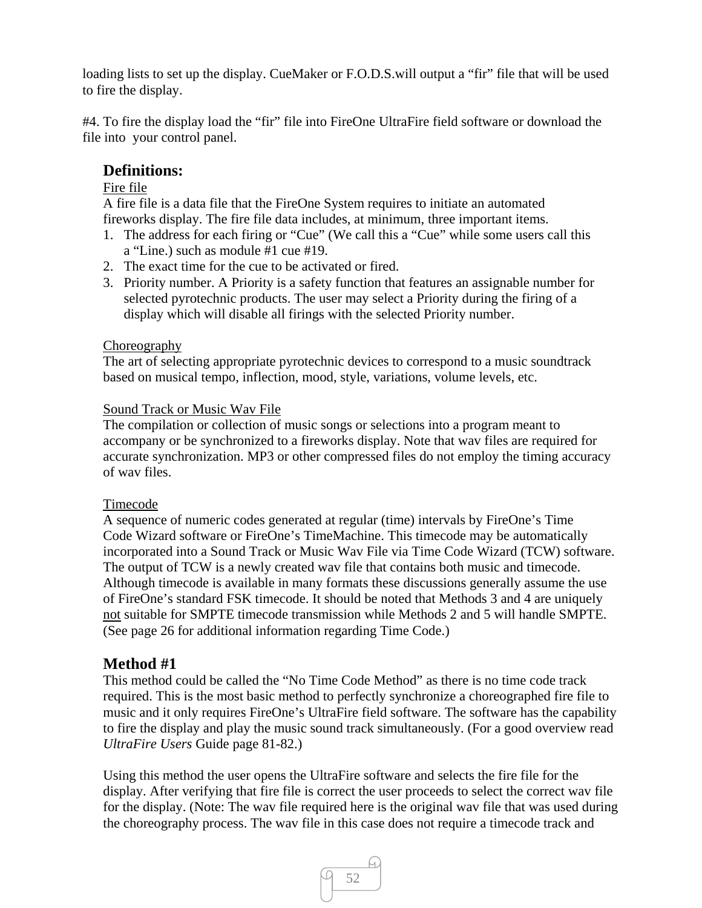loading lists to set up the display. CueMaker or F.O.D.S.will output a "fir" file that will be used to fire the display.

#4. To fire the display load the "fir" file into FireOne UltraFire field software or download the file into your control panel.

## Definitions:

<u>Fire file</u>
A fire file is a data file that the FireOne System requires to initiate an automated fireworks display. The fire file data includes, at minimum, three important items.

1. The address for each firing or "Cue" (We call this a "Cue" while some users call this a "Line.) such as module #1 cue #19.
2. The exact time for the cue to be activated or fired.
3. Priority number. A Priority is a safety function that features an assignable number for selected pyrotechnic products. The user may select a Priority during the firing of a display which will disable all firings with the selected Priority number.

<u>Choreography</u>
The art of selecting appropriate pyrotechnic devices to correspond to a music soundtrack based on musical tempo, inflection, mood, style, variations, volume levels, etc.

<u>Sound Track or Music Wav File</u>
The compilation or collection of music songs or selections into a program meant to accompany or be synchronized to a fireworks display. Note that wav files are required for accurate synchronization. MP3 or other compressed files do not employ the timing accuracy of wav files.

<u>Timecode</u>
A sequence of numeric codes generated at regular (time) intervals by FireOne's Time Code Wizard software or FireOne's TimeMachine. This timecode may be automatically incorporated into a Sound Track or Music Wav File via Time Code Wizard (TCW) software. The output of TCW is a newly created wav file that contains both music and timecode. Although timecode is available in many formats these discussions generally assume the use of FireOne's standard FSK timecode. It should be noted that Methods 3 and 4 are uniquely <u>not</u> suitable for SMPTE timecode transmission while Methods 2 and 5 will handle SMPTE. (See page 26 for additional information regarding Time Code.)

## Method #1

This method could be called the "No Time Code Method" as there is no time code track required. This is the most basic method to perfectly synchronize a choreographed fire file to music and it only requires FireOne's UltraFire field software. The software has the capability to fire the display and play the music sound track simultaneously. (For a good overview read *UltraFire Users* Guide page 81-82.)

Using this method the user opens the UltraFire software and selects the fire file for the display. After verifying that fire file is correct the user proceeds to select the correct wav file for the display. (Note: The wav file required here is the original wav file that was used during the choreography process. The wav file in this case does not require a timecode track and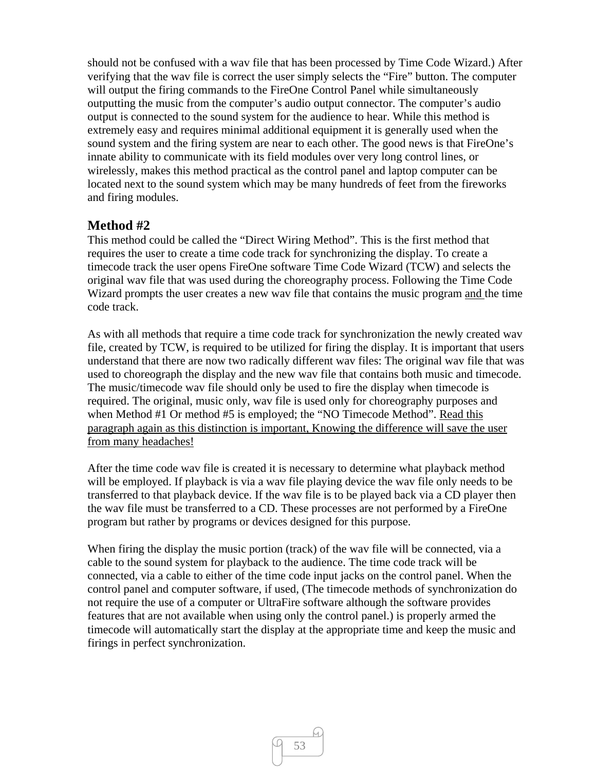should not be confused with a wav file that has been processed by Time Code Wizard.) After verifying that the wav file is correct the user simply selects the "Fire" button. The computer will output the firing commands to the FireOne Control Panel while simultaneously outputting the music from the computer's audio output connector. The computer's audio output is connected to the sound system for the audience to hear. While this method is extremely easy and requires minimal additional equipment it is generally used when the sound system and the firing system are near to each other. The good news is that FireOne's innate ability to communicate with its field modules over very long control lines, or wirelessly, makes this method practical as the control panel and laptop computer can be located next to the sound system which may be many hundreds of feet from the fireworks and firing modules.

## Method #2

This method could be called the "Direct Wiring Method". This is the first method that requires the user to create a time code track for synchronizing the display. To create a timecode track the user opens FireOne software Time Code Wizard (TCW) and selects the original wav file that was used during the choreography process. Following the Time Code Wizard prompts the user creates a new wav file that contains the music program <u>and</u> the time code track.

As with all methods that require a time code track for synchronization the newly created wav file, created by TCW, is required to be utilized for firing the display. It is important that users understand that there are now two radically different wav files: The original wav file that was used to choreograph the display and the new wav file that contains both music and timecode. The music/timecode wav file should only be used to fire the display when timecode is required. The original, music only, wav file is used only for choreography purposes and when Method #1 Or method #5 is employed; the "NO Timecode Method". <u>Read this paragraph again as this distinction is important, Knowing the difference will save the user from many headaches!</u>

After the time code wav file is created it is necessary to determine what playback method will be employed. If playback is via a wav file playing device the wav file only needs to be transferred to that playback device. If the wav file is to be played back via a CD player then the wav file must be transferred to a CD. These processes are not performed by a FireOne program but rather by programs or devices designed for this purpose.

When firing the display the music portion (track) of the wav file will be connected, via a cable to the sound system for playback to the audience. The time code track will be connected, via a cable to either of the time code input jacks on the control panel. When the control panel and computer software, if used, (The timecode methods of synchronization do not require the use of a computer or UltraFire software although the software provides features that are not available when using only the control panel.) is properly armed the timecode will automatically start the display at the appropriate time and keep the music and firings in perfect synchronization.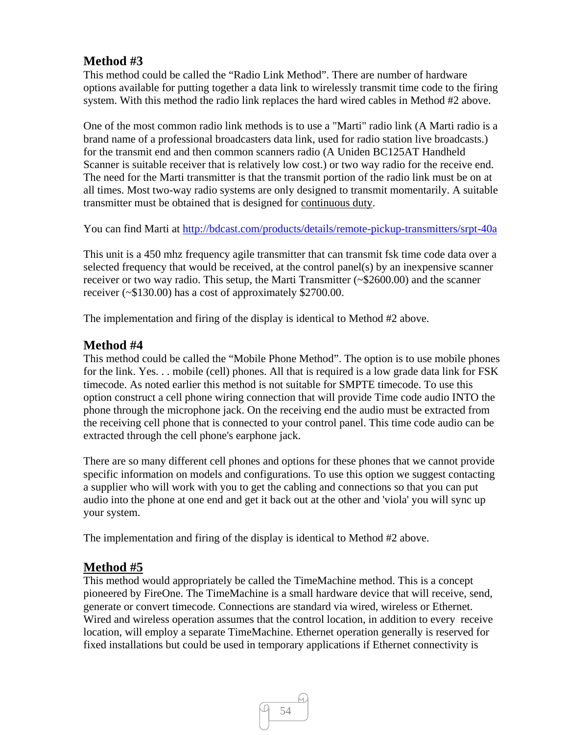## Method #3

This method could be called the "Radio Link Method". There are number of hardware options available for putting together a data link to wirelessly transmit time code to the firing system. With this method the radio link replaces the hard wired cables in Method #2 above.

One of the most common radio link methods is to use a "Marti" radio link (A Marti radio is a brand name of a professional broadcasters data link, used for radio station live broadcasts.) for the transmit end and then common scanners radio (A Uniden BC125AT Handheld Scanner is suitable receiver that is relatively low cost.) or two way radio for the receive end. The need for the Marti transmitter is that the transmit portion of the radio link must be on at all times. Most two-way radio systems are only designed to transmit momentarily. A suitable transmitter must be obtained that is designed for continuous duty.

You can find Marti at http://bdcast.com/products/details/remote-pickup-transmitters/srpt-40a

This unit is a 450 mhz frequency agile transmitter that can transmit fsk time code data over a selected frequency that would be received, at the control panel(s) by an inexpensive scanner receiver or two way radio. This setup, the Marti Transmitter (~$2600.00) and the scanner receiver (~$130.00) has a cost of approximately $2700.00.

The implementation and firing of the display is identical to Method #2 above.

## Method #4

This method could be called the "Mobile Phone Method". The option is to use mobile phones for the link. Yes. . . mobile (cell) phones. All that is required is a low grade data link for FSK timecode. As noted earlier this method is not suitable for SMPTE timecode. To use this option construct a cell phone wiring connection that will provide Time code audio INTO the phone through the microphone jack. On the receiving end the audio must be extracted from the receiving cell phone that is connected to your control panel. This time code audio can be extracted through the cell phone's earphone jack.

There are so many different cell phones and options for these phones that we cannot provide specific information on models and configurations. To use this option we suggest contacting a supplier who will work with you to get the cabling and connections so that you can put audio into the phone at one end and get it back out at the other and 'viola' you will sync up your system.

The implementation and firing of the display is identical to Method #2 above.

## Method #5

This method would appropriately be called the TimeMachine method. This is a concept pioneered by FireOne. The TimeMachine is a small hardware device that will receive, send, generate or convert timecode. Connections are standard via wired, wireless or Ethernet. Wired and wireless operation assumes that the control location, in addition to every receive location, will employ a separate TimeMachine. Ethernet operation generally is reserved for fixed installations but could be used in temporary applications if Ethernet connectivity is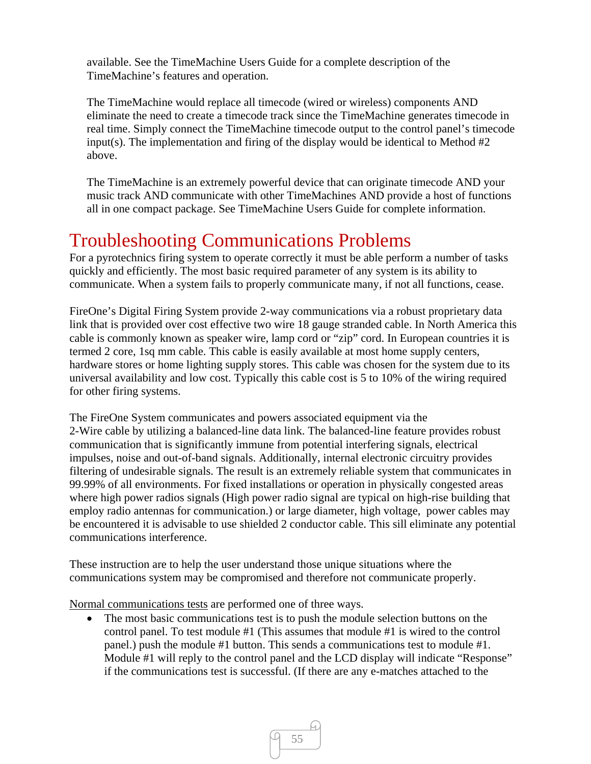available. See the TimeMachine Users Guide for a complete description of the TimeMachine's features and operation.

The TimeMachine would replace all timecode (wired or wireless) components AND eliminate the need to create a timecode track since the TimeMachine generates timecode in real time. Simply connect the TimeMachine timecode output to the control panel's timecode input(s). The implementation and firing of the display would be identical to Method #2 above.

The TimeMachine is an extremely powerful device that can originate timecode AND your music track AND communicate with other TimeMachines AND provide a host of functions all in one compact package. See TimeMachine Users Guide for complete information.

# Troubleshooting Communications Problems

For a pyrotechnics firing system to operate correctly it must be able perform a number of tasks quickly and efficiently. The most basic required parameter of any system is its ability to communicate. When a system fails to properly communicate many, if not all functions, cease.

FireOne's Digital Firing System provide 2-way communications via a robust proprietary data link that is provided over cost effective two wire 18 gauge stranded cable. In North America this cable is commonly known as speaker wire, lamp cord or "zip" cord. In European countries it is termed 2 core, 1sq mm cable. This cable is easily available at most home supply centers, hardware stores or home lighting supply stores. This cable was chosen for the system due to its universal availability and low cost. Typically this cable cost is 5 to 10% of the wiring required for other firing systems.

The FireOne System communicates and powers associated equipment via the 2-Wire cable by utilizing a balanced-line data link. The balanced-line feature provides robust communication that is significantly immune from potential interfering signals, electrical impulses, noise and out-of-band signals. Additionally, internal electronic circuitry provides filtering of undesirable signals. The result is an extremely reliable system that communicates in 99.99% of all environments. For fixed installations or operation in physically congested areas where high power radios signals (High power radio signal are typical on high-rise building that employ radio antennas for communication.) or large diameter, high voltage, power cables may be encountered it is advisable to use shielded 2 conductor cable. This sill eliminate any potential communications interference.

These instruction are to help the user understand those unique situations where the communications system may be compromised and therefore not communicate properly.

Normal communications tests are performed one of three ways.

- The most basic communications test is to push the module selection buttons on the control panel. To test module #1 (This assumes that module #1 is wired to the control panel.) push the module #1 button. This sends a communications test to module #1. Module #1 will reply to the control panel and the LCD display will indicate "Response" if the communications test is successful. (If there are any e-matches attached to the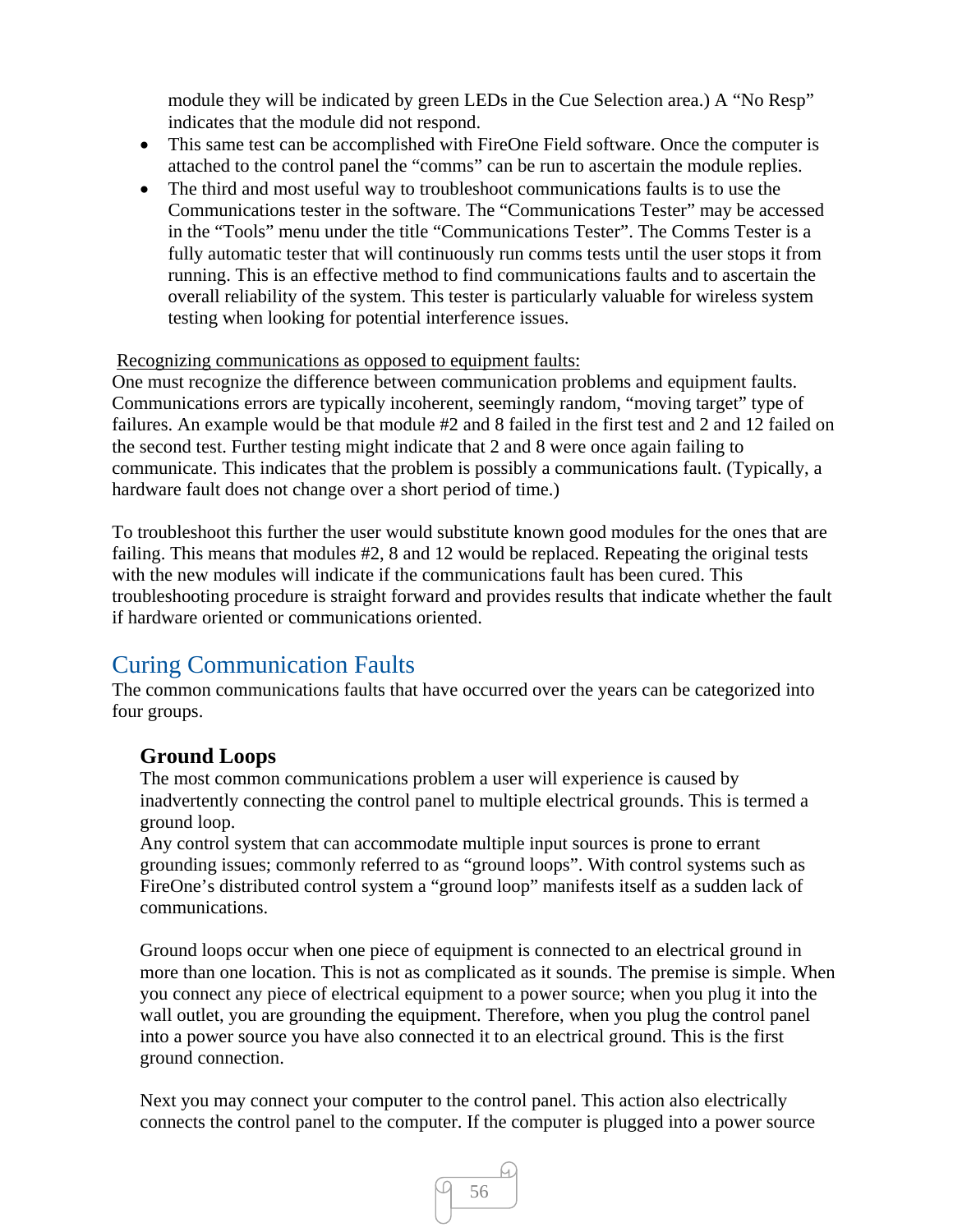module they will be indicated by green LEDs in the Cue Selection area.) A "No Resp" indicates that the module did not respond.

- This same test can be accomplished with FireOne Field software. Once the computer is attached to the control panel the "comms" can be run to ascertain the module replies.
- The third and most useful way to troubleshoot communications faults is to use the Communications tester in the software. The "Communications Tester" may be accessed in the "Tools" menu under the title "Communications Tester". The Comms Tester is a fully automatic tester that will continuously run comms tests until the user stops it from running. This is an effective method to find communications faults and to ascertain the overall reliability of the system. This tester is particularly valuable for wireless system testing when looking for potential interference issues.

<u>Recognizing communications as opposed to equipment faults:</u>
One must recognize the difference between communication problems and equipment faults. Communications errors are typically incoherent, seemingly random, "moving target" type of failures. An example would be that module #2 and 8 failed in the first test and 2 and 12 failed on the second test. Further testing might indicate that 2 and 8 were once again failing to communicate. This indicates that the problem is possibly a communications fault. (Typically, a hardware fault does not change over a short period of time.)

To troubleshoot this further the user would substitute known good modules for the ones that are failing. This means that modules #2, 8 and 12 would be replaced. Repeating the original tests with the new modules will indicate if the communications fault has been cured. This troubleshooting procedure is straight forward and provides results that indicate whether the fault if hardware oriented or communications oriented.

## Curing Communication Faults

The common communications faults that have occurred over the years can be categorized into four groups.

### Ground Loops

The most common communications problem a user will experience is caused by inadvertently connecting the control panel to multiple electrical grounds. This is termed a ground loop.
Any control system that can accommodate multiple input sources is prone to errant grounding issues; commonly referred to as "ground loops". With control systems such as FireOne's distributed control system a "ground loop" manifests itself as a sudden lack of communications.

Ground loops occur when one piece of equipment is connected to an electrical ground in more than one location. This is not as complicated as it sounds. The premise is simple. When you connect any piece of electrical equipment to a power source; when you plug it into the wall outlet, you are grounding the equipment. Therefore, when you plug the control panel into a power source you have also connected it to an electrical ground. This is the first ground connection.

Next you may connect your computer to the control panel. This action also electrically connects the control panel to the computer. If the computer is plugged into a power source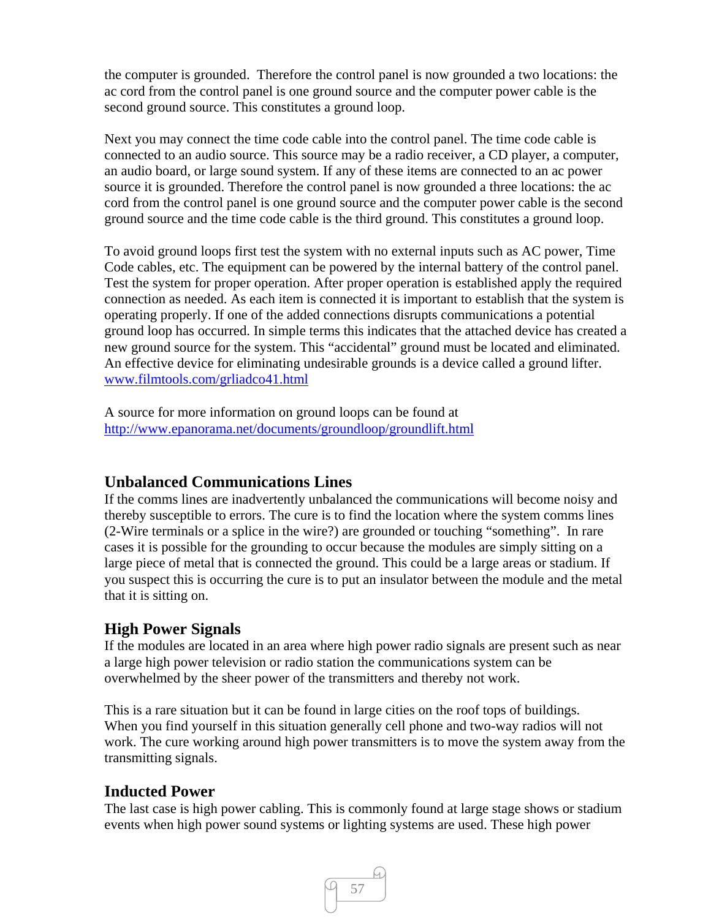the computer is grounded. Therefore the control panel is now grounded a two locations: the ac cord from the control panel is one ground source and the computer power cable is the second ground source. This constitutes a ground loop.

Next you may connect the time code cable into the control panel. The time code cable is connected to an audio source. This source may be a radio receiver, a CD player, a computer, an audio board, or large sound system. If any of these items are connected to an ac power source it is grounded. Therefore the control panel is now grounded a three locations: the ac cord from the control panel is one ground source and the computer power cable is the second ground source and the time code cable is the third ground. This constitutes a ground loop.

To avoid ground loops first test the system with no external inputs such as AC power, Time Code cables, etc. The equipment can be powered by the internal battery of the control panel. Test the system for proper operation. After proper operation is established apply the required connection as needed. As each item is connected it is important to establish that the system is operating properly. If one of the added connections disrupts communications a potential ground loop has occurred. In simple terms this indicates that the attached device has created a new ground source for the system. This "accidental" ground must be located and eliminated. An effective device for eliminating undesirable grounds is a device called a ground lifter. www.filmtools.com/grliadco41.html

A source for more information on ground loops can be found at http://www.epanorama.net/documents/groundloop/groundlift.html

### Unbalanced Communications Lines

If the comms lines are inadvertently unbalanced the communications will become noisy and thereby susceptible to errors. The cure is to find the location where the system comms lines (2-Wire terminals or a splice in the wire?) are grounded or touching "something". In rare cases it is possible for the grounding to occur because the modules are simply sitting on a large piece of metal that is connected the ground. This could be a large areas or stadium. If you suspect this is occurring the cure is to put an insulator between the module and the metal that it is sitting on.

### High Power Signals

If the modules are located in an area where high power radio signals are present such as near a large high power television or radio station the communications system can be overwhelmed by the sheer power of the transmitters and thereby not work.

This is a rare situation but it can be found in large cities on the roof tops of buildings. When you find yourself in this situation generally cell phone and two-way radios will not work. The cure working around high power transmitters is to move the system away from the transmitting signals.

### Inducted Power

The last case is high power cabling. This is commonly found at large stage shows or stadium events when high power sound systems or lighting systems are used. These high power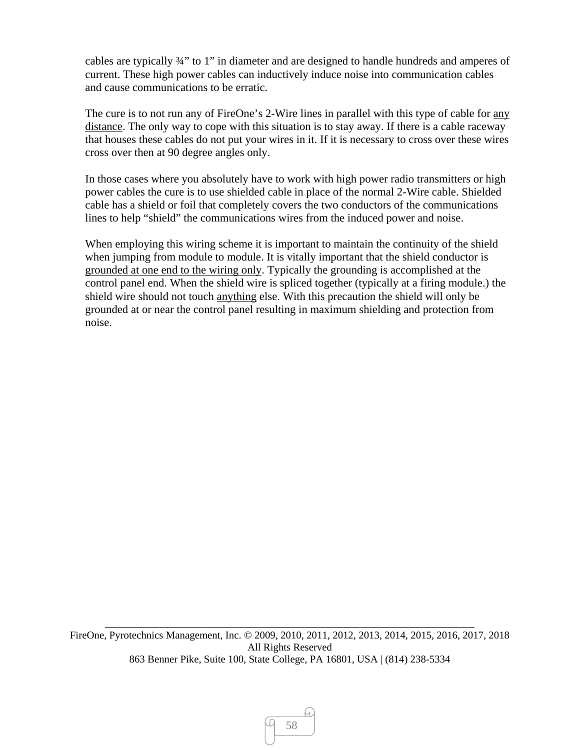cables are typically ¾” to 1” in diameter and are designed to handle hundreds and amperes of current. These high power cables can inductively induce noise into communication cables and cause communications to be erratic.

The cure is to not run any of FireOne’s 2-Wire lines in parallel with this type of cable for <u>any distance</u>. The only way to cope with this situation is to stay away. If there is a cable raceway that houses these cables do not put your wires in it. If it is necessary to cross over these wires cross over then at 90 degree angles only.

In those cases where you absolutely have to work with high power radio transmitters or high power cables the cure is to use shielded cable in place of the normal 2-Wire cable. Shielded cable has a shield or foil that completely covers the two conductors of the communications lines to help “shield” the communications wires from the induced power and noise.

When employing this wiring scheme it is important to maintain the continuity of the shield when jumping from module to module. It is vitally important that the shield conductor is <u>grounded at one end to the wiring only</u>. Typically the grounding is accomplished at the control panel end. When the shield wire is spliced together (typically at a firing module.) the shield wire should not touch <u>anything</u> else. With this precaution the shield will only be grounded at or near the control panel resulting in maximum shielding and protection from noise.